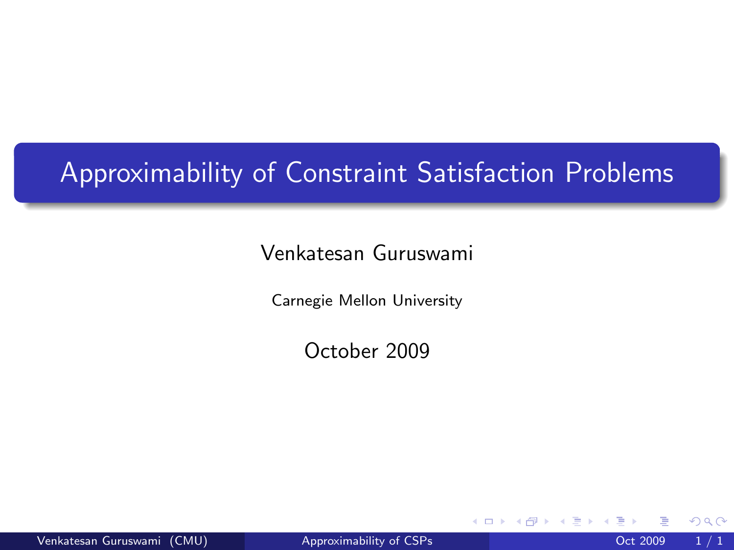# Approximability of Constraint Satisfaction Problems

Venkatesan Guruswami

Carnegie Mellon University

October 2009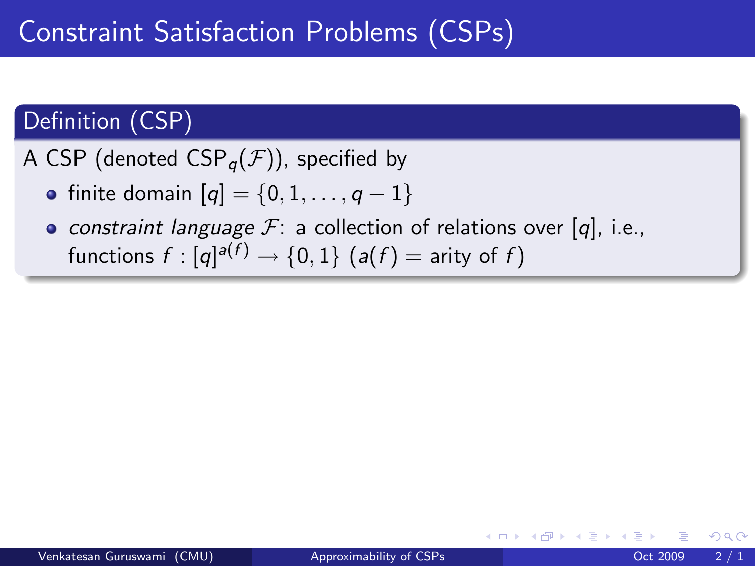# Constraint Satisfaction Problems (CSPs)

## Definition (CSP)

A CSP (denoted $\text{CSP}_q(\mathcal{F})$), specified by

- finite domain $[q] = \{0, 1, \ldots, q-1\}$
- *constraint language* $\mathcal{F}$: a collection of relations over $[q]$, i.e., functions $f : [q]^{a(f)} \to \{0, 1\}$ ($a(f)$ = arity of $f$)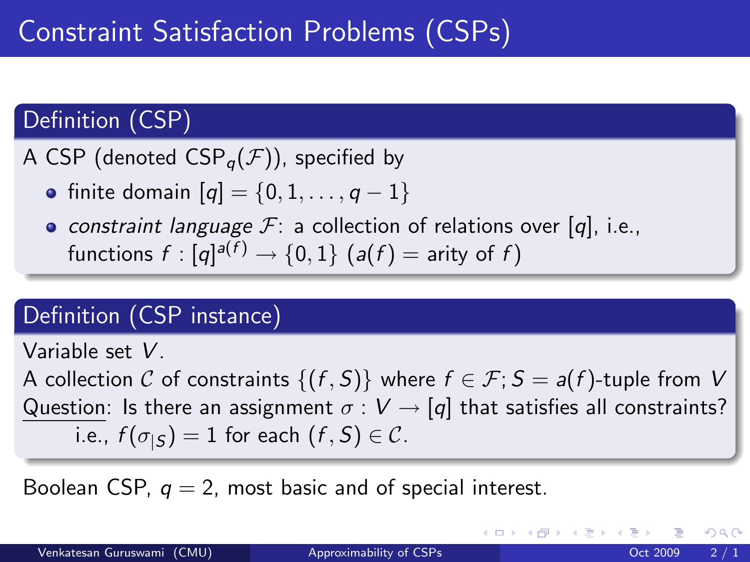# Constraint Satisfaction Problems (CSPs)

### Definition (CSP)

A CSP (denoted $\text{CSP}_q(\mathcal{F})$), specified by

- finite domain $[q] = \{0, 1, \ldots, q-1\}$
- *constraint language* $\mathcal{F}$: a collection of relations over $[q]$, i.e., functions $f : [q]^{a(f)} \to \{0, 1\}$ ($a(f)$ = arity of $f$)

### Definition (CSP instance)

Variable set $V$.

A collection $\mathcal{C}$ of constraints $\{(f, S)\}$ where $f \in \mathcal{F}; S = a(f)$-tuple from $V$

Question: Is there an assignment $\sigma : V \to [q]$ that satisfies all constraints?

i.e., $f(\sigma_{|S}) = 1$ for each $(f, S) \in \mathcal{C}$.

Boolean CSP, $q = 2$, most basic and of special interest.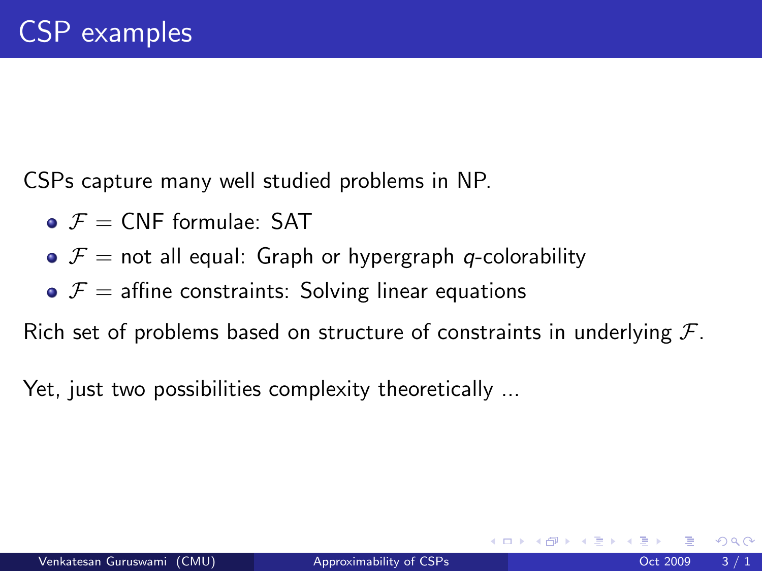# CSP examples

CSPs capture many well studied problems in NP.

- $\mathcal{F}$ = CNF formulae: SAT
- $\mathcal{F}$ = not all equal: Graph or hypergraph $q$-colorability
- $\mathcal{F}$ = affine constraints: Solving linear equations

Rich set of problems based on structure of constraints in underlying $\mathcal{F}$.

Yet, just two possibilities complexity theoretically ...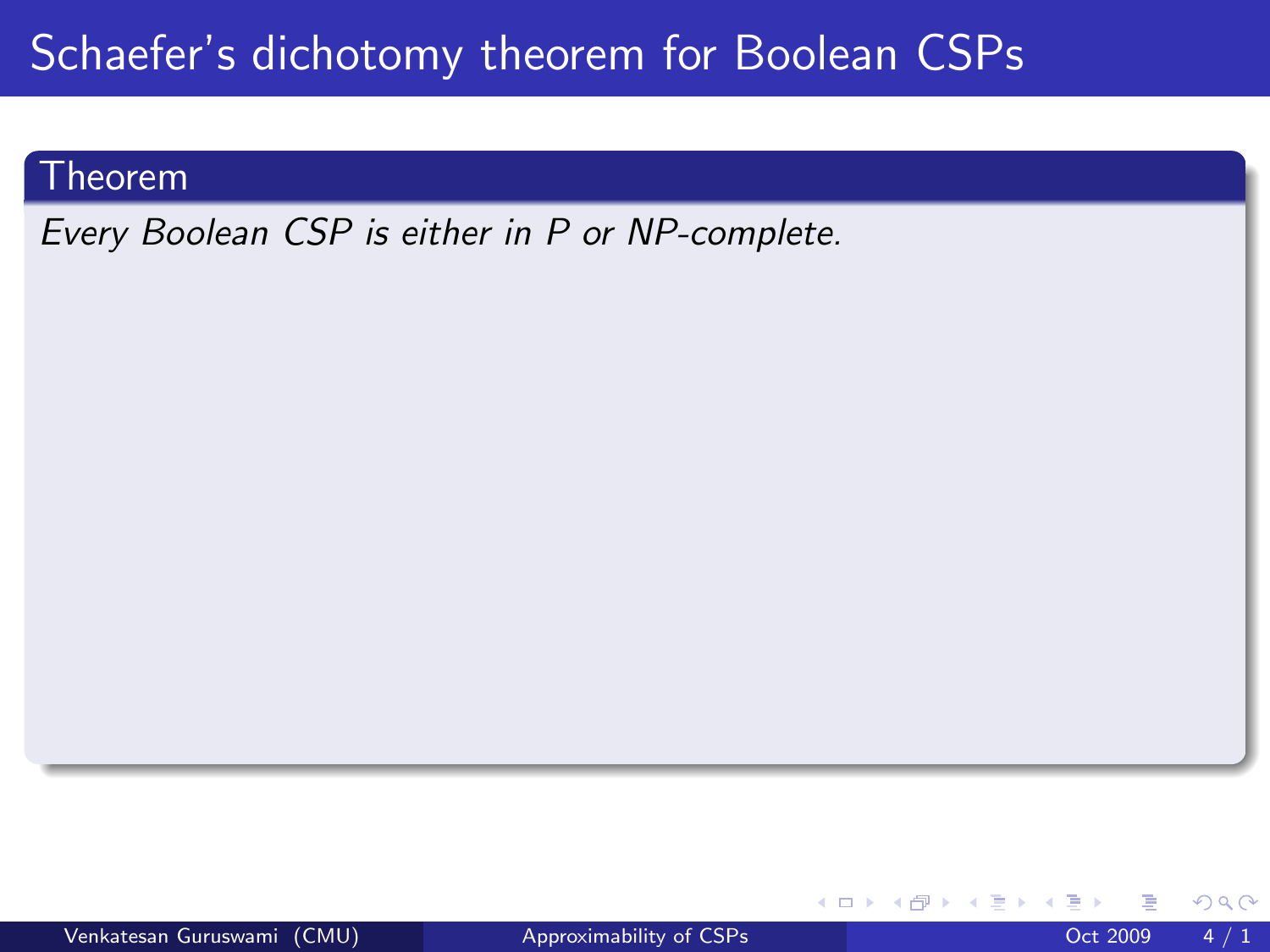# Schaefer's dichotomy theorem for Boolean CSPs

**Theorem**

*Every Boolean CSP is either in P or NP-complete.*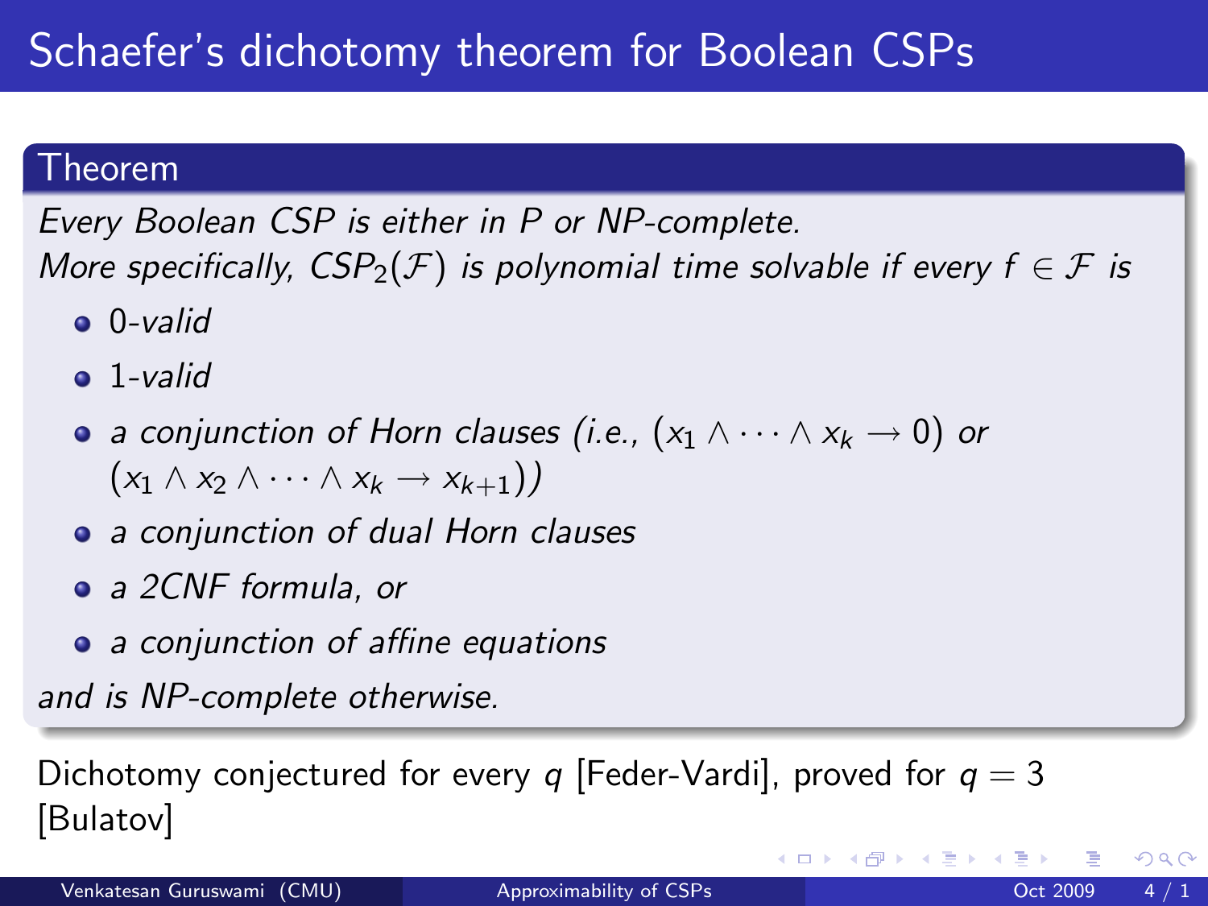# Schaefer's dichotomy theorem for Boolean CSPs

**Theorem**

*Every Boolean CSP is either in P or NP-complete.*
*More specifically, $CSP_2(\mathcal{F})$ is polynomial time solvable if every $f \in \mathcal{F}$ is*

- *0-valid*
- *1-valid*
- *a conjunction of Horn clauses (i.e., $(x_1 \wedge \cdots \wedge x_k \rightarrow 0)$ or $(x_1 \wedge x_2 \wedge \cdots \wedge x_k \rightarrow x_{k+1})$)*
- *a conjunction of dual Horn clauses*
- *a 2CNF formula, or*
- *a conjunction of affine equations*

*and is NP-complete otherwise.*

Dichotomy conjectured for every $q$ [Feder-Vardi], proved for $q = 3$ [Bulatov]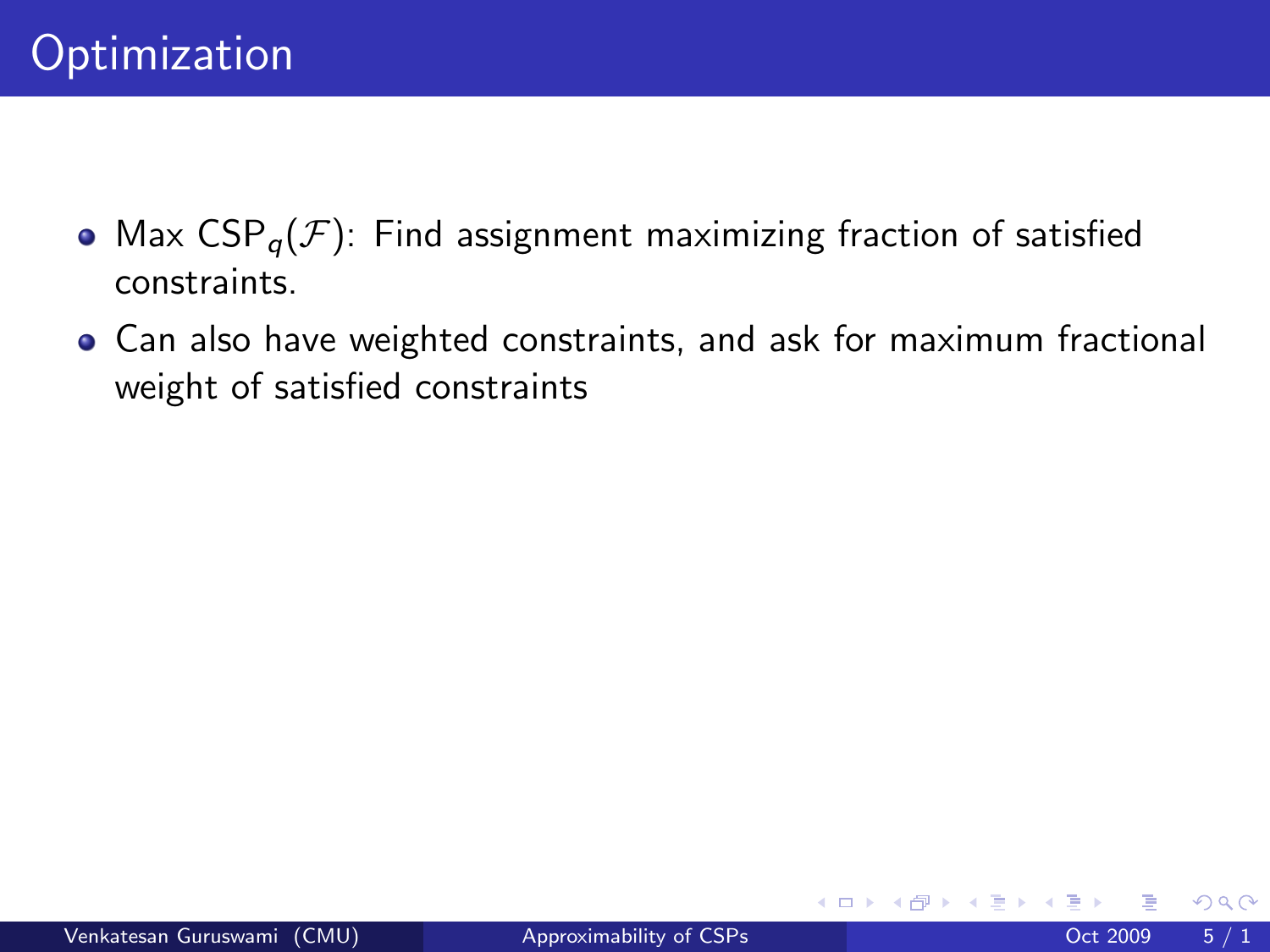# Optimization

- Max $\text{CSP}_q(\mathcal{F})$: Find assignment maximizing fraction of satisfied constraints.
- Can also have weighted constraints, and ask for maximum fractional weight of satisfied constraints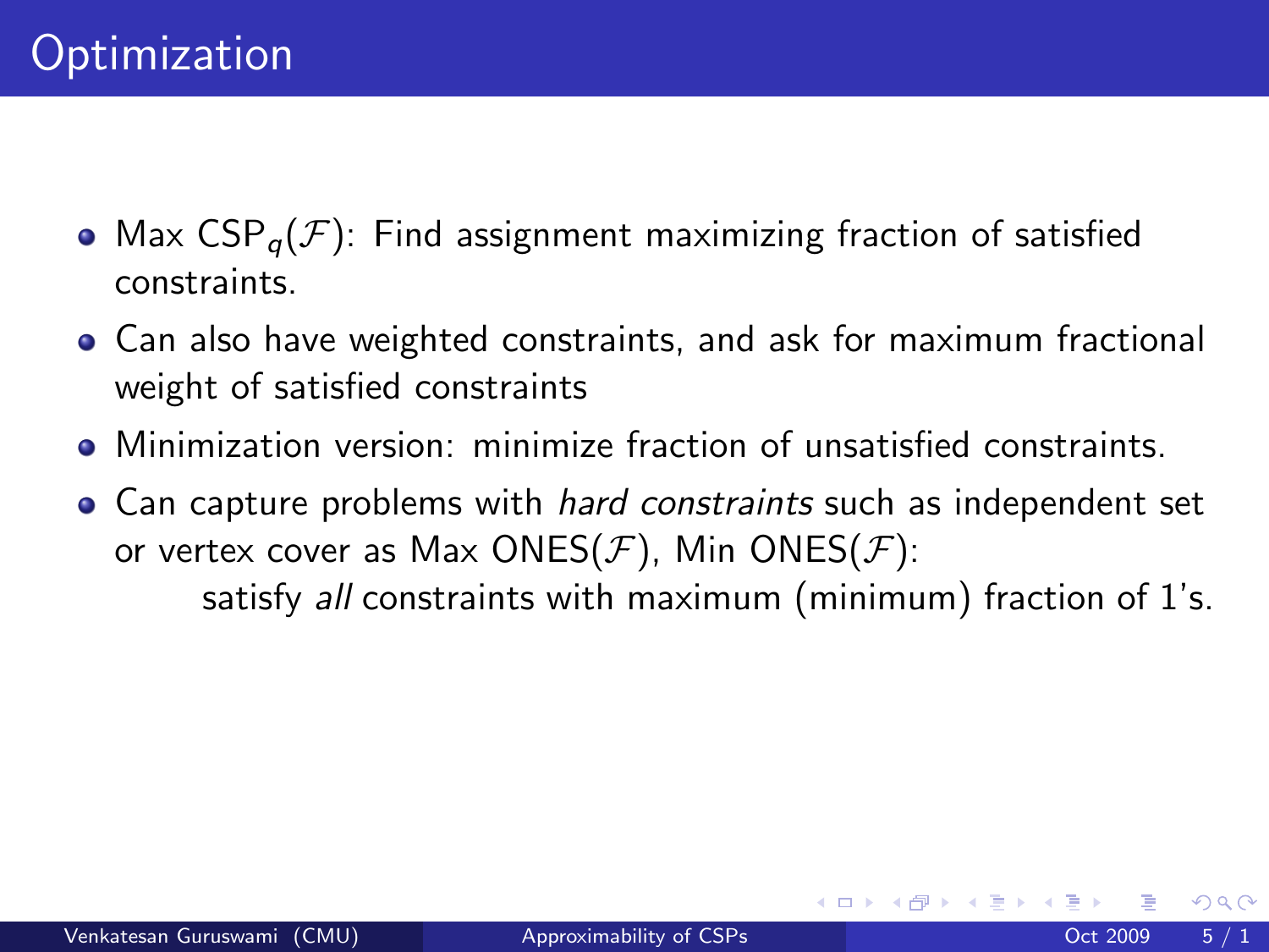# Optimization

- Max $\text{CSP}_q(\mathcal{F})$: Find assignment maximizing fraction of satisfied constraints.
- Can also have weighted constraints, and ask for maximum fractional weight of satisfied constraints
- Minimization version: minimize fraction of unsatisfied constraints.
- Can capture problems with *hard constraints* such as independent set or vertex cover as Max ONES($\mathcal{F}$), Min ONES($\mathcal{F}$):

  satisfy *all* constraints with maximum (minimum) fraction of 1's.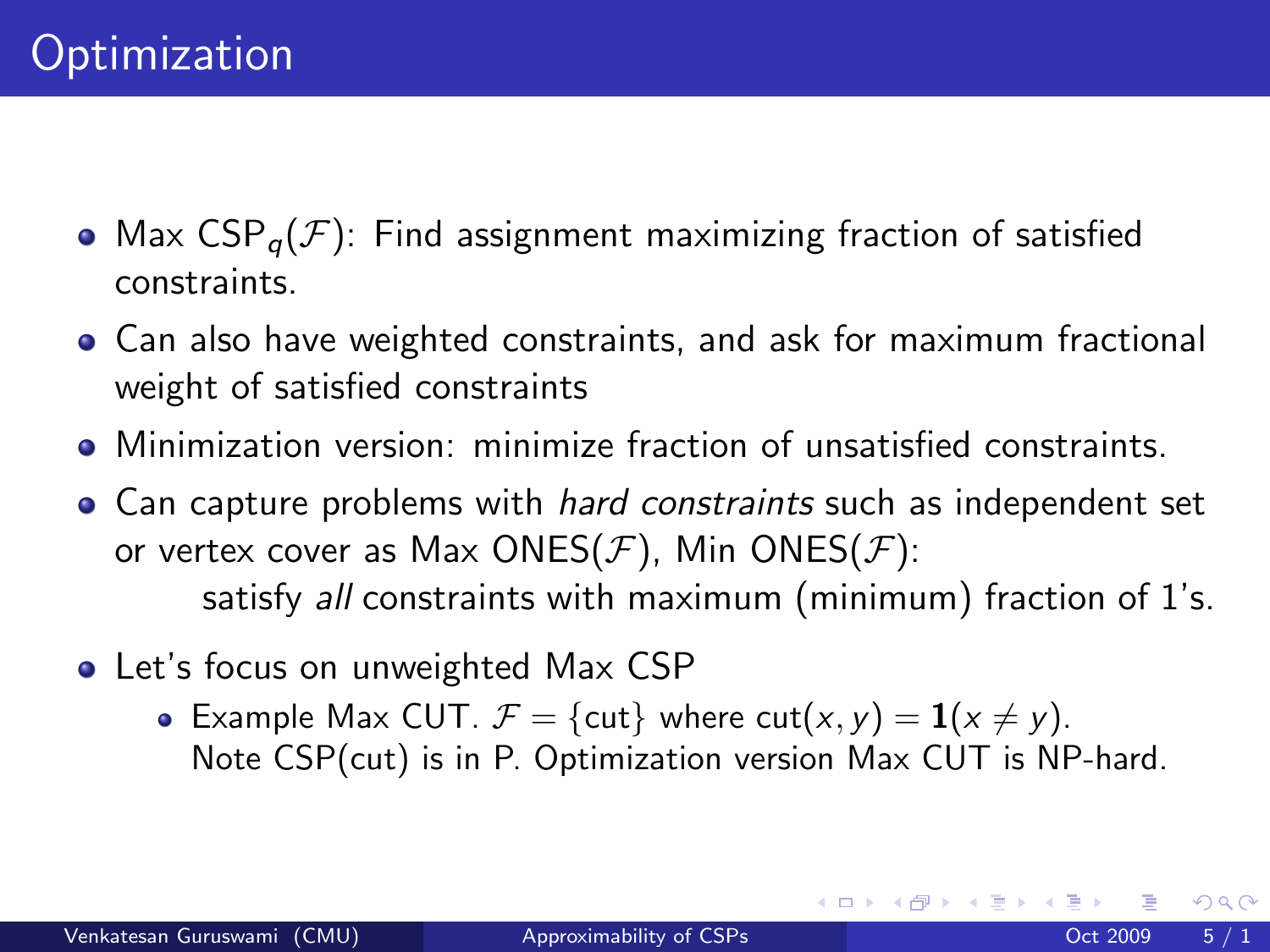# Optimization

- Max $\mathrm{CSP}_q(\mathcal{F})$: Find assignment maximizing fraction of satisfied constraints.
- Can also have weighted constraints, and ask for maximum fractional weight of satisfied constraints
- Minimization version: minimize fraction of unsatisfied constraints.
- Can capture problems with *hard constraints* such as independent set or vertex cover as Max ONES($\mathcal{F}$), Min ONES($\mathcal{F}$):

  satisfy *all* constraints with maximum (minimum) fraction of 1's.
- Let's focus on unweighted Max CSP
  - Example Max CUT. $\mathcal{F} = \{\mathrm{cut}\}$ where $\mathrm{cut}(x, y) = \mathbf{1}(x \neq y)$.
    Note CSP(cut) is in P. Optimization version Max CUT is NP-hard.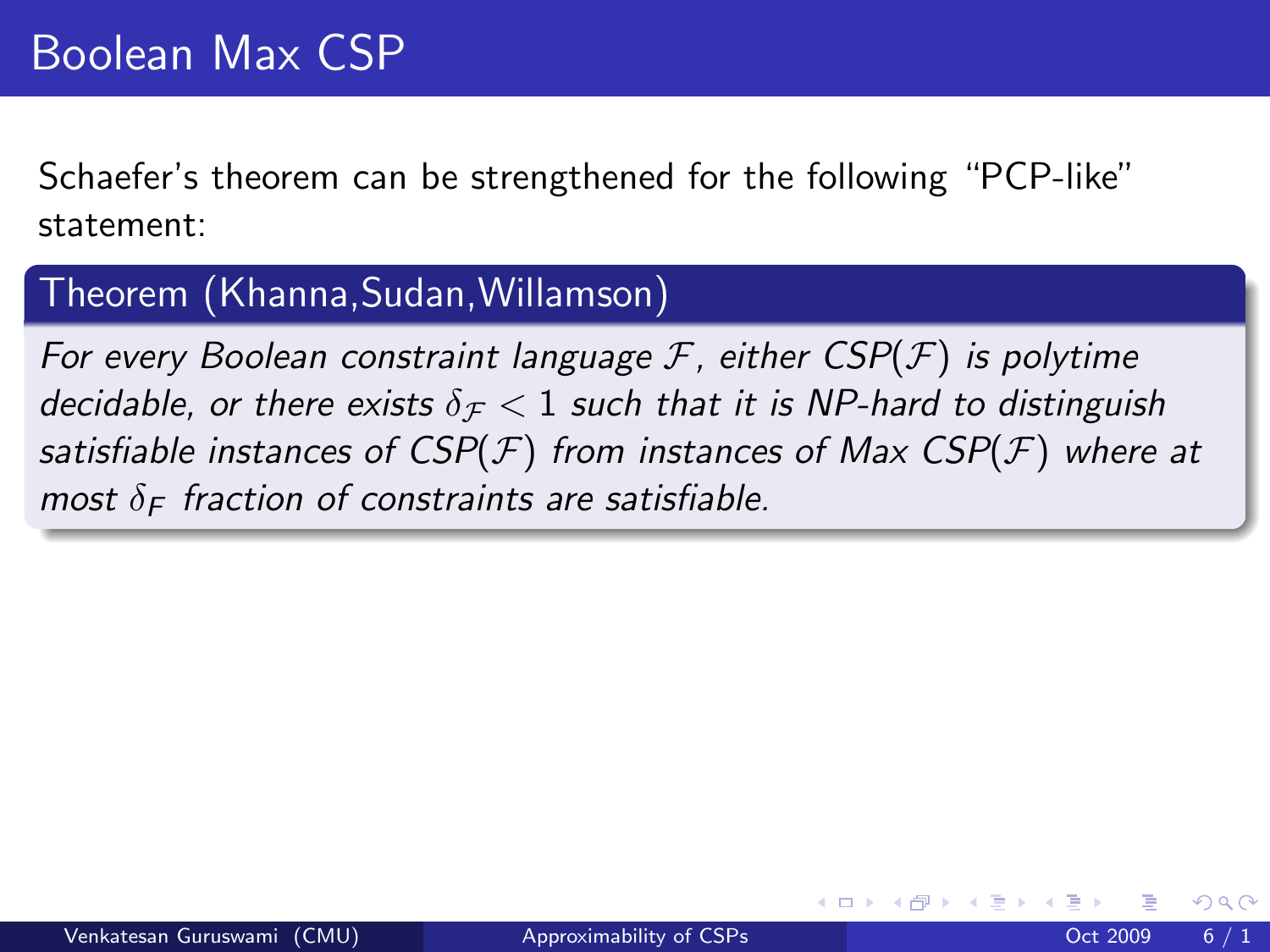# Boolean Max CSP

Schaefer's theorem can be strengthened for the following "PCP-like" statement:

**Theorem (Khanna,Sudan,Willamson)**

*For every Boolean constraint language $\mathcal{F}$, either CSP($\mathcal{F}$) is polytime decidable, or there exists $\delta_{\mathcal{F}} < 1$ such that it is NP-hard to distinguish satisfiable instances of CSP($\mathcal{F}$) from instances of Max CSP($\mathcal{F}$) where at most $\delta_F$ fraction of constraints are satisfiable.*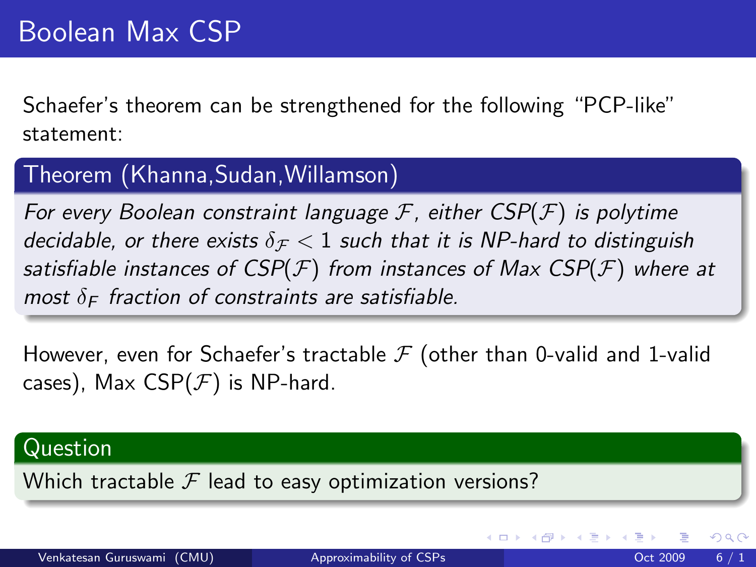# Boolean Max CSP

Schaefer's theorem can be strengthened for the following "PCP-like" statement:

**Theorem (Khanna,Sudan,Willamson)**

*For every Boolean constraint language $\mathcal{F}$, either CSP($\mathcal{F}$) is polytime decidable, or there exists $\delta_{\mathcal{F}} < 1$ such that it is NP-hard to distinguish satisfiable instances of CSP($\mathcal{F}$) from instances of Max CSP($\mathcal{F}$) where at most $\delta_F$ fraction of constraints are satisfiable.*

However, even for Schaefer's tractable $\mathcal{F}$ (other than 0-valid and 1-valid cases), Max CSP($\mathcal{F}$) is NP-hard.

**Question**

Which tractable $\mathcal{F}$ lead to easy optimization versions?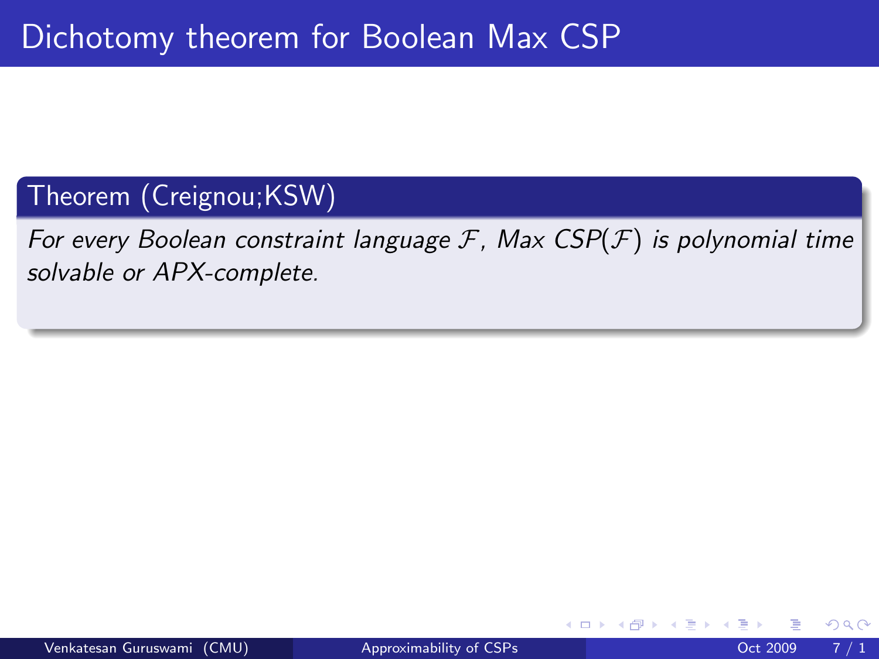# Dichotomy theorem for Boolean Max CSP

**Theorem (Creignou;KSW)**

*For every Boolean constraint language $\mathcal{F}$, Max CSP($\mathcal{F}$) is polynomial time solvable or APX-complete.*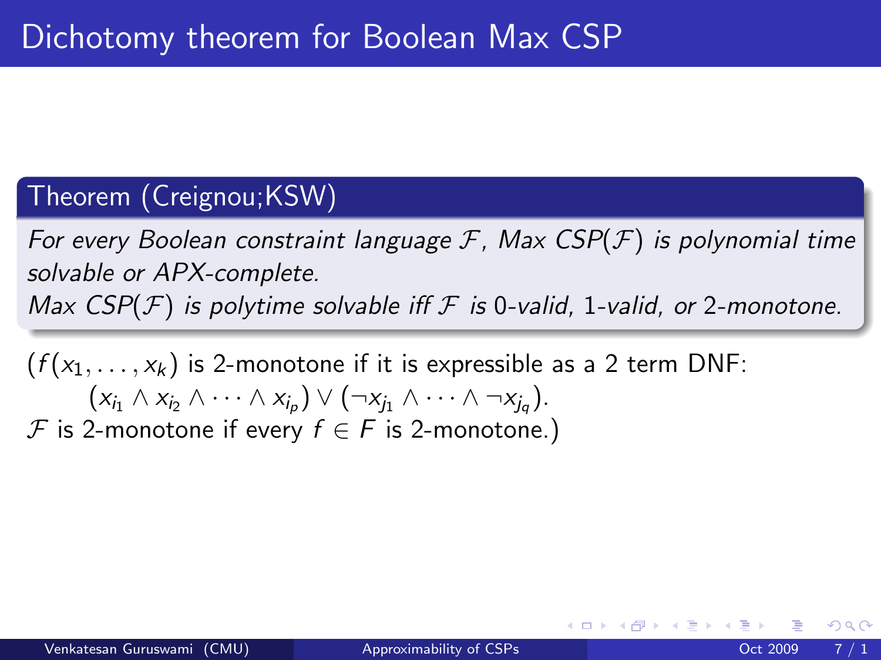# Dichotomy theorem for Boolean Max CSP

**Theorem (Creignou;KSW)**

*For every Boolean constraint language $\mathcal{F}$, Max CSP($\mathcal{F}$) is polynomial time solvable or APX-complete.*

*Max CSP($\mathcal{F}$) is polytime solvable iff $\mathcal{F}$ is 0-valid, 1-valid, or 2-monotone.*

($f(x_1, \ldots, x_k)$ is 2-monotone if it is expressible as a 2 term DNF:

$$(x_{i_1} \wedge x_{i_2} \wedge \cdots \wedge x_{i_p}) \vee (\neg x_{j_1} \wedge \cdots \wedge \neg x_{j_q}).$$

$\mathcal{F}$ is 2-monotone if every $f \in F$ is 2-monotone.)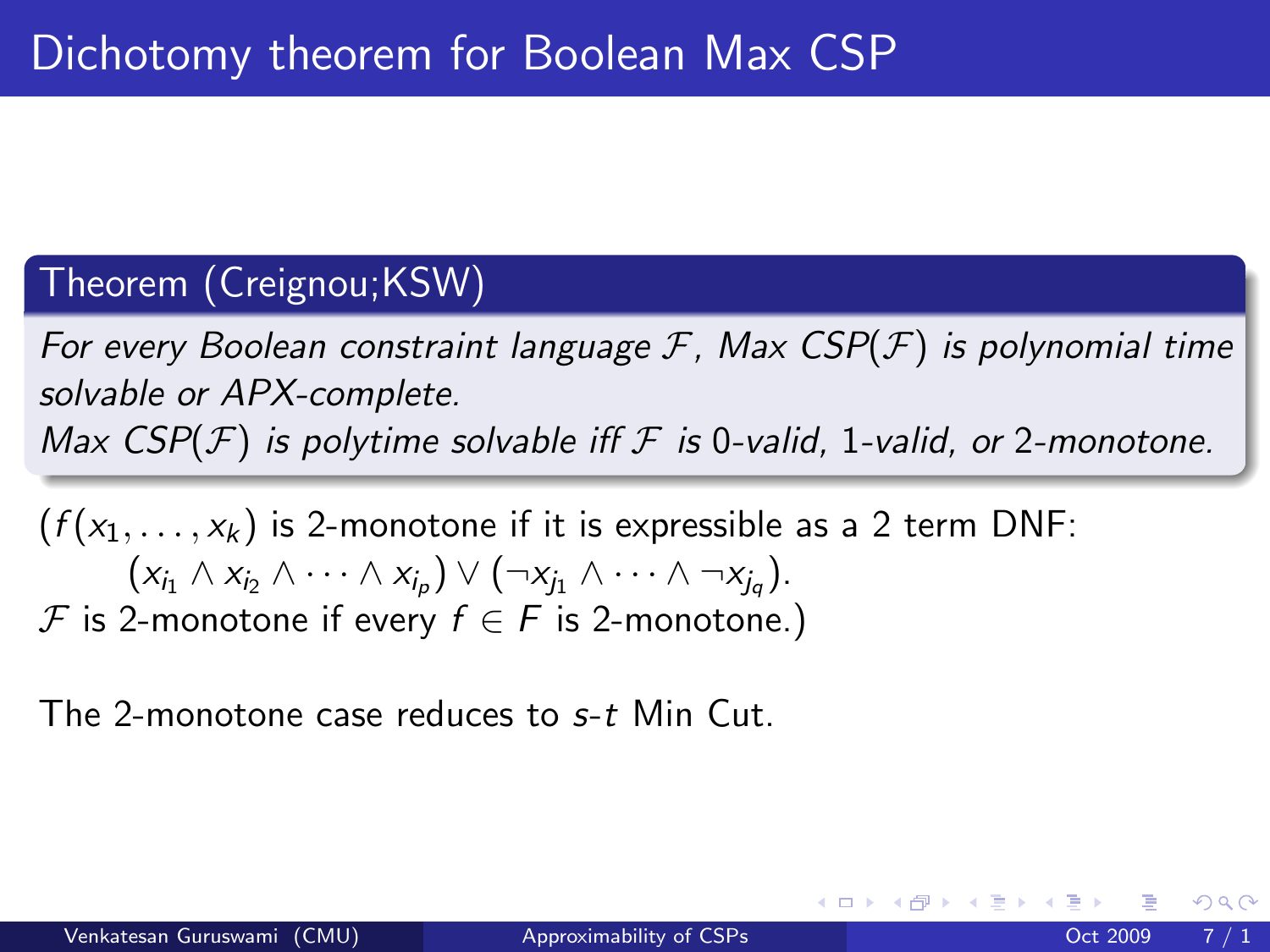# Dichotomy theorem for Boolean Max CSP

**Theorem (Creignou;KSW)**

*For every Boolean constraint language $\mathcal{F}$, Max CSP($\mathcal{F}$) is polynomial time solvable or APX-complete.*

*Max CSP($\mathcal{F}$) is polytime solvable iff $\mathcal{F}$ is 0-valid, 1-valid, or 2-monotone.*

($f(x_1, \ldots, x_k)$ is 2-monotone if it is expressible as a 2 term DNF:

$$(x_{i_1} \wedge x_{i_2} \wedge \cdots \wedge x_{i_p}) \vee (\neg x_{j_1} \wedge \cdots \wedge \neg x_{j_q}).$$

$\mathcal{F}$ is 2-monotone if every $f \in F$ is 2-monotone.)

The 2-monotone case reduces to $s$-$t$ Min Cut.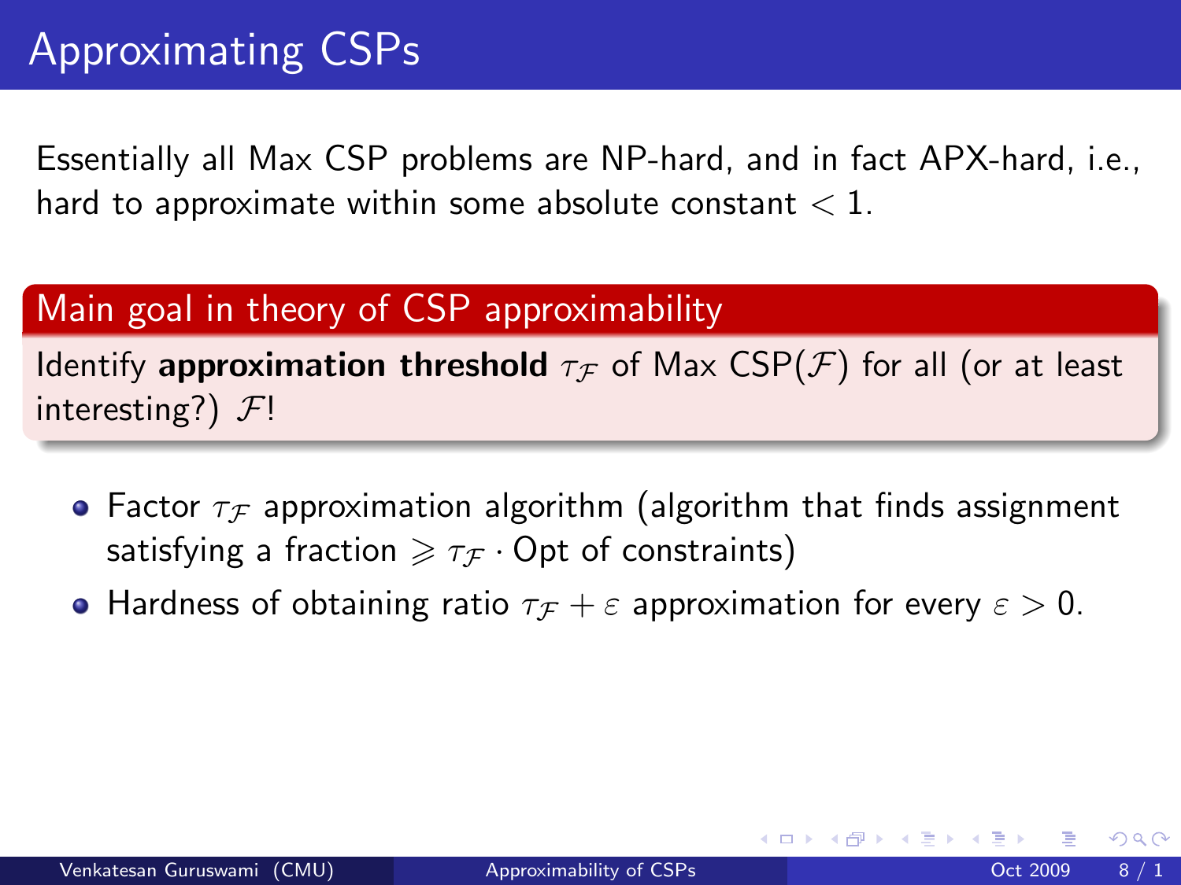# Approximating CSPs

Essentially all Max CSP problems are NP-hard, and in fact APX-hard, i.e., hard to approximate within some absolute constant $< 1$.

**Main goal in theory of CSP approximability**

Identify **approximation threshold** $\tau_{\mathcal{F}}$ of Max CSP($\mathcal{F}$) for all (or at least interesting?) $\mathcal{F}$!

- Factor $\tau_{\mathcal{F}}$ approximation algorithm (algorithm that finds assignment satisfying a fraction $\geqslant \tau_{\mathcal{F}} \cdot \text{Opt}$ of constraints)
- Hardness of obtaining ratio $\tau_{\mathcal{F}} + \varepsilon$ approximation for every $\varepsilon > 0$.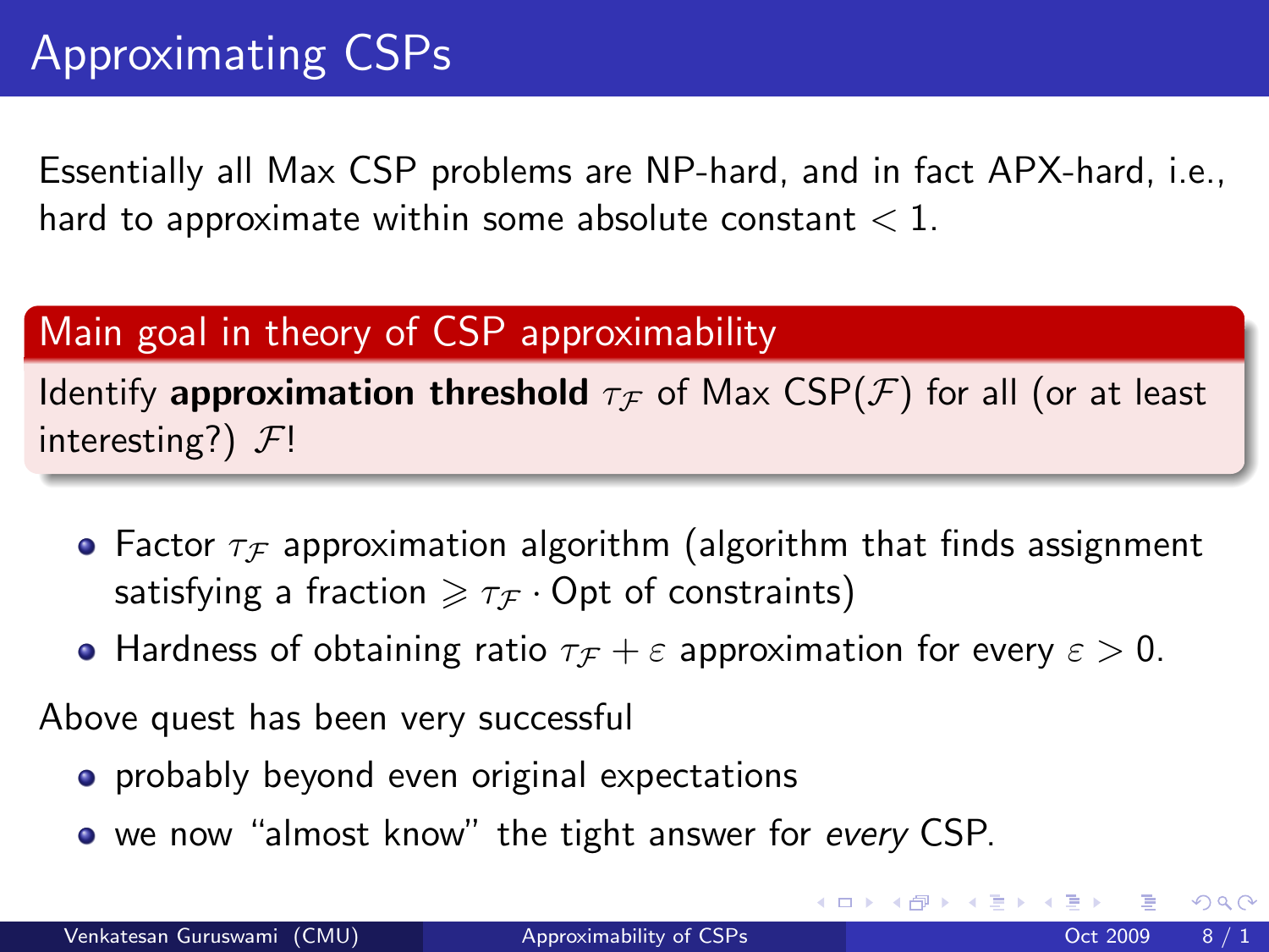# Approximating CSPs

Essentially all Max CSP problems are NP-hard, and in fact APX-hard, i.e., hard to approximate within some absolute constant $< 1$.

**Main goal in theory of CSP approximability**

Identify **approximation threshold** $\tau_{\mathcal{F}}$ of Max CSP($\mathcal{F}$) for all (or at least interesting?) $\mathcal{F}$!

- Factor $\tau_{\mathcal{F}}$ approximation algorithm (algorithm that finds assignment satisfying a fraction $\geqslant \tau_{\mathcal{F}} \cdot \text{Opt}$ of constraints)
- Hardness of obtaining ratio $\tau_{\mathcal{F}} + \varepsilon$ approximation for every $\varepsilon > 0$.

Above quest has been very successful

- probably beyond even original expectations
- we now "almost know" the tight answer for *every* CSP.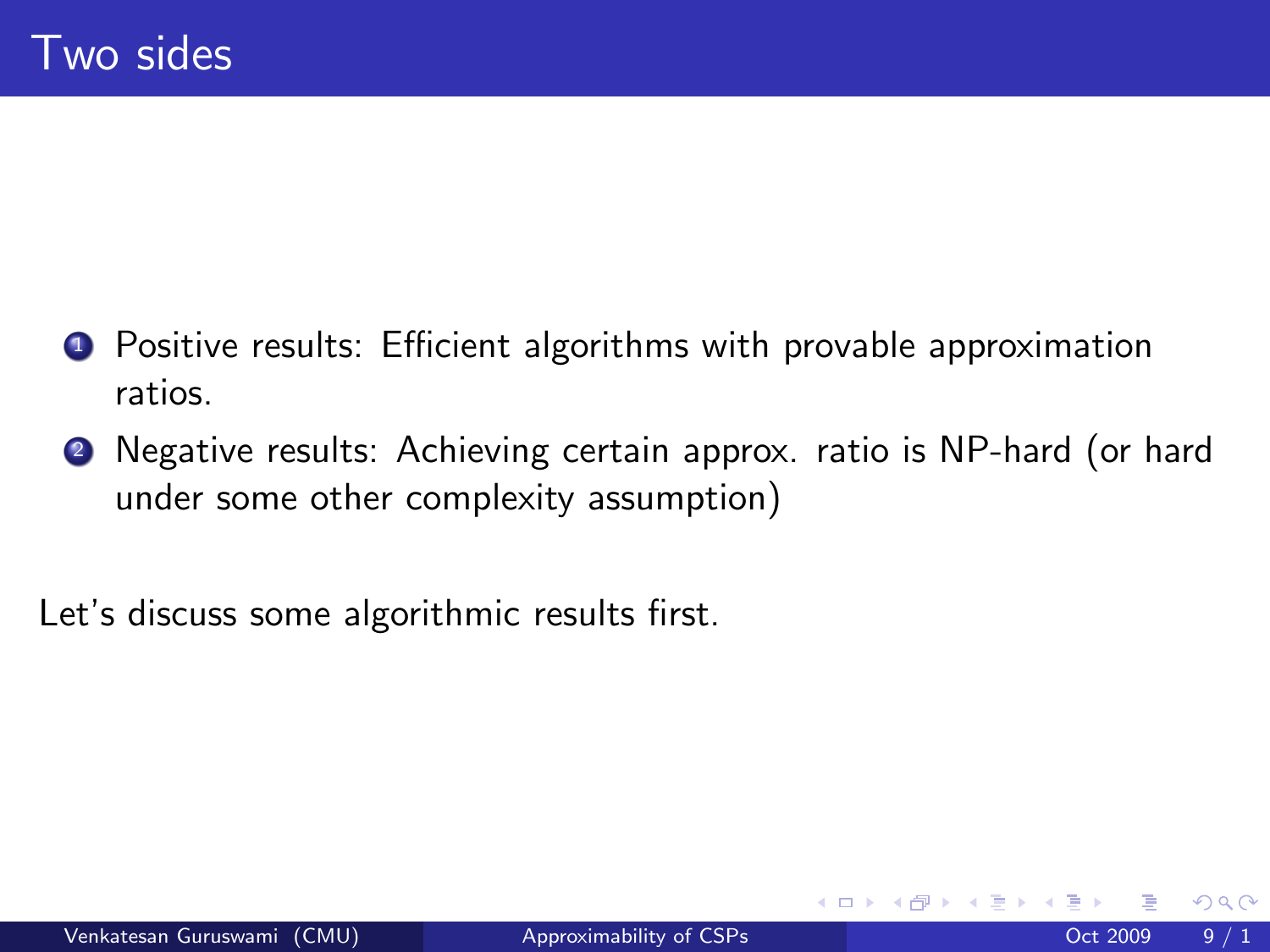# Two sides

1. Positive results: Efficient algorithms with provable approximation ratios.
2. Negative results: Achieving certain approx. ratio is NP-hard (or hard under some other complexity assumption)

Let's discuss some algorithmic results first.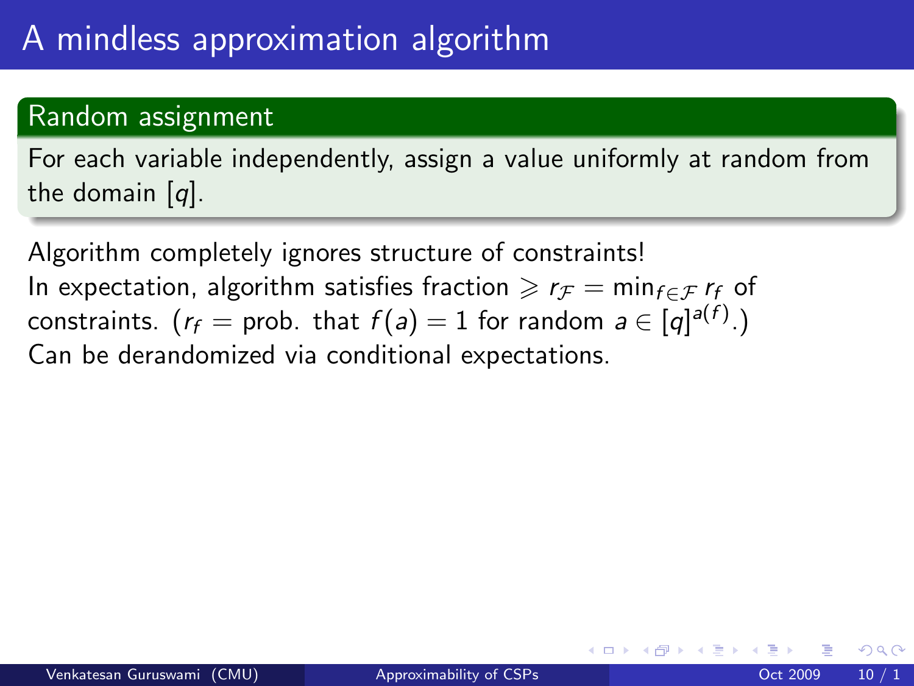# A mindless approximation algorithm

**Random assignment**

For each variable independently, assign a value uniformly at random from the domain $[q]$.

Algorithm completely ignores structure of constraints!
In expectation, algorithm satisfies fraction $\geqslant r_{\mathcal{F}} = \min_{f \in \mathcal{F}} r_f$ of constraints. ($r_f$ = prob. that $f(a) = 1$ for random $a \in [q]^{a(f)}$.)
Can be derandomized via conditional expectations.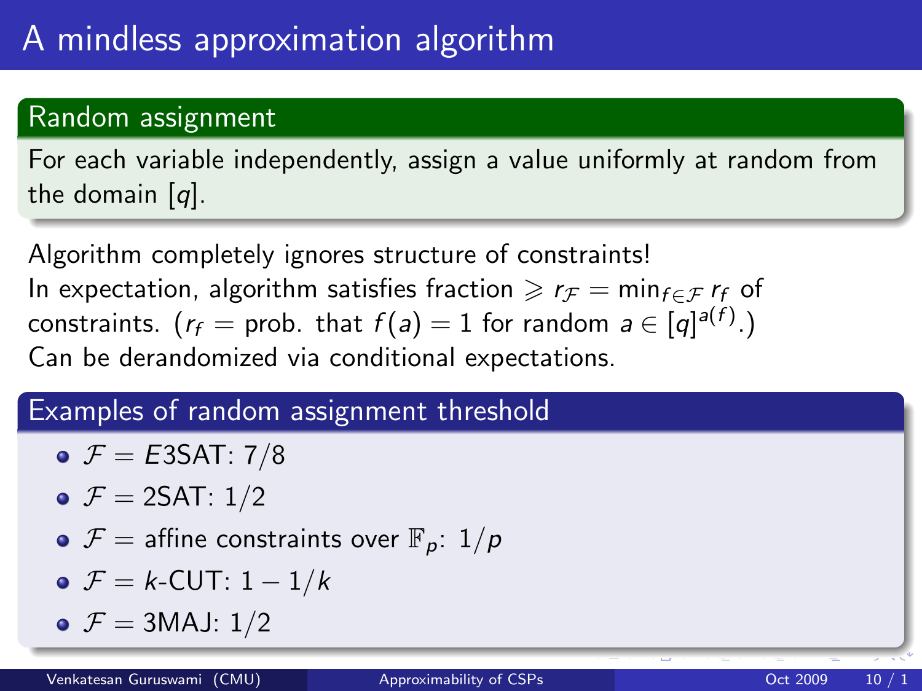# A mindless approximation algorithm

### Random assignment

For each variable independently, assign a value uniformly at random from the domain $[q]$.

Algorithm completely ignores structure of constraints!
In expectation, algorithm satisfies fraction $\geqslant r_{\mathcal{F}} = \min_{f \in \mathcal{F}} r_f$ of constraints. ($r_f$ = prob. that $f(a) = 1$ for random $a \in [q]^{a(f)}$.)
Can be derandomized via conditional expectations.

### Examples of random assignment threshold

- $\mathcal{F} = E3\text{SAT}$: $7/8$
- $\mathcal{F} = 2\text{SAT}$: $1/2$
- $\mathcal{F}$ = affine constraints over $\mathbb{F}_p$: $1/p$
- $\mathcal{F} = k\text{-CUT}$: $1 - 1/k$
- $\mathcal{F} = 3\text{MAJ}$: $1/2$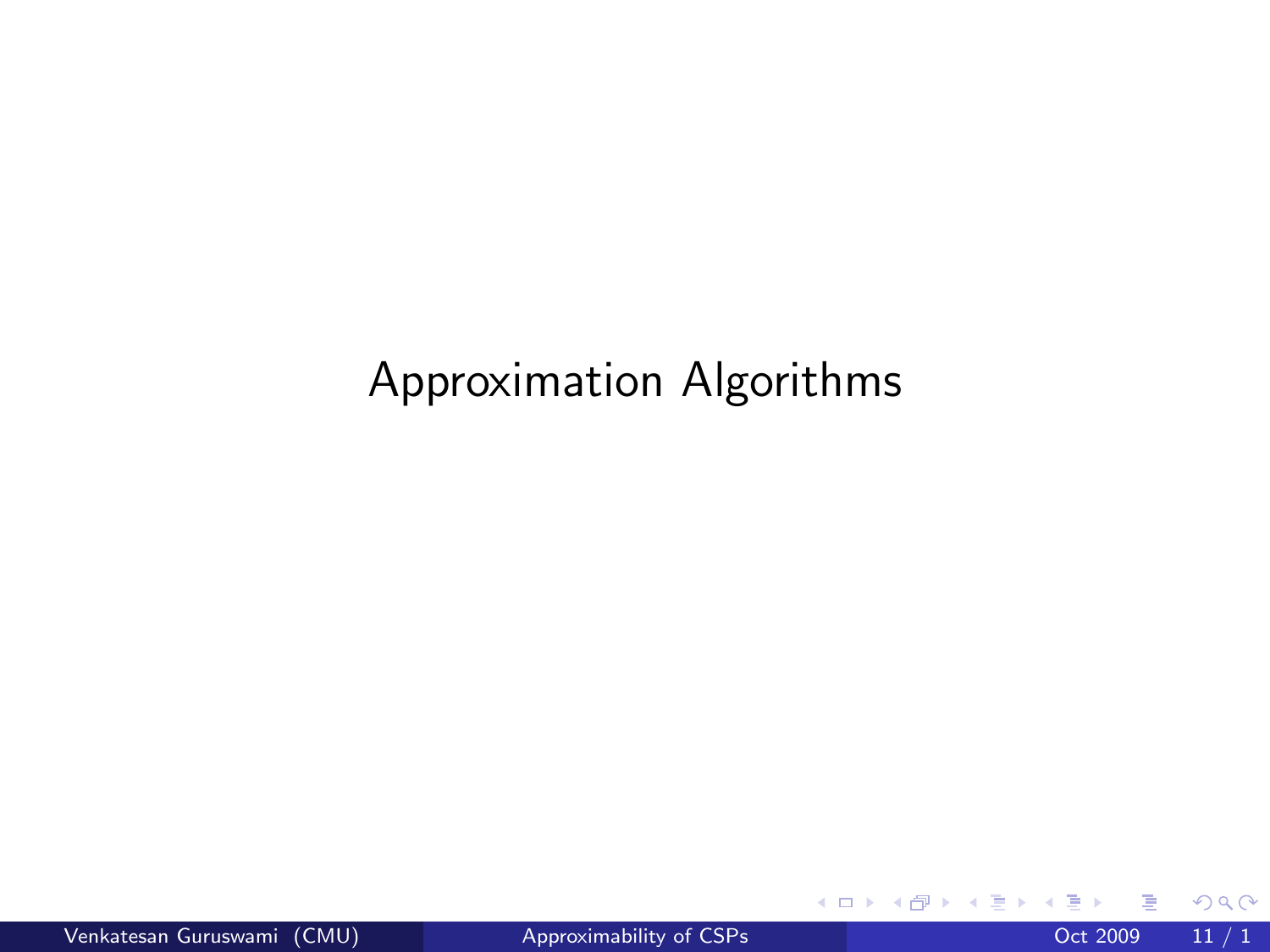# Approximation Algorithms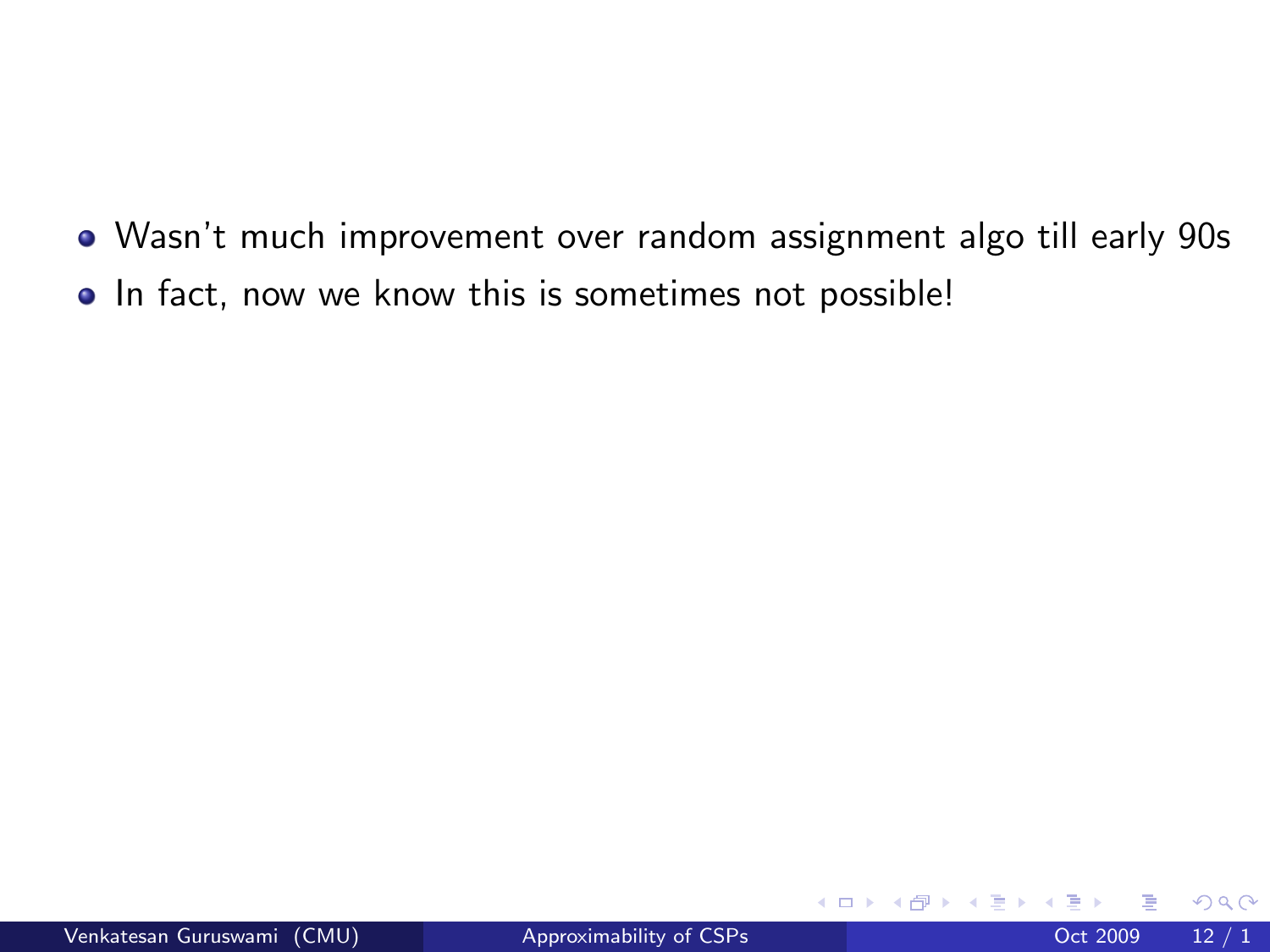- Wasn't much improvement over random assignment algo till early 90s
- In fact, now we know this is sometimes not possible!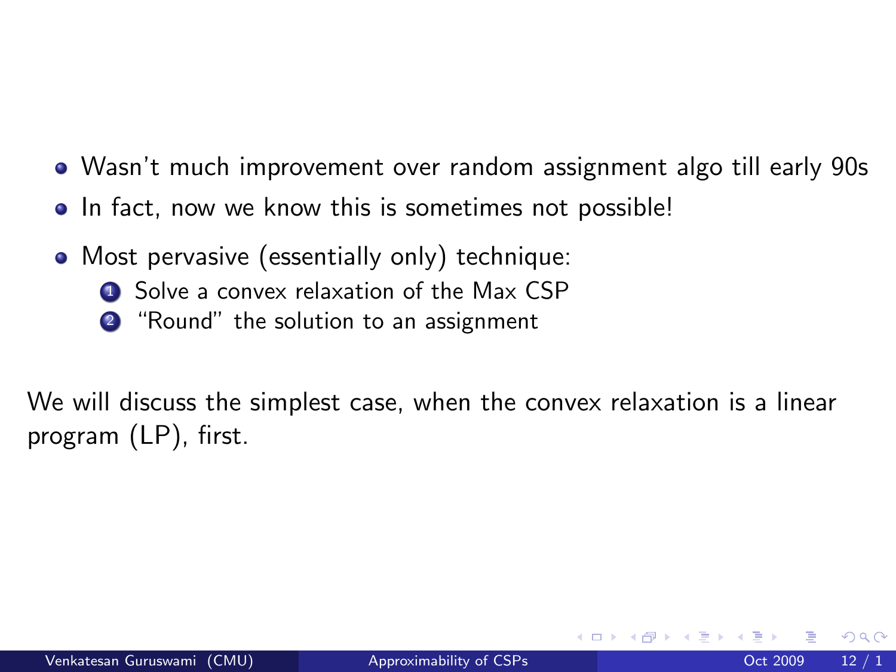- Wasn't much improvement over random assignment algo till early 90s
- In fact, now we know this is sometimes not possible!
- Most pervasive (essentially only) technique:
  1. Solve a convex relaxation of the Max CSP
  2. "Round" the solution to an assignment

We will discuss the simplest case, when the convex relaxation is a linear program (LP), first.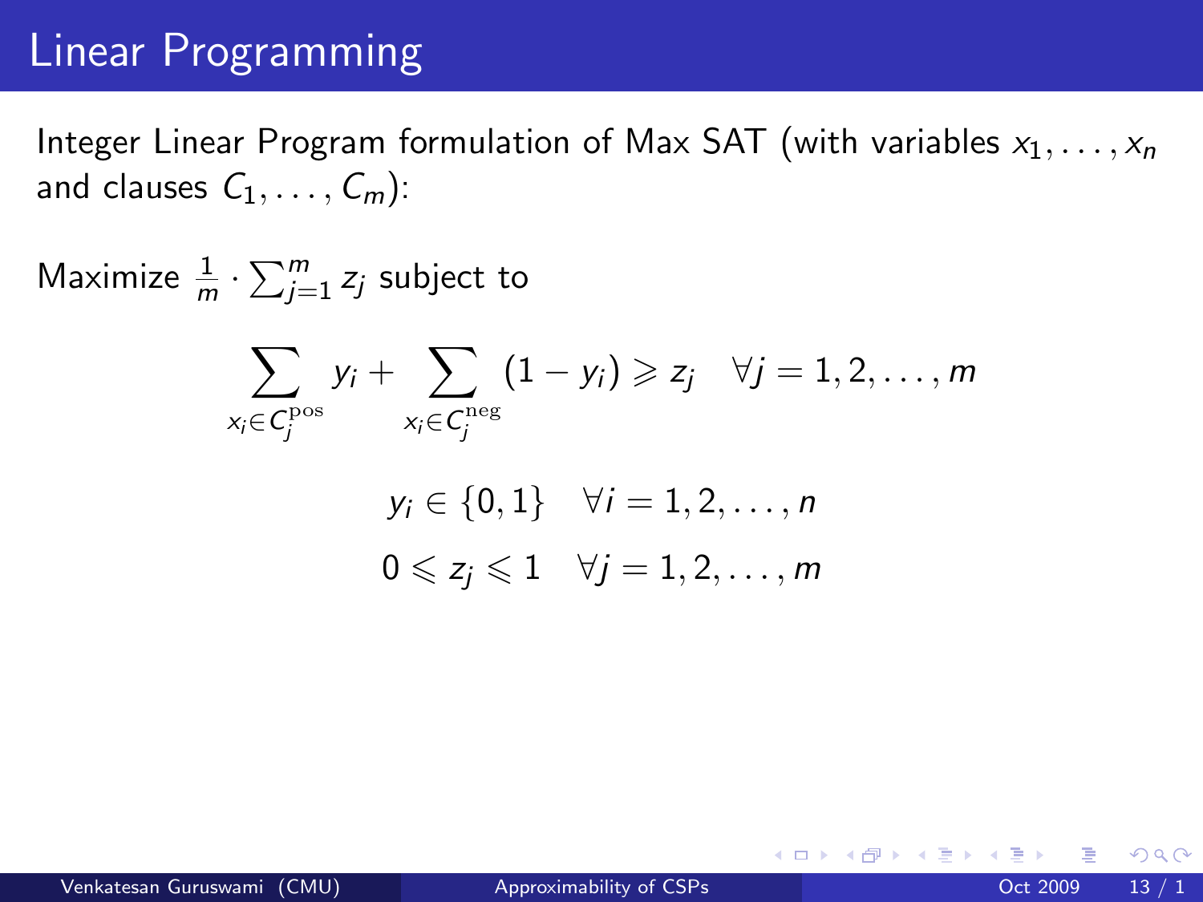# Linear Programming

Integer Linear Program formulation of Max SAT (with variables $x_1, \ldots, x_n$ and clauses $C_1, \ldots, C_m$):

Maximize $\frac{1}{m} \cdot \sum_{j=1}^{m} z_j$ subject to

$$\sum_{x_i \in C_j^{\mathrm{pos}}} y_i + \sum_{x_i \in C_j^{\mathrm{neg}}} (1 - y_i) \geqslant z_j \quad \forall j = 1, 2, \ldots, m$$

$$y_i \in \{0, 1\} \quad \forall i = 1, 2, \ldots, n$$

$$0 \leqslant z_j \leqslant 1 \quad \forall j = 1, 2, \ldots, m$$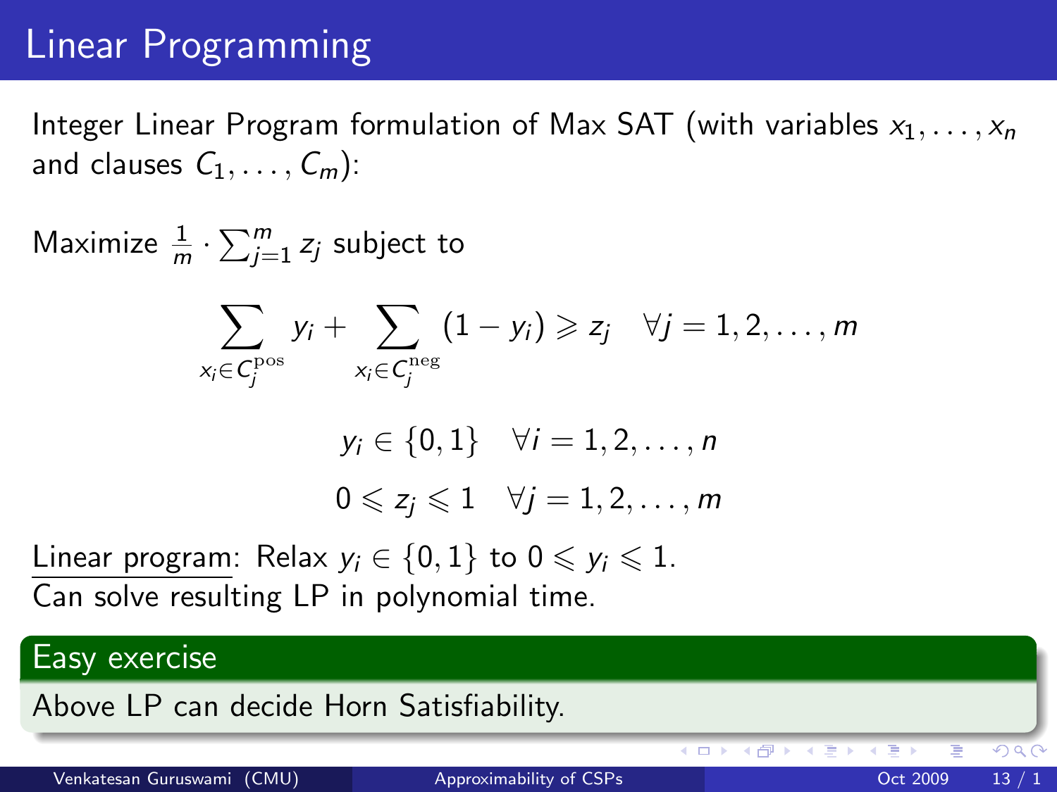# Linear Programming

Integer Linear Program formulation of Max SAT (with variables $x_1, \ldots, x_n$ and clauses $C_1, \ldots, C_m$):

Maximize $\frac{1}{m} \cdot \sum_{j=1}^{m} z_j$ subject to

$$\sum_{x_i \in C_j^{\mathrm{pos}}} y_i + \sum_{x_i \in C_j^{\mathrm{neg}}} (1 - y_i) \geqslant z_j \quad \forall j = 1, 2, \ldots, m$$

$$y_i \in \{0, 1\} \quad \forall i = 1, 2, \ldots, n$$

$$0 \leqslant z_j \leqslant 1 \quad \forall j = 1, 2, \ldots, m$$

Linear program: Relax $y_i \in \{0, 1\}$ to $0 \leqslant y_i \leqslant 1$.
Can solve resulting LP in polynomial time.

**Easy exercise**

Above LP can decide Horn Satisfiability.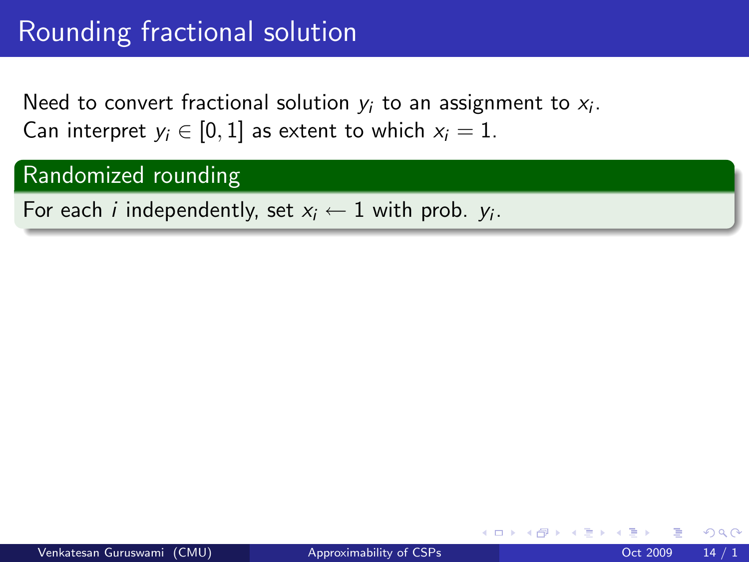# Rounding fractional solution

Need to convert fractional solution $y_i$ to an assignment to $x_i$.
Can interpret $y_i \in [0, 1]$ as extent to which $x_i = 1$.

### Randomized rounding

For each $i$ independently, set $x_i \leftarrow 1$ with prob. $y_i$.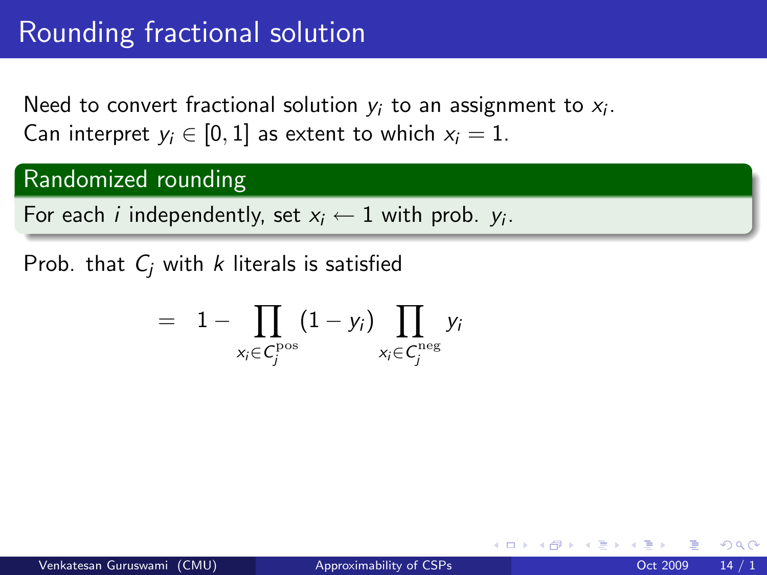# Rounding fractional solution

Need to convert fractional solution $y_i$ to an assignment to $x_i$.
Can interpret $y_i \in [0, 1]$ as extent to which $x_i = 1$.

**Randomized rounding**

For each $i$ independently, set $x_i \leftarrow 1$ with prob. $y_i$.

Prob. that $C_j$ with $k$ literals is satisfied

$$= \; 1 - \prod_{x_i \in C_j^{\mathrm{pos}}} (1 - y_i) \prod_{x_i \in C_j^{\mathrm{neg}}} y_i$$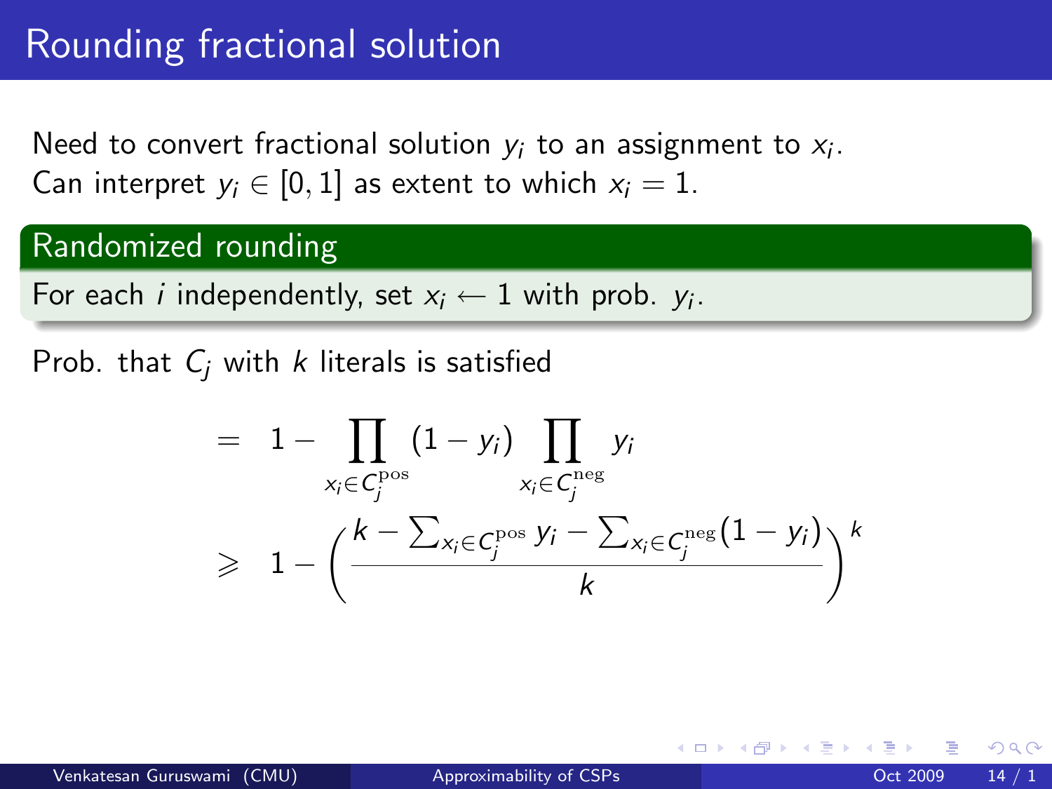# Rounding fractional solution

Need to convert fractional solution $y_i$ to an assignment to $x_i$.
Can interpret $y_i \in [0,1]$ as extent to which $x_i = 1$.

**Randomized rounding**

For each $i$ independently, set $x_i \leftarrow 1$ with prob. $y_i$.

Prob. that $C_j$ with $k$ literals is satisfied

$$
\begin{aligned}
&= 1 - \prod_{x_i \in C_j^{\text{pos}}} (1 - y_i) \prod_{x_i \in C_j^{\text{neg}}} y_i \\
&\geqslant 1 - \left( \frac{k - \sum_{x_i \in C_j^{\text{pos}}} y_i - \sum_{x_i \in C_j^{\text{neg}}} (1 - y_i)}{k} \right)^k
\end{aligned}
$$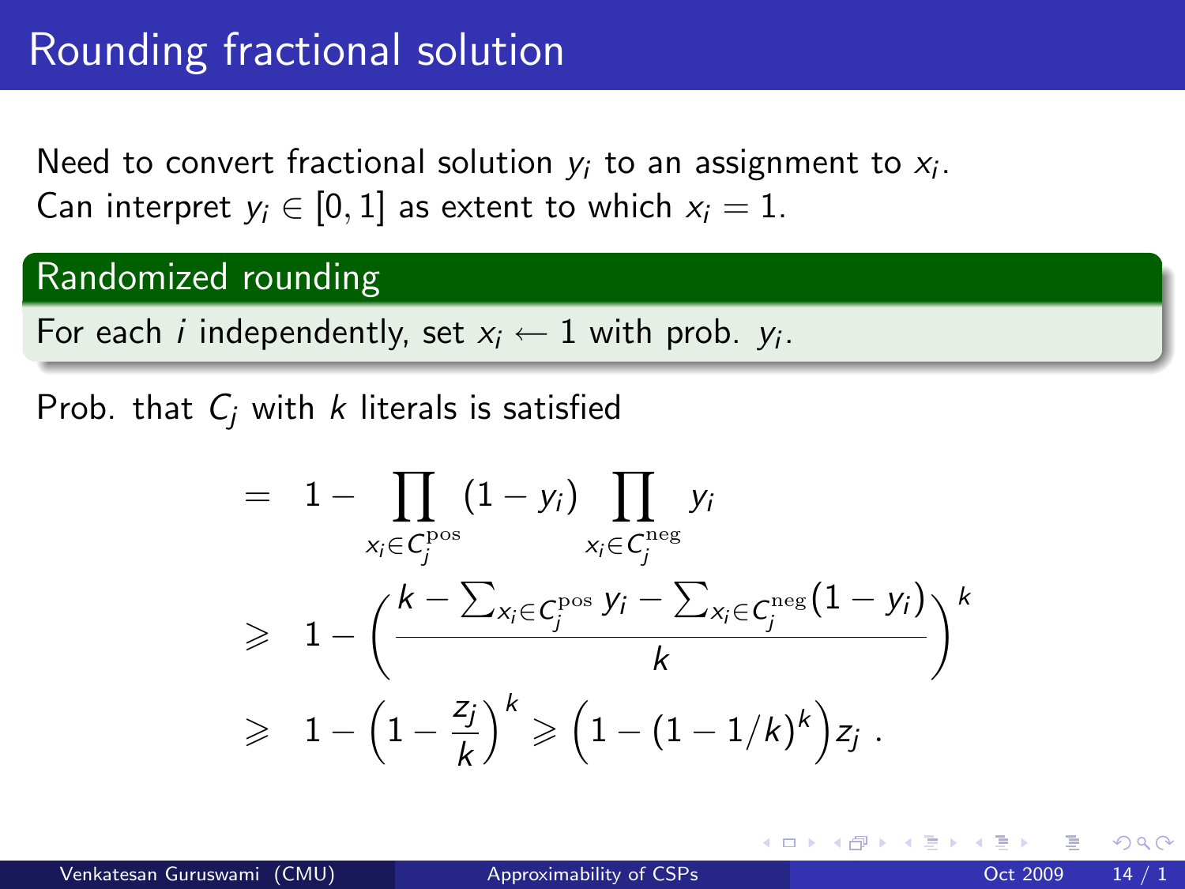# Rounding fractional solution

Need to convert fractional solution $y_i$ to an assignment to $x_i$.
Can interpret $y_i \in [0,1]$ as extent to which $x_i = 1$.

## Randomized rounding

For each $i$ independently, set $x_i \leftarrow 1$ with prob. $y_i$.

Prob. that $C_j$ with $k$ literals is satisfied

$$
\begin{aligned}
&= 1 - \prod_{x_i \in C_j^{\text{pos}}} (1 - y_i) \prod_{x_i \in C_j^{\text{neg}}} y_i \\
&\geqslant 1 - \left( \frac{k - \sum_{x_i \in C_j^{\text{pos}}} y_i - \sum_{x_i \in C_j^{\text{neg}}} (1 - y_i)}{k} \right)^k \\
&\geqslant 1 - \left(1 - \frac{z_j}{k}\right)^k \geqslant \left(1 - (1 - 1/k)^k\right) z_j \ .
\end{aligned}
$$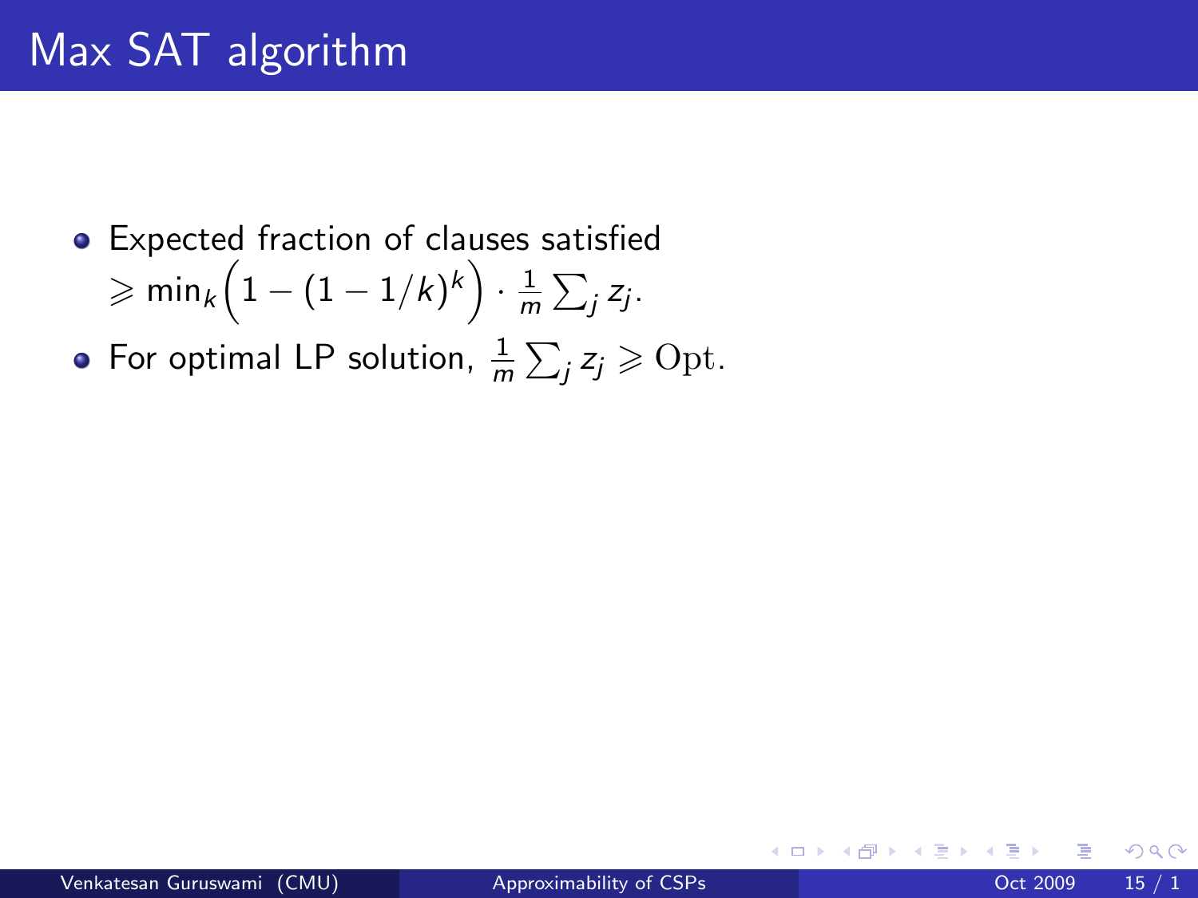# Max SAT algorithm

- Expected fraction of clauses satisfied $\geqslant \min_k \left(1 - (1 - 1/k)^k\right) \cdot \frac{1}{m} \sum_j z_j$.
- For optimal LP solution, $\frac{1}{m} \sum_j z_j \geqslant \mathrm{Opt}$.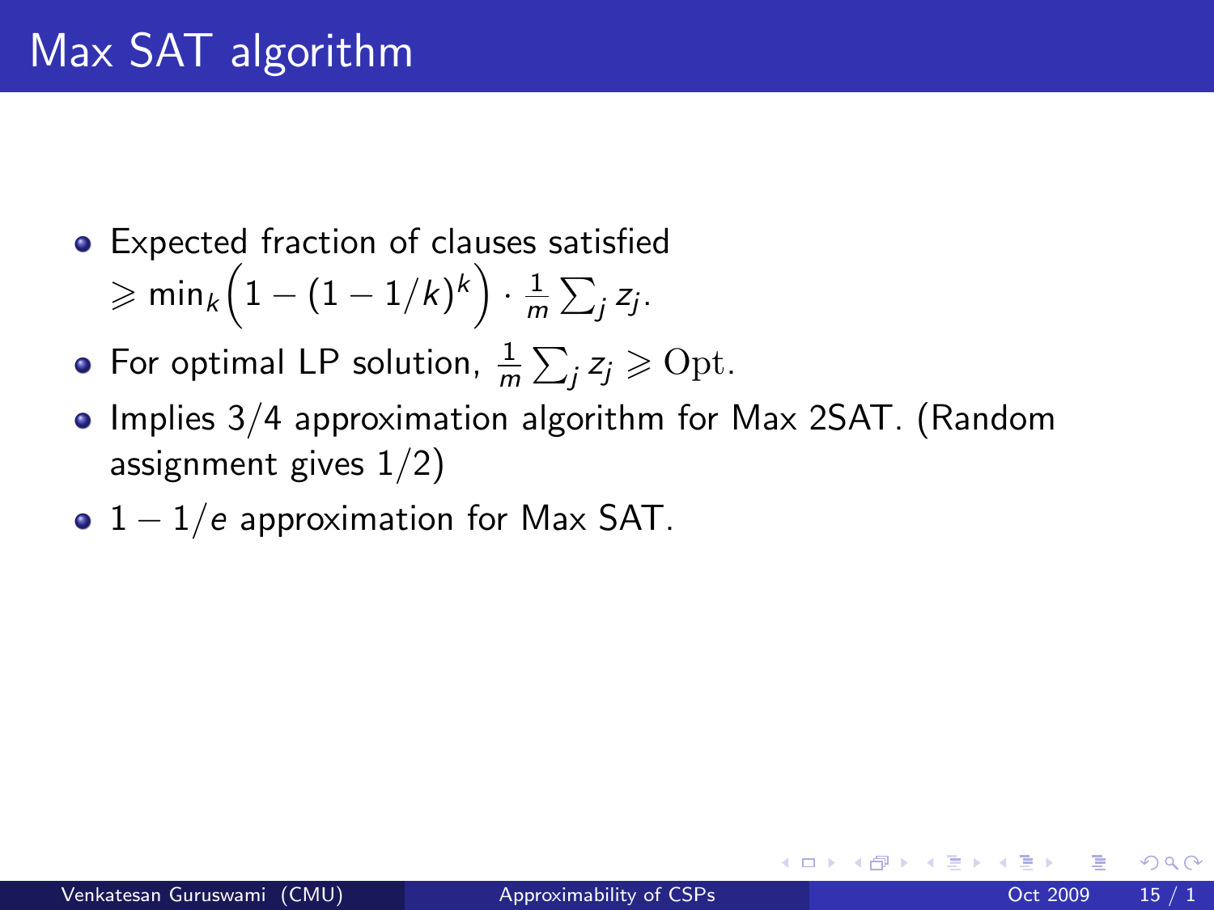# Max SAT algorithm

- Expected fraction of clauses satisfied $\geqslant \min_k \left(1 - (1 - 1/k)^k\right) \cdot \frac{1}{m} \sum_j z_j$.
- For optimal LP solution, $\frac{1}{m} \sum_j z_j \geqslant \mathrm{Opt}$.
- Implies 3/4 approximation algorithm for Max 2SAT. (Random assignment gives 1/2)
- $1 - 1/e$ approximation for Max SAT.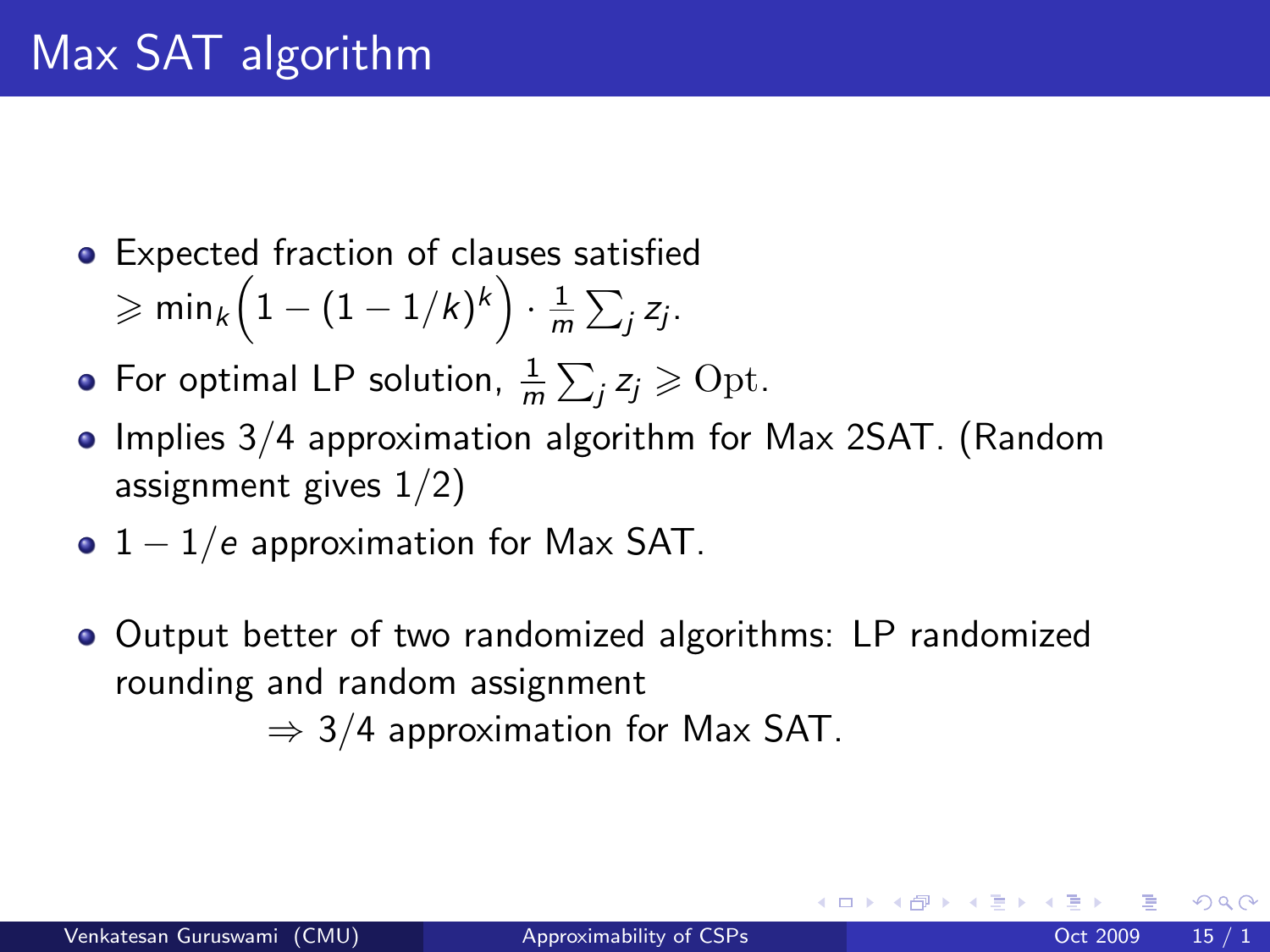# Max SAT algorithm

- Expected fraction of clauses satisfied $\geqslant \min_k \left(1 - (1 - 1/k)^k\right) \cdot \frac{1}{m} \sum_j z_j$.
- For optimal LP solution, $\frac{1}{m} \sum_j z_j \geqslant \mathrm{Opt}$.
- Implies 3/4 approximation algorithm for Max 2SAT. (Random assignment gives 1/2)
- $1 - 1/e$ approximation for Max SAT.
- Output better of two randomized algorithms: LP randomized rounding and random assignment
  $\Rightarrow$ 3/4 approximation for Max SAT.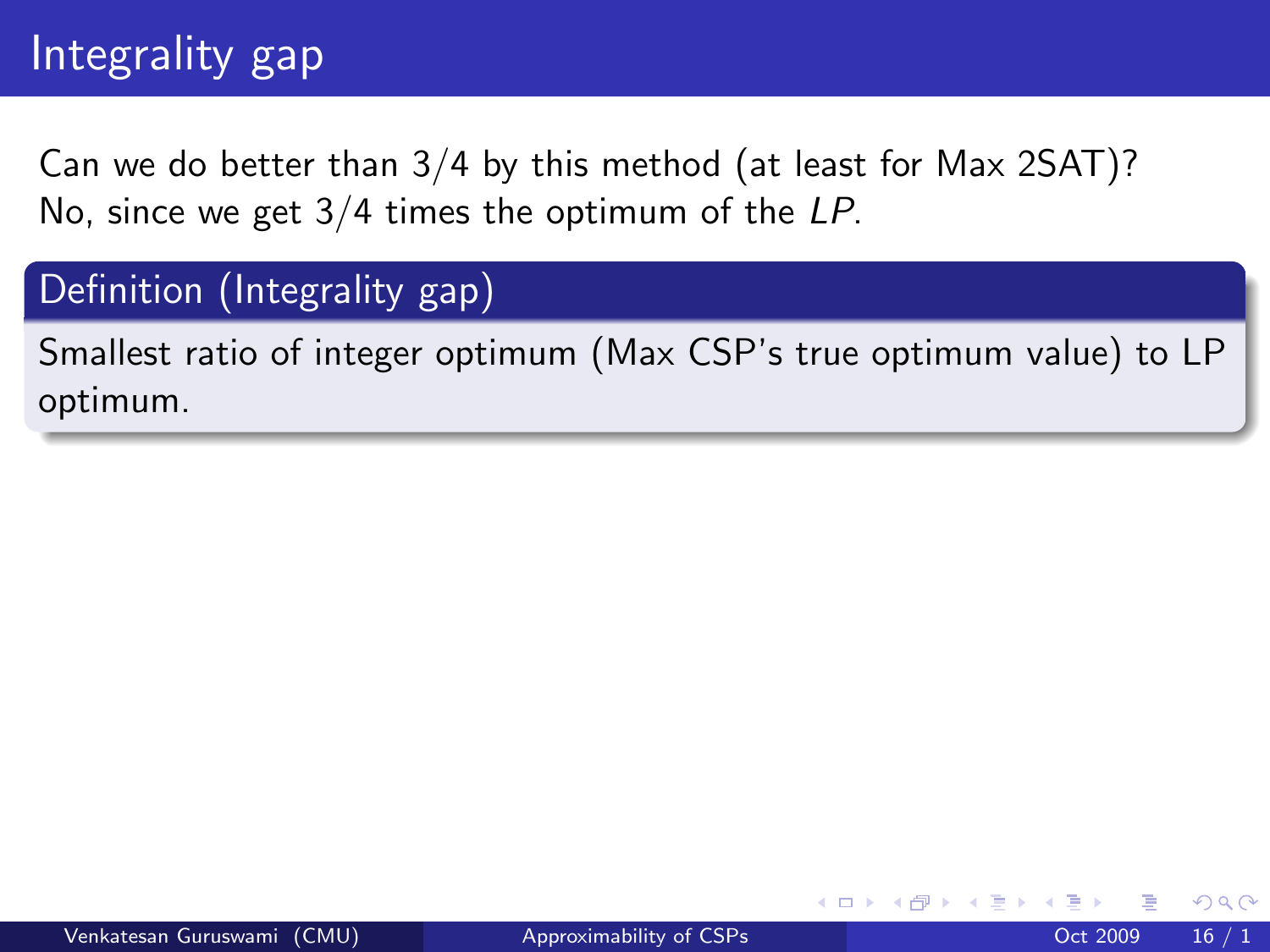# Integrality gap

Can we do better than $3/4$ by this method (at least for Max 2SAT)?
No, since we get $3/4$ times the optimum of the $LP$.

**Definition (Integrality gap)**

Smallest ratio of integer optimum (Max CSP's true optimum value) to LP optimum.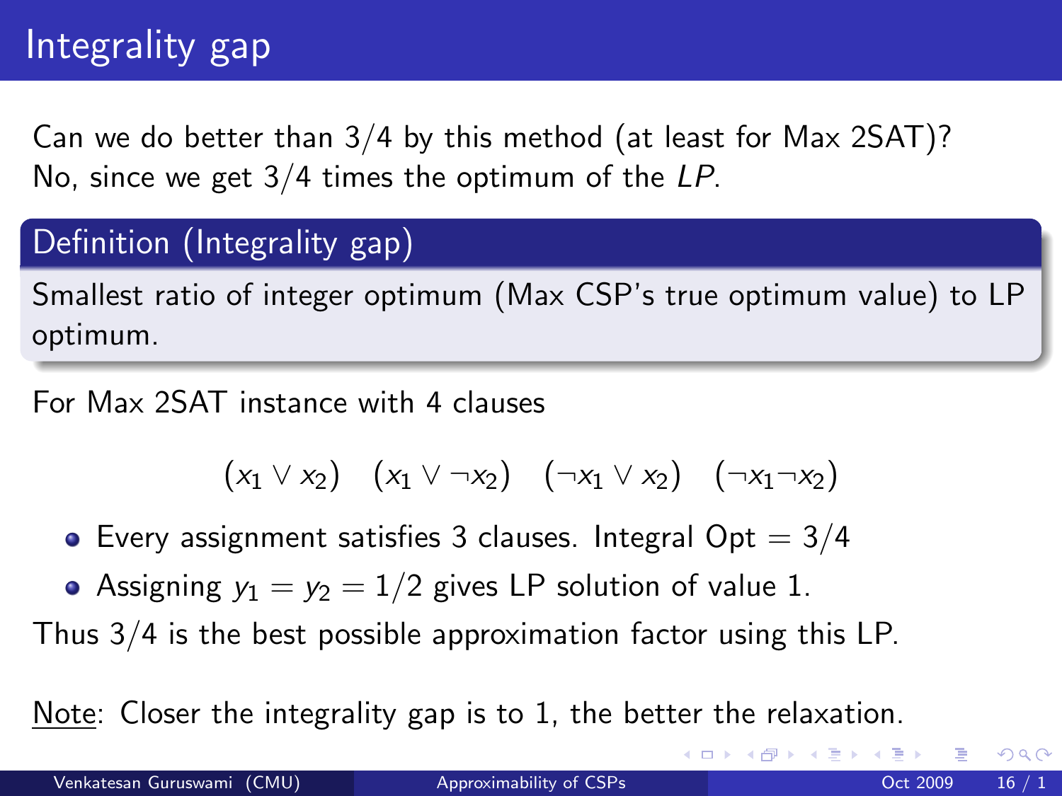# Integrality gap

Can we do better than 3/4 by this method (at least for Max 2SAT)?
No, since we get 3/4 times the optimum of the *LP*.

**Definition (Integrality gap)**

Smallest ratio of integer optimum (Max CSP's true optimum value) to LP optimum.

For Max 2SAT instance with 4 clauses

$$(x_1 \vee x_2) \quad (x_1 \vee \neg x_2) \quad (\neg x_1 \vee x_2) \quad (\neg x_1 \neg x_2)$$

- Every assignment satisfies 3 clauses. Integral Opt $= 3/4$
- Assigning $y_1 = y_2 = 1/2$ gives LP solution of value 1.

Thus 3/4 is the best possible approximation factor using this LP.

Note: Closer the integrality gap is to 1, the better the relaxation.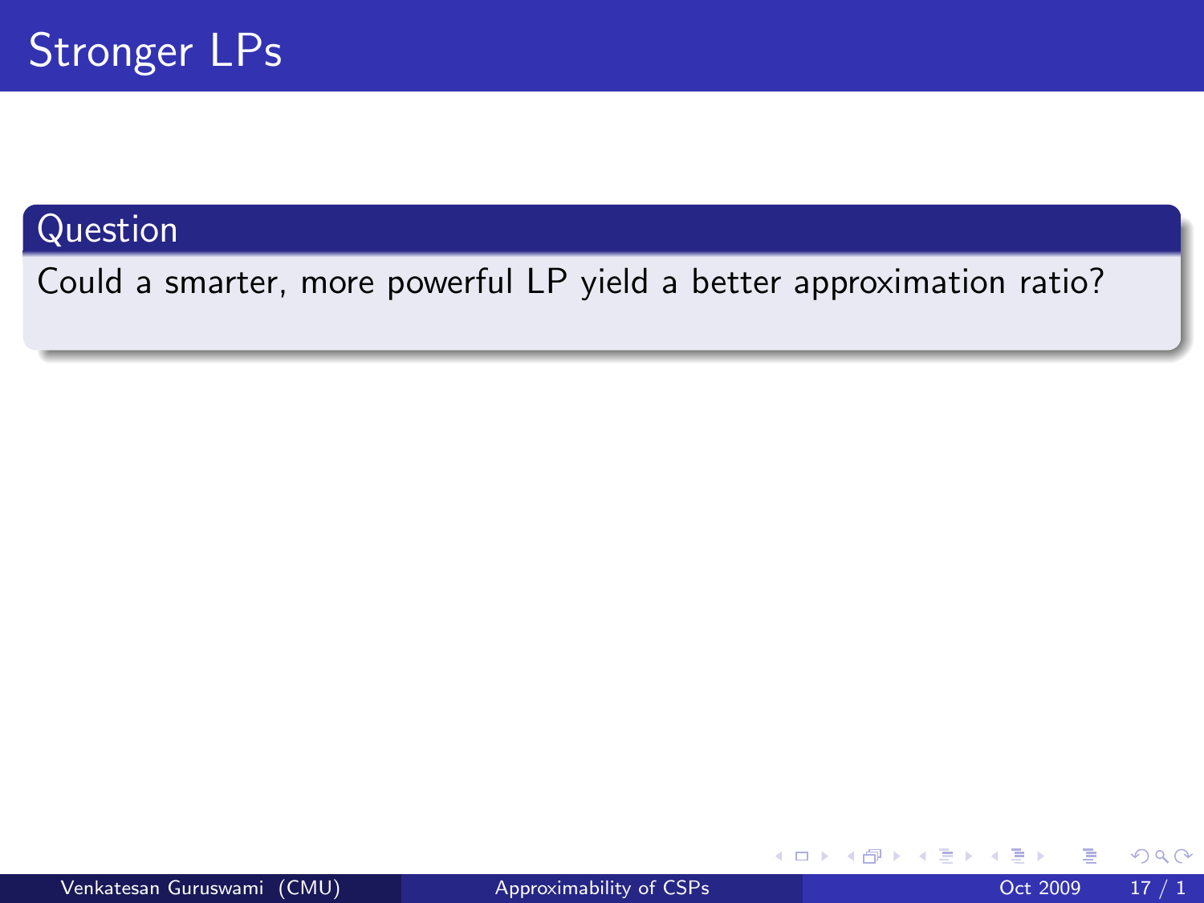# Stronger LPs

**Question**

Could a smarter, more powerful LP yield a better approximation ratio?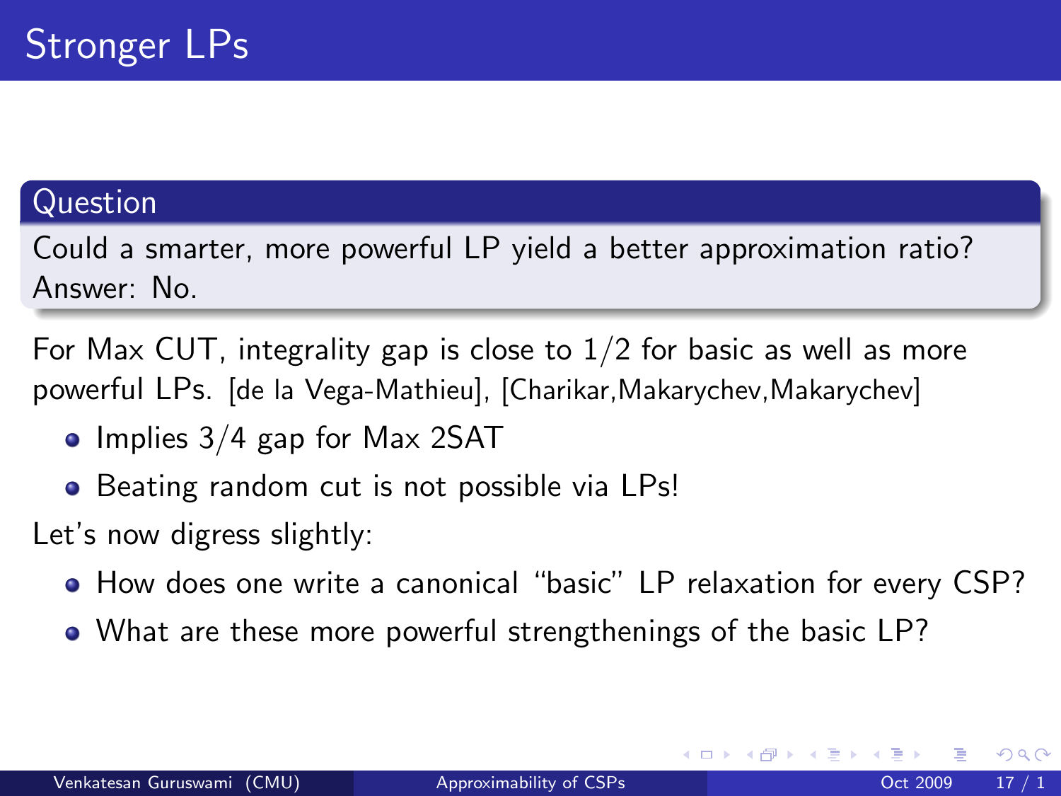# Stronger LPs

**Question**

Could a smarter, more powerful LP yield a better approximation ratio?
Answer: No.

For Max CUT, integrality gap is close to $1/2$ for basic as well as more powerful LPs. [de la Vega-Mathieu], [Charikar,Makarychev,Makarychev]

- Implies $3/4$ gap for Max 2SAT
- Beating random cut is not possible via LPs!

Let's now digress slightly:

- How does one write a canonical "basic" LP relaxation for every CSP?
- What are these more powerful strengthenings of the basic LP?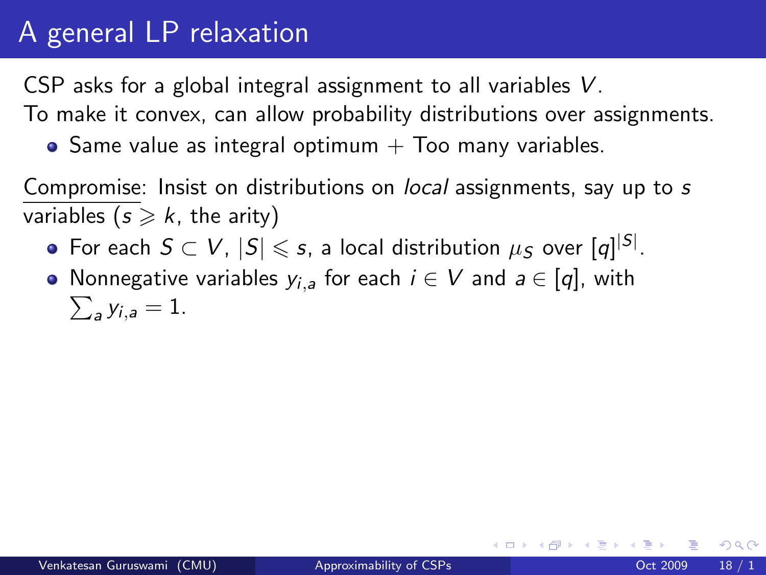# A general LP relaxation

CSP asks for a global integral assignment to all variables $V$.
To make it convex, can allow probability distributions over assignments.

- Same value as integral optimum + Too many variables.

Compromise: Insist on distributions on *local* assignments, say up to $s$ variables ($s \geqslant k$, the arity)

- For each $S \subset V$, $|S| \leqslant s$, a local distribution $\mu_S$ over $[q]^{|S|}$.
- Nonnegative variables $y_{i,a}$ for each $i \in V$ and $a \in [q]$, with $\sum_a y_{i,a} = 1$.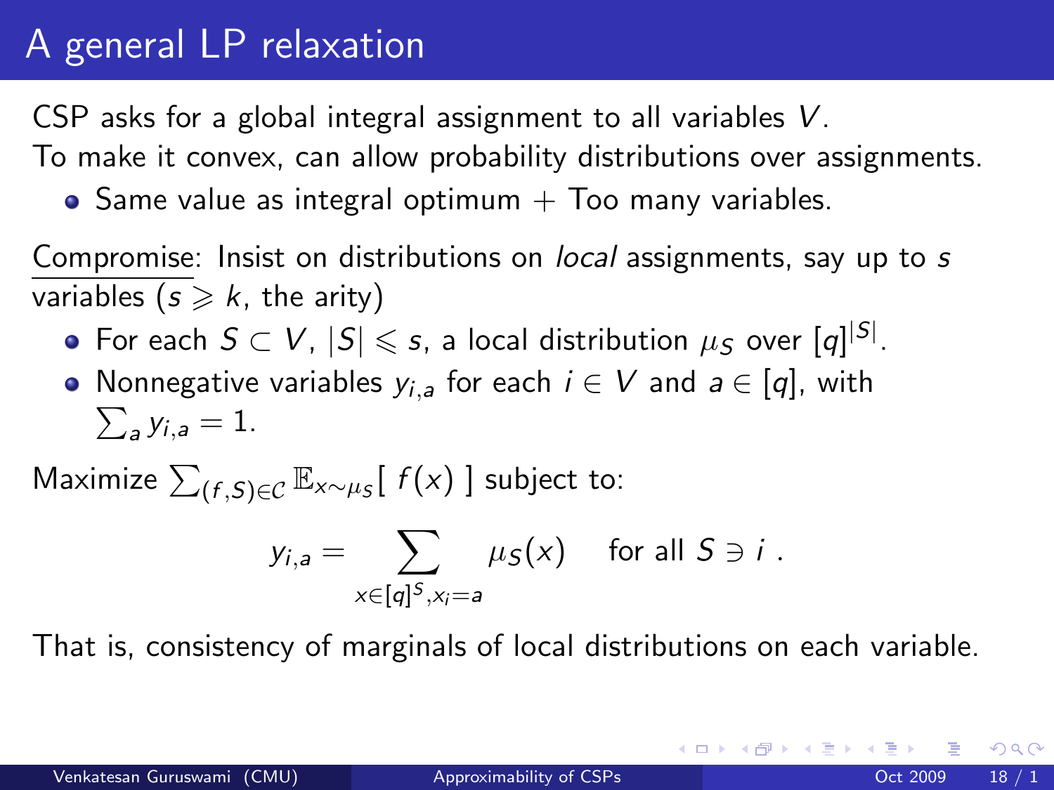# A general LP relaxation

CSP asks for a global integral assignment to all variables $V$.
To make it convex, can allow probability distributions over assignments.

- Same value as integral optimum + Too many variables.

Compromise: Insist on distributions on *local* assignments, say up to $s$ variables ($s \geqslant k$, the arity)

- For each $S \subset V$, $|S| \leqslant s$, a local distribution $\mu_S$ over $[q]^{|S|}$.
- Nonnegative variables $y_{i,a}$ for each $i \in V$ and $a \in [q]$, with $\sum_a y_{i,a} = 1$.

Maximize $\sum_{(f,S)\in\mathcal{C}} \mathbb{E}_{x\sim\mu_S}[\ f(x)\ ]$ subject to:

$$y_{i,a} = \sum_{x\in[q]^S, x_i=a} \mu_S(x) \quad \text{for all } S \ni i\ .$$

That is, consistency of marginals of local distributions on each variable.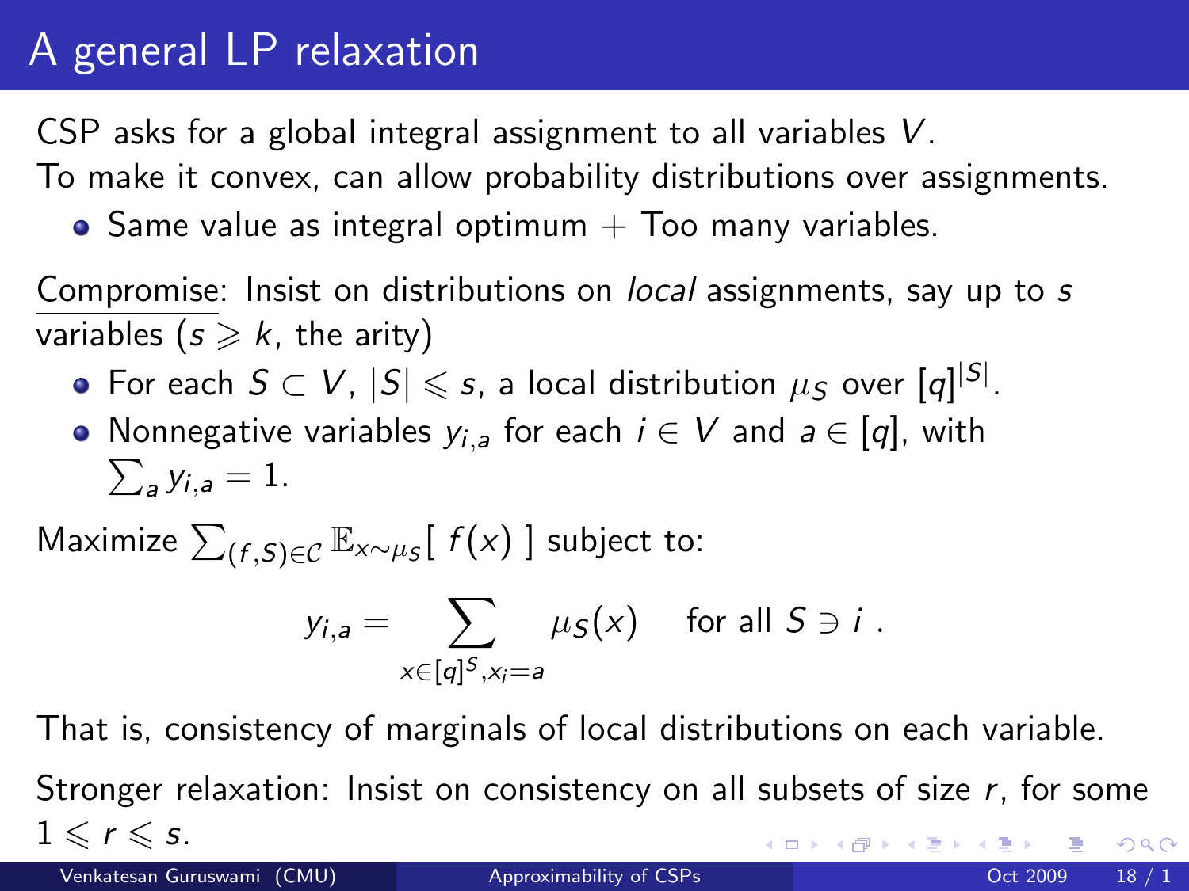# A general LP relaxation

CSP asks for a global integral assignment to all variables $V$.
To make it convex, can allow probability distributions over assignments.

- Same value as integral optimum + Too many variables.

Compromise: Insist on distributions on *local* assignments, say up to $s$ variables ($s \geqslant k$, the arity)

- For each $S \subset V$, $|S| \leqslant s$, a local distribution $\mu_S$ over $[q]^{|S|}$.
- Nonnegative variables $y_{i,a}$ for each $i \in V$ and $a \in [q]$, with $\sum_a y_{i,a} = 1$.

Maximize $\sum_{(f,S) \in \mathcal{C}} \mathbb{E}_{x \sim \mu_S}[\ f(x)\ ]$ subject to:

$$y_{i,a} = \sum_{x \in [q]^S, x_i = a} \mu_S(x) \quad \text{for all } S \ni i\ .$$

That is, consistency of marginals of local distributions on each variable.

Stronger relaxation: Insist on consistency on all subsets of size $r$, for some $1 \leqslant r \leqslant s$.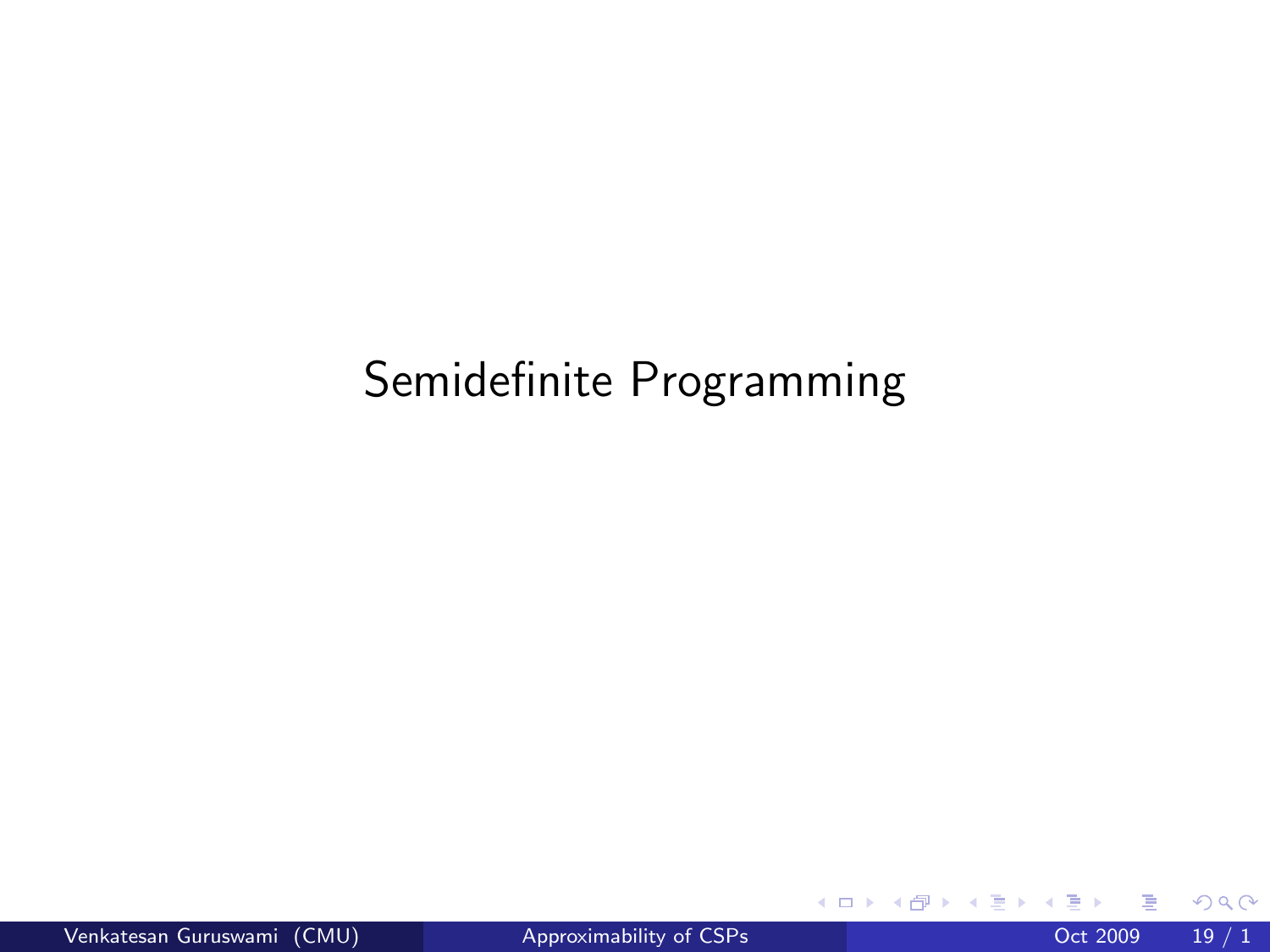# Semidefinite Programming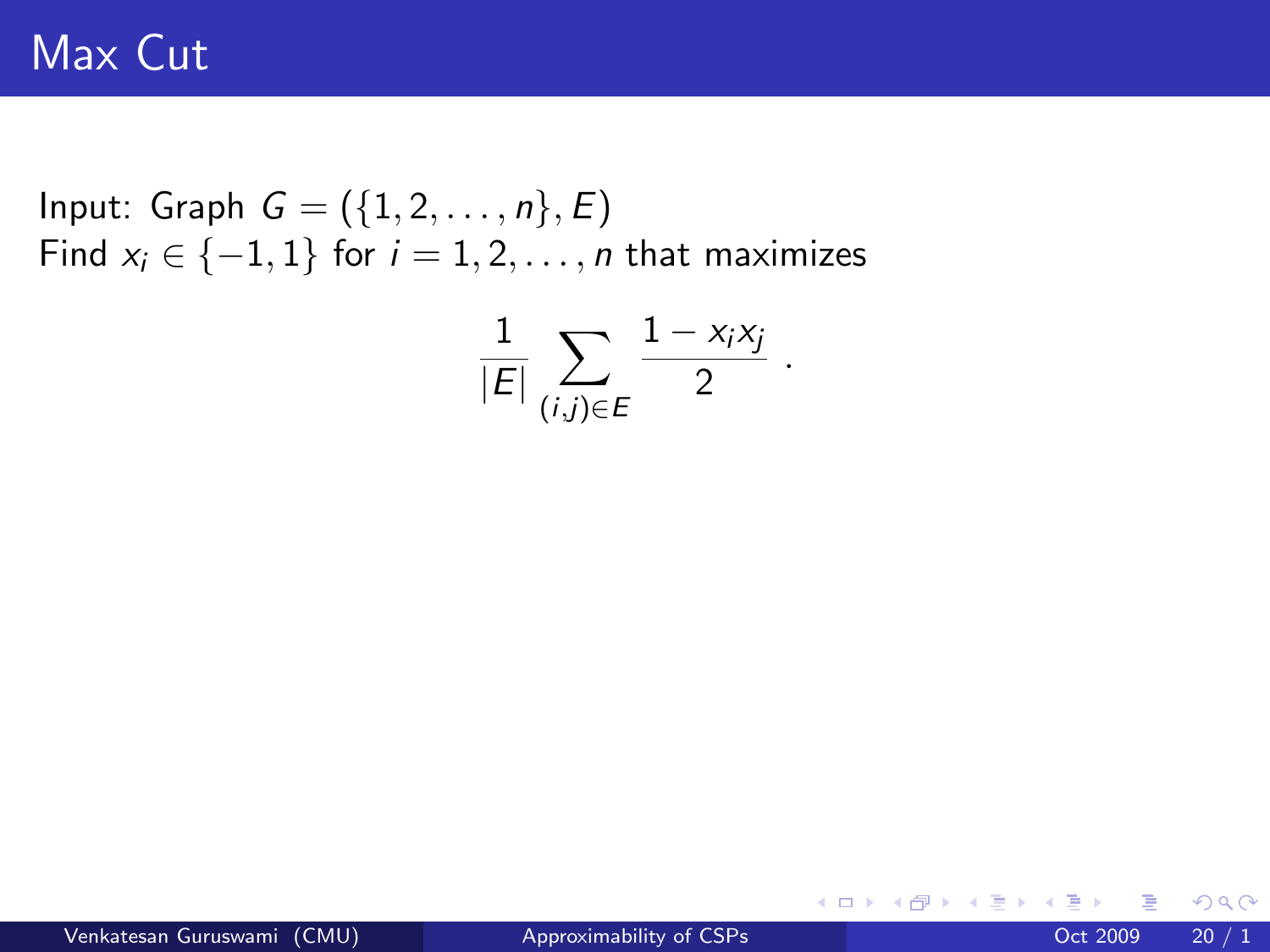# Max Cut

Input: Graph $G = (\{1, 2, \ldots, n\}, E)$
Find $x_i \in \{-1, 1\}$ for $i = 1, 2, \ldots, n$ that maximizes

$$\frac{1}{|E|} \sum_{(i,j) \in E} \frac{1 - x_i x_j}{2} .$$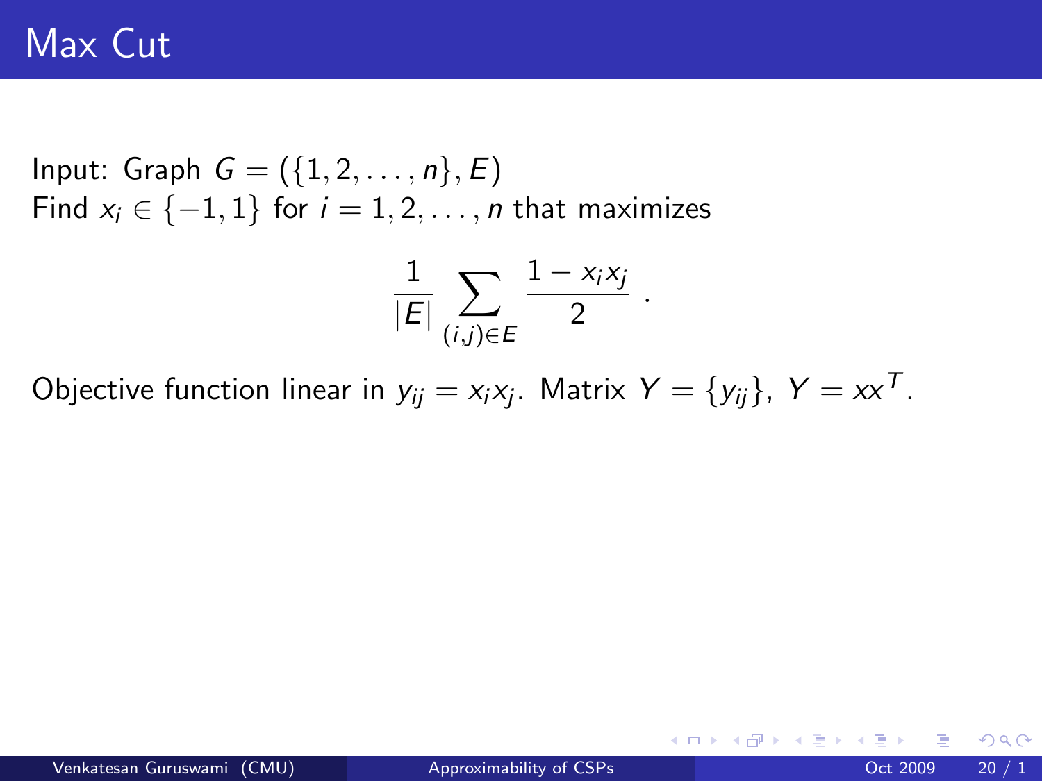# Max Cut

Input: Graph $G = (\{1, 2, \ldots, n\}, E)$
Find $x_i \in \{-1, 1\}$ for $i = 1, 2, \ldots, n$ that maximizes

$$\frac{1}{|E|} \sum_{(i,j) \in E} \frac{1 - x_i x_j}{2} .$$

Objective function linear in $y_{ij} = x_i x_j$. Matrix $Y = \{y_{ij}\}$, $Y = xx^T$.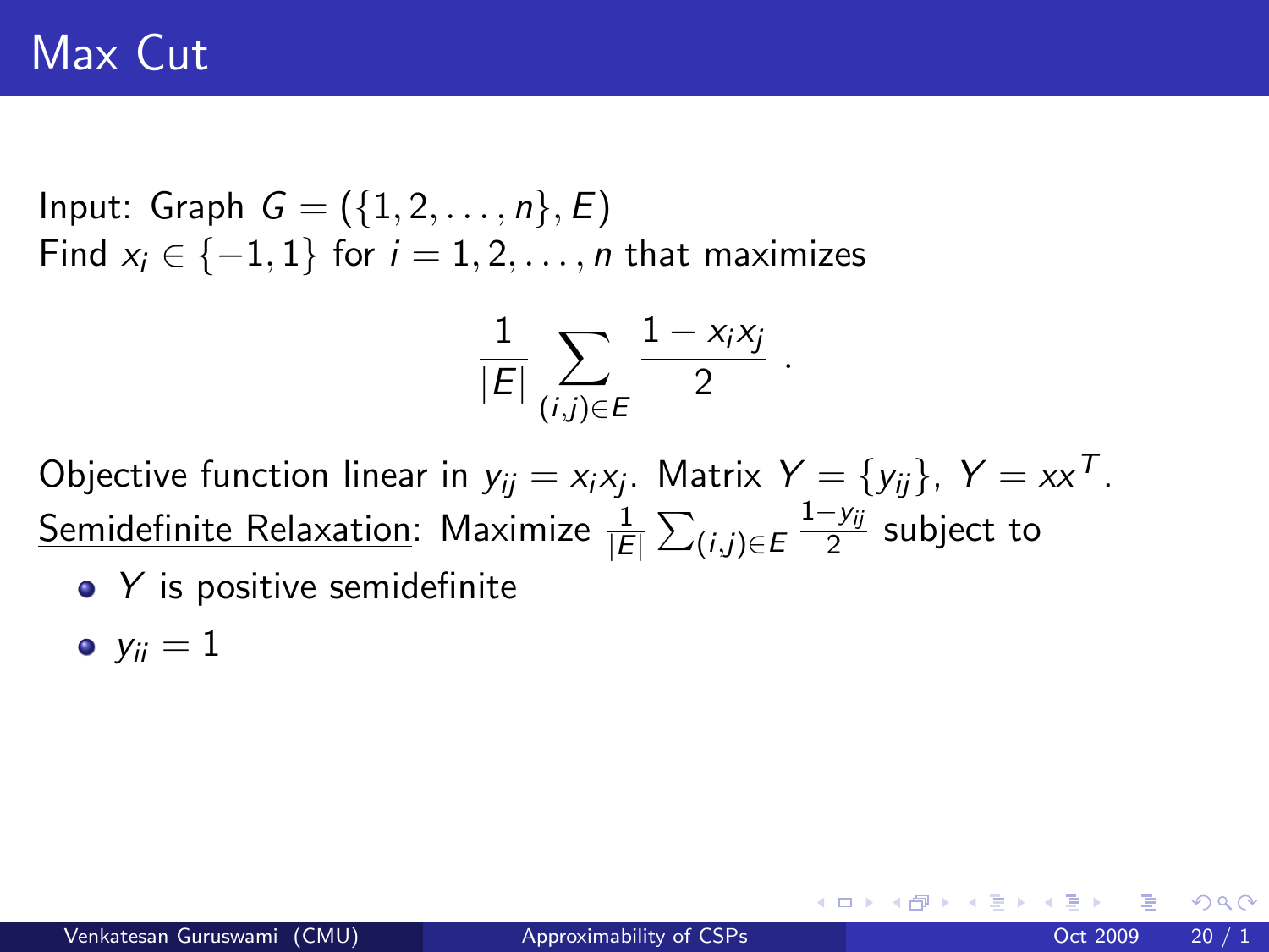# Max Cut

Input: Graph $G = (\{1, 2, \ldots, n\}, E)$
Find $x_i \in \{-1, 1\}$ for $i = 1, 2, \ldots, n$ that maximizes

$$\frac{1}{|E|} \sum_{(i,j) \in E} \frac{1 - x_i x_j}{2} \,.$$

Objective function linear in $y_{ij} = x_i x_j$. Matrix $Y = \{y_{ij}\}$, $Y = xx^T$.
Semidefinite Relaxation: Maximize $\frac{1}{|E|} \sum_{(i,j) \in E} \frac{1 - y_{ij}}{2}$ subject to

- $Y$ is positive semidefinite
- $y_{ii} = 1$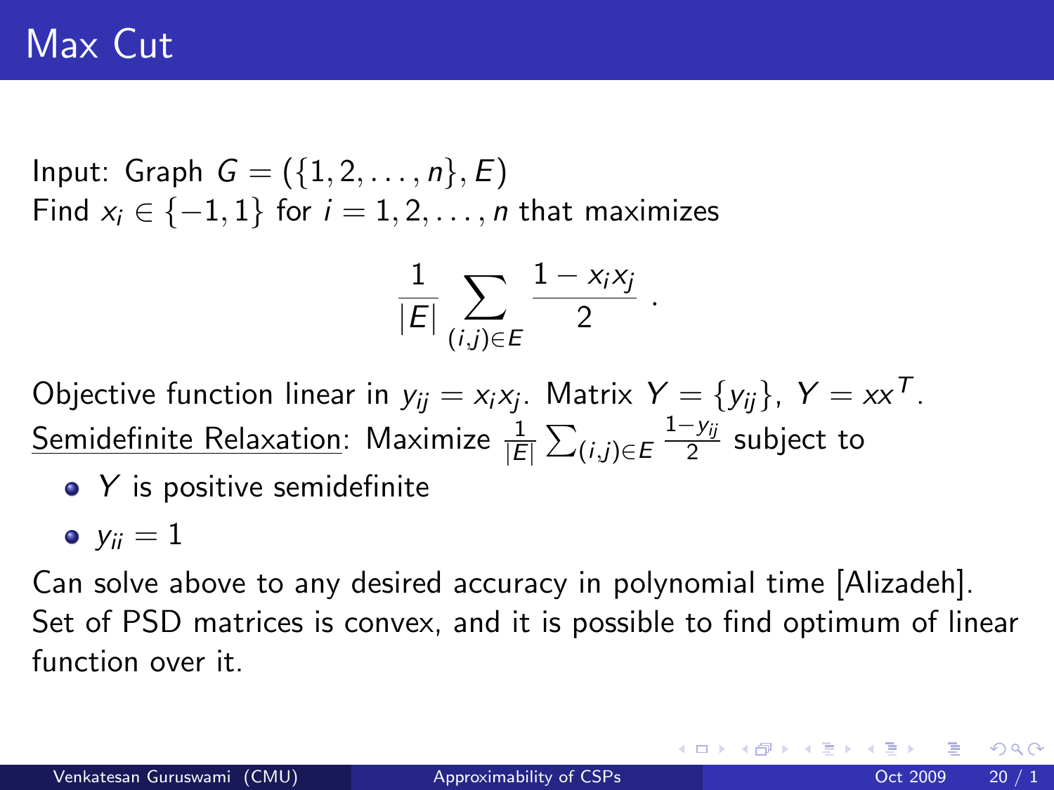# Max Cut

Input: Graph $G = (\{1, 2, \ldots, n\}, E)$
Find $x_i \in \{-1, 1\}$ for $i = 1, 2, \ldots, n$ that maximizes

$$\frac{1}{|E|} \sum_{(i,j) \in E} \frac{1 - x_i x_j}{2} \ .$$

Objective function linear in $y_{ij} = x_i x_j$. Matrix $Y = \{y_{ij}\}$, $Y = xx^T$.
Semidefinite Relaxation: Maximize $\frac{1}{|E|} \sum_{(i,j) \in E} \frac{1 - y_{ij}}{2}$ subject to

- $Y$ is positive semidefinite
- $y_{ii} = 1$

Can solve above to any desired accuracy in polynomial time [Alizadeh].
Set of PSD matrices is convex, and it is possible to find optimum of linear function over it.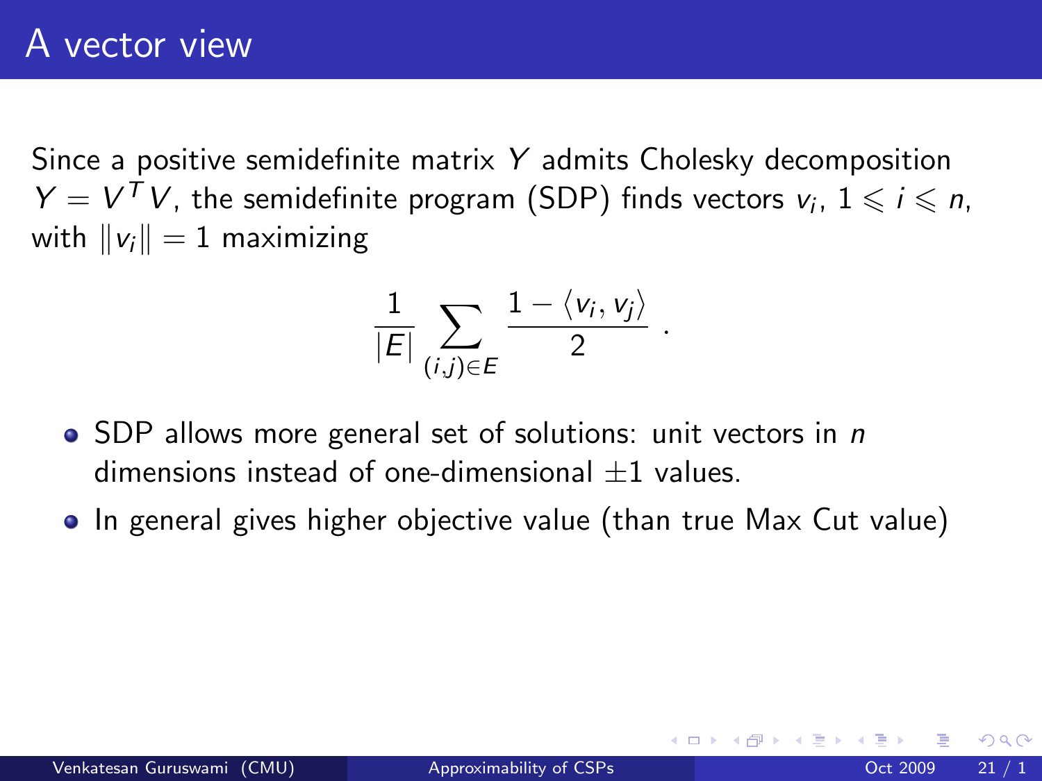# A vector view

Since a positive semidefinite matrix $Y$ admits Cholesky decomposition $Y = V^T V$, the semidefinite program (SDP) finds vectors $v_i$, $1 \leqslant i \leqslant n$, with $\|v_i\| = 1$ maximizing

$$\frac{1}{|E|} \sum_{(i,j) \in E} \frac{1 - \langle v_i, v_j \rangle}{2} \; .$$

- SDP allows more general set of solutions: unit vectors in $n$ dimensions instead of one-dimensional $\pm 1$ values.
- In general gives higher objective value (than true Max Cut value)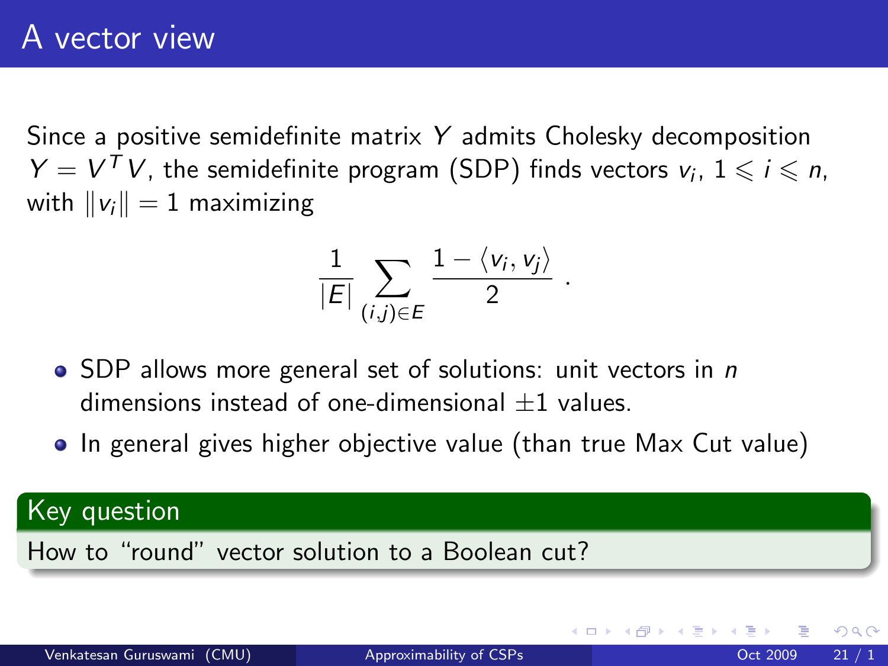# A vector view

Since a positive semidefinite matrix $Y$ admits Cholesky decomposition $Y = V^T V$, the semidefinite program (SDP) finds vectors $v_i$, $1 \leqslant i \leqslant n$, with $\|v_i\| = 1$ maximizing

$$\frac{1}{|E|} \sum_{(i,j) \in E} \frac{1 - \langle v_i, v_j \rangle}{2} .$$

- SDP allows more general set of solutions: unit vectors in $n$ dimensions instead of one-dimensional $\pm 1$ values.
- In general gives higher objective value (than true Max Cut value)

**Key question**

How to "round" vector solution to a Boolean cut?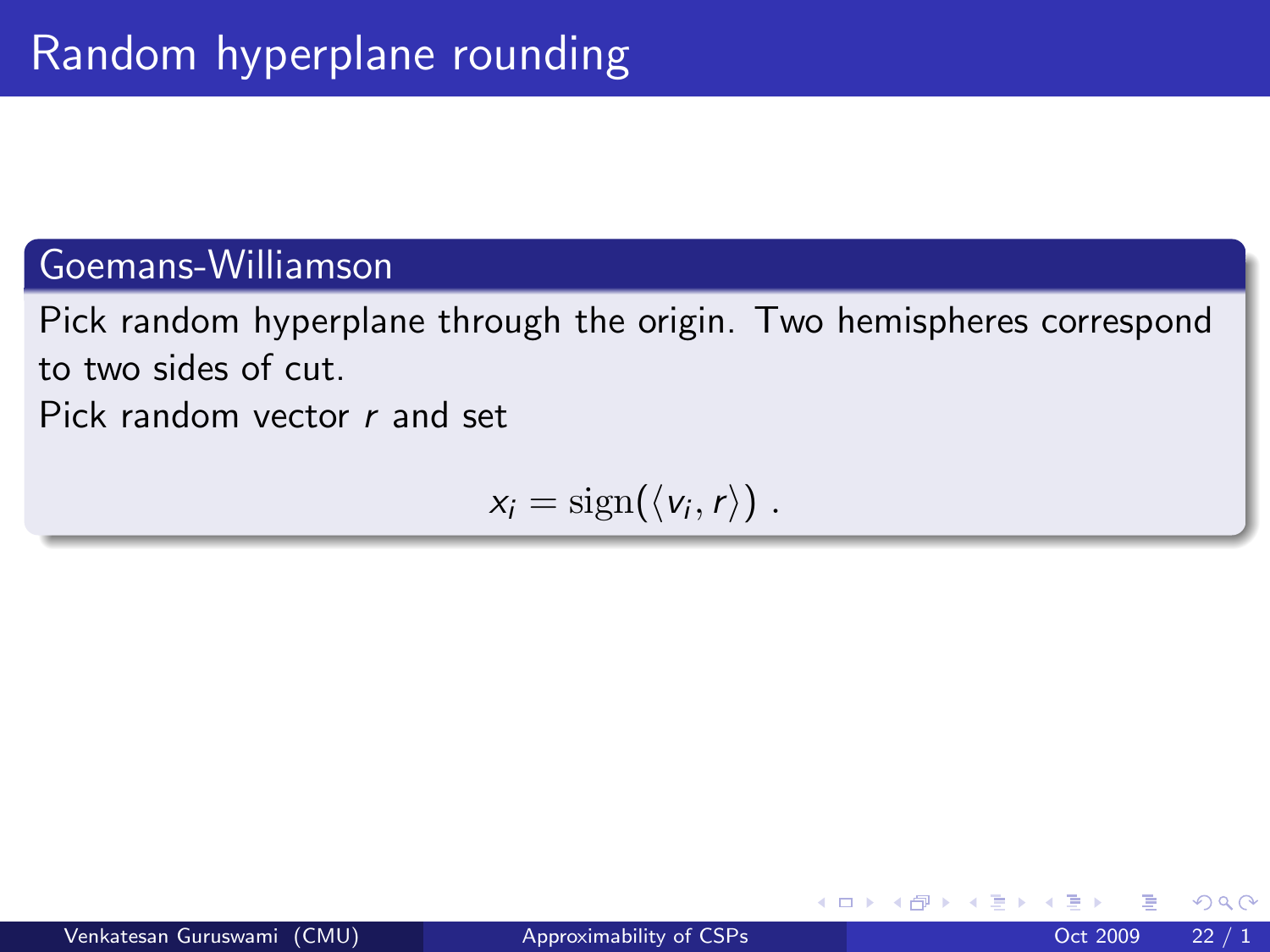# Random hyperplane rounding

## Goemans-Williamson

Pick random hyperplane through the origin. Two hemispheres correspond to two sides of cut.

Pick random vector $r$ and set

$$x_i = \mathrm{sign}(\langle v_i, r \rangle) \ .$$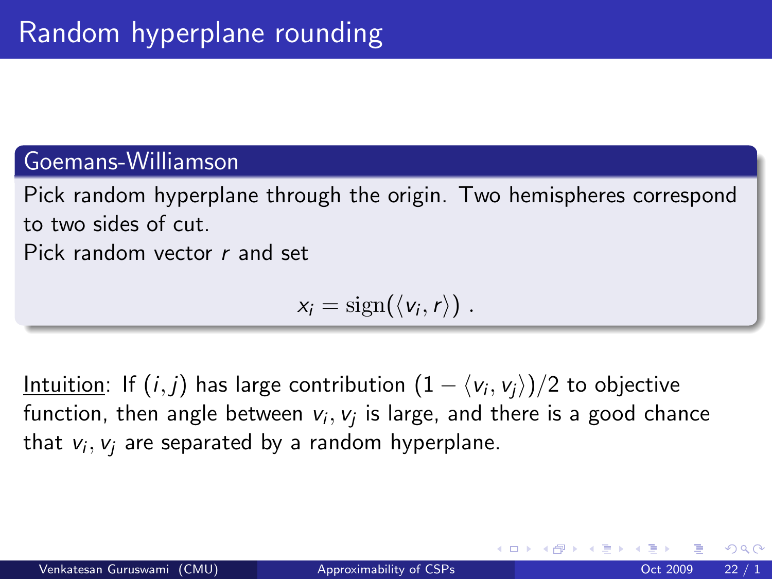# Random hyperplane rounding

## Goemans-Williamson

Pick random hyperplane through the origin. Two hemispheres correspond to two sides of cut.

Pick random vector $r$ and set

$$x_i = \mathrm{sign}(\langle v_i, r \rangle) \ .$$

Intuition: If $(i, j)$ has large contribution $(1 - \langle v_i, v_j \rangle)/2$ to objective function, then angle between $v_i, v_j$ is large, and there is a good chance that $v_i, v_j$ are separated by a random hyperplane.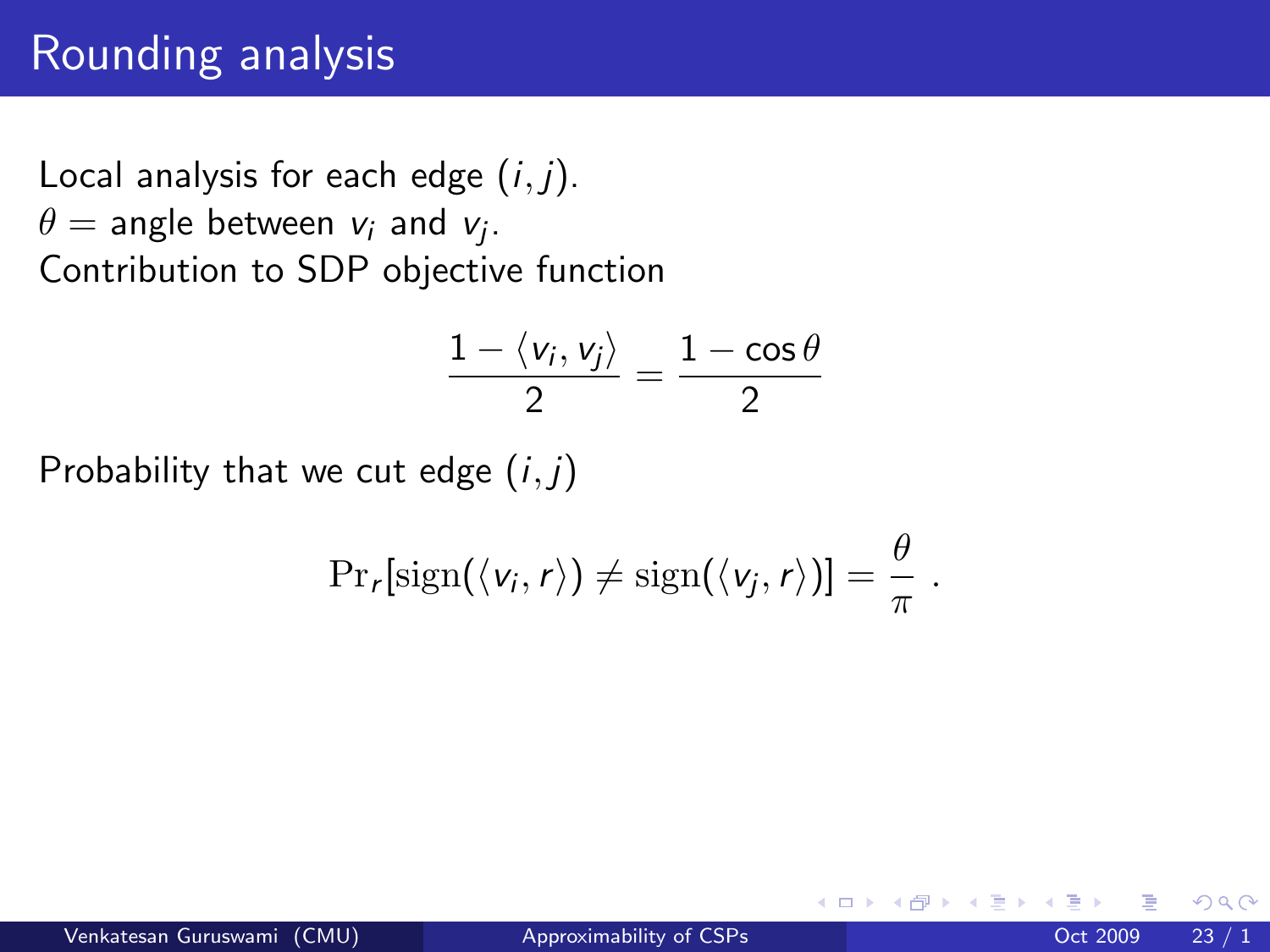# Rounding analysis

Local analysis for each edge $(i, j)$.
$\theta =$ angle between $v_i$ and $v_j$.
Contribution to SDP objective function

$$\frac{1 - \langle v_i, v_j \rangle}{2} = \frac{1 - \cos\theta}{2}$$

Probability that we cut edge $(i, j)$

$$\Pr_r[\text{sign}(\langle v_i, r \rangle) \neq \text{sign}(\langle v_j, r \rangle)] = \frac{\theta}{\pi} \ .$$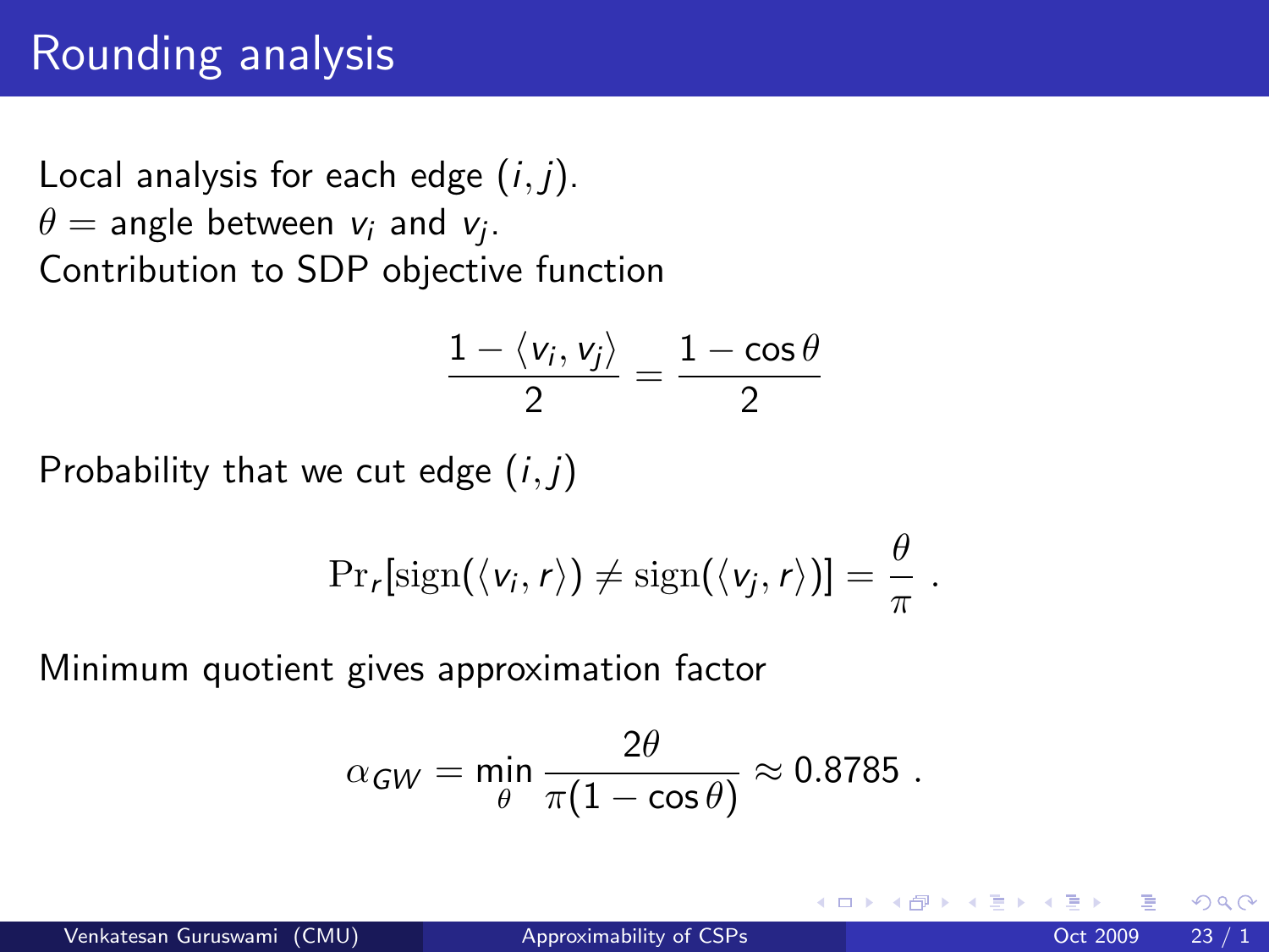# Rounding analysis

Local analysis for each edge $(i, j)$.
$\theta =$ angle between $v_i$ and $v_j$.
Contribution to SDP objective function

$$\frac{1 - \langle v_i, v_j \rangle}{2} = \frac{1 - \cos\theta}{2}$$

Probability that we cut edge $(i, j)$

$$\Pr_r[\mathrm{sign}(\langle v_i, r \rangle) \neq \mathrm{sign}(\langle v_j, r \rangle)] = \frac{\theta}{\pi} \ .$$

Minimum quotient gives approximation factor

$$\alpha_{GW} = \min_{\theta} \frac{2\theta}{\pi(1 - \cos\theta)} \approx 0.8785 \ .$$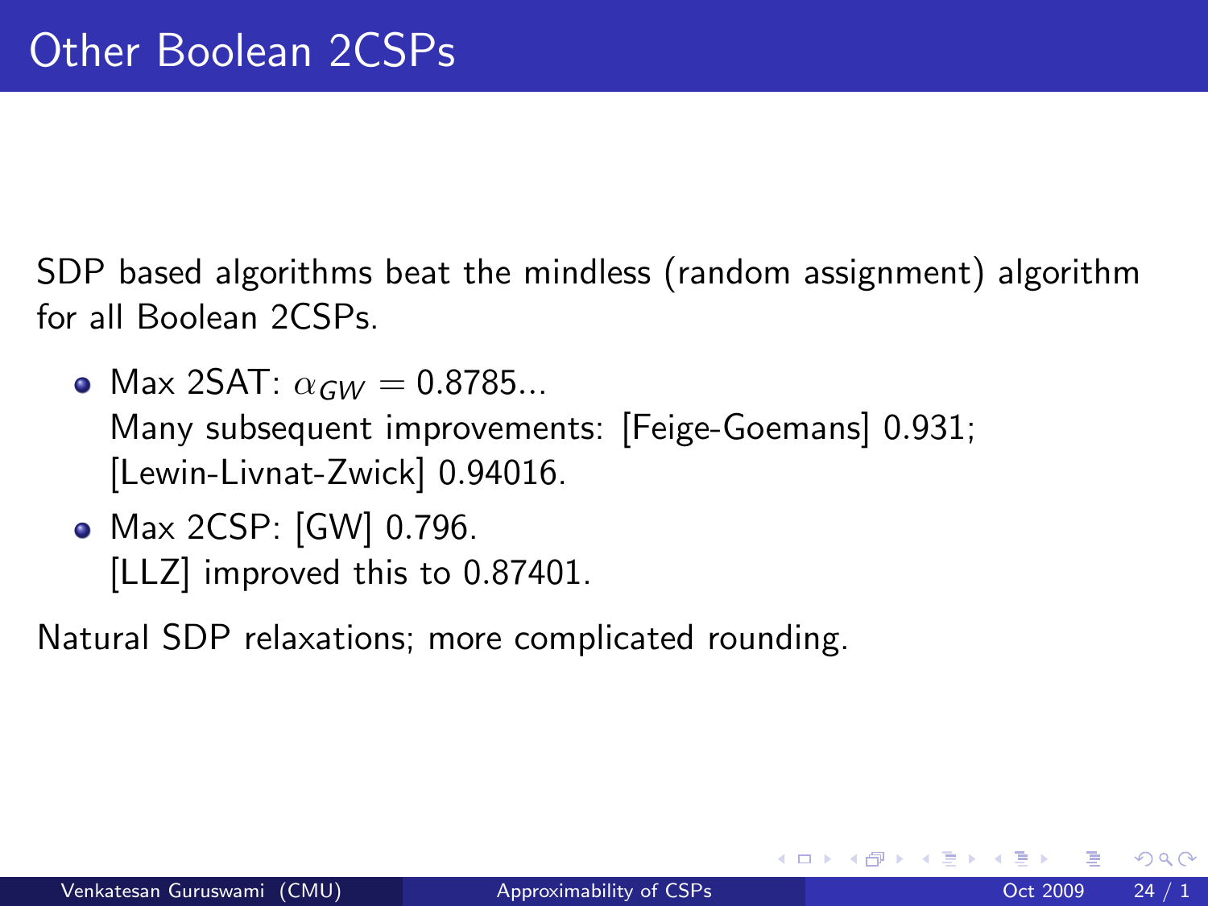# Other Boolean 2CSPs

SDP based algorithms beat the mindless (random assignment) algorithm for all Boolean 2CSPs.

- Max 2SAT: $\alpha_{GW} = 0.8785...$
  Many subsequent improvements: [Feige-Goemans] 0.931; [Lewin-Livnat-Zwick] 0.94016.
- Max 2CSP: [GW] 0.796.
  [LLZ] improved this to 0.87401.

Natural SDP relaxations; more complicated rounding.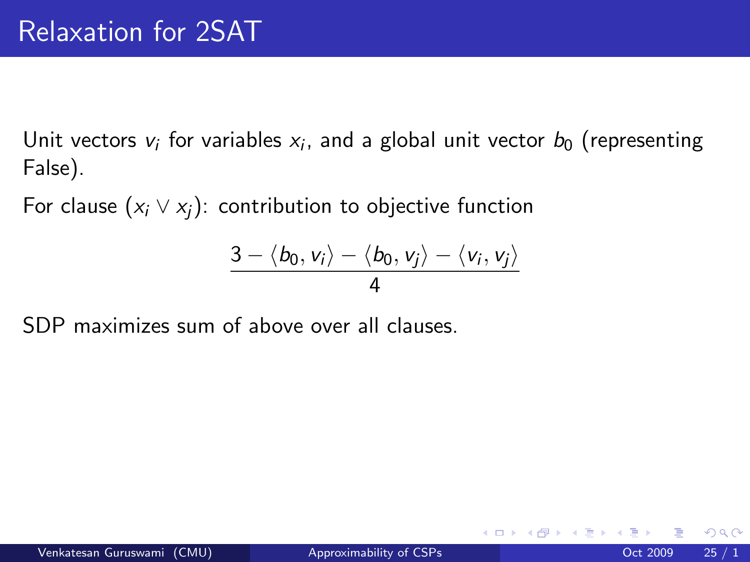# Relaxation for 2SAT

Unit vectors $v_i$ for variables $x_i$, and a global unit vector $b_0$ (representing False).

For clause $(x_i \vee x_j)$: contribution to objective function

$$\frac{3 - \langle b_0, v_i \rangle - \langle b_0, v_j \rangle - \langle v_i, v_j \rangle}{4}$$

SDP maximizes sum of above over all clauses.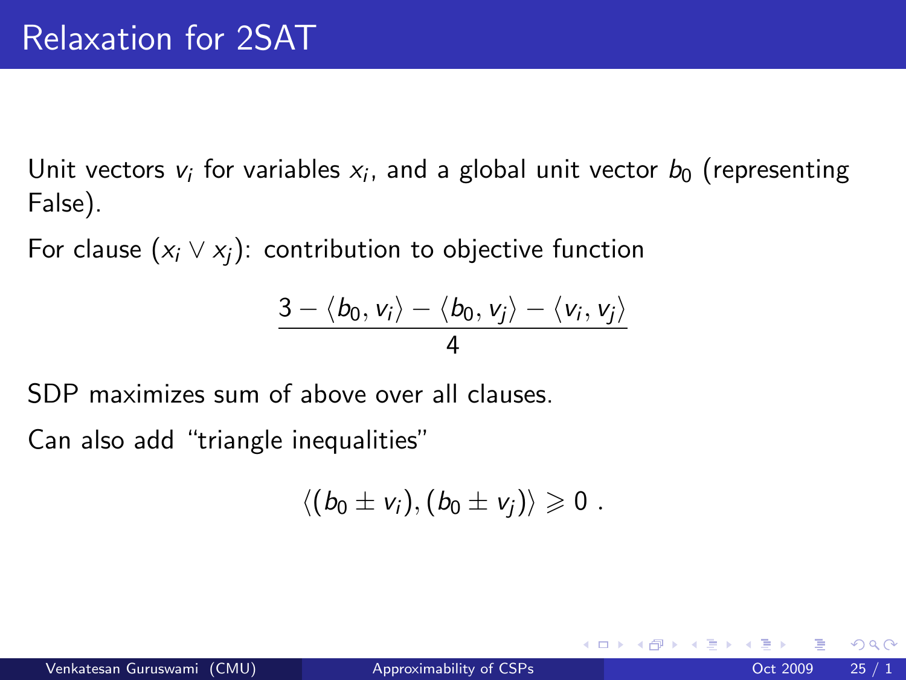# Relaxation for 2SAT

Unit vectors $v_i$ for variables $x_i$, and a global unit vector $b_0$ (representing False).

For clause $(x_i \vee x_j)$: contribution to objective function

$$\frac{3 - \langle b_0, v_i \rangle - \langle b_0, v_j \rangle - \langle v_i, v_j \rangle}{4}$$

SDP maximizes sum of above over all clauses.

Can also add "triangle inequalities"

$$\langle (b_0 \pm v_i), (b_0 \pm v_j) \rangle \geqslant 0 \ .$$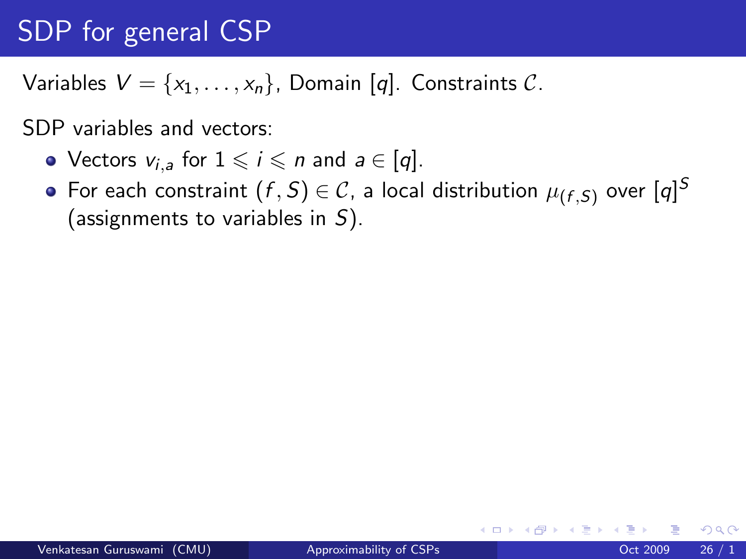# SDP for general CSP

Variables $V = \{x_1, \ldots, x_n\}$, Domain $[q]$. Constraints $\mathcal{C}$.

SDP variables and vectors:

- Vectors $v_{i,a}$ for $1 \leqslant i \leqslant n$ and $a \in [q]$.
- For each constraint $(f, S) \in \mathcal{C}$, a local distribution $\mu_{(f,S)}$ over $[q]^S$ (assignments to variables in $S$).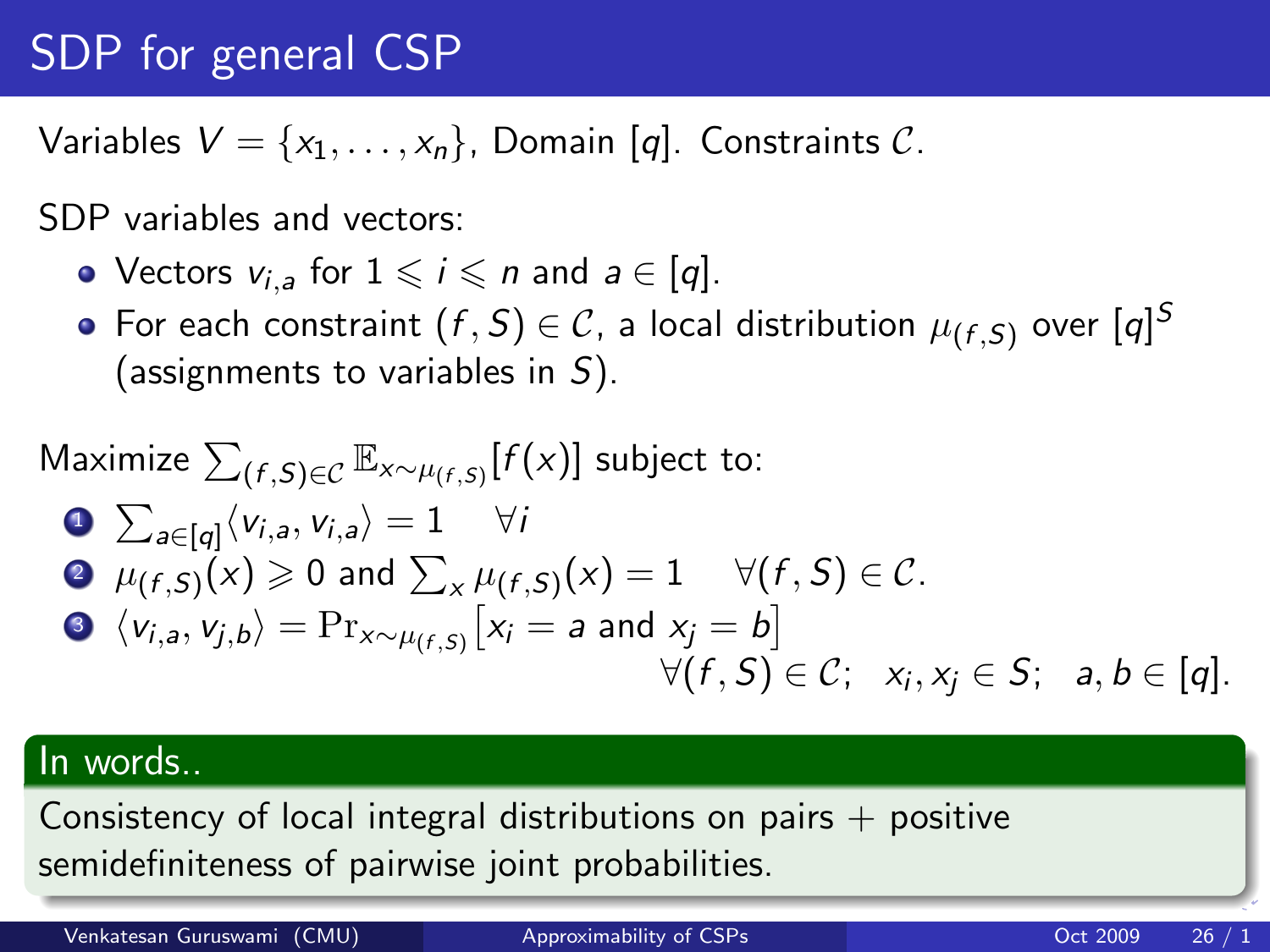# SDP for general CSP

Variables $V = \{x_1, \ldots, x_n\}$, Domain $[q]$. Constraints $\mathcal{C}$.

SDP variables and vectors:

- Vectors $v_{i,a}$ for $1 \leqslant i \leqslant n$ and $a \in [q]$.
- For each constraint $(f, S) \in \mathcal{C}$, a local distribution $\mu_{(f,S)}$ over $[q]^S$ (assignments to variables in $S$).

Maximize $\sum_{(f,S) \in \mathcal{C}} \mathbb{E}_{x \sim \mu_{(f,S)}}[f(x)]$ subject to:

1. $\sum_{a \in [q]} \langle v_{i,a}, v_{i,a} \rangle = 1 \quad \forall i$
2. $\mu_{(f,S)}(x) \geqslant 0$ and $\sum_x \mu_{(f,S)}(x) = 1 \quad \forall (f, S) \in \mathcal{C}$.
3. $\langle v_{i,a}, v_{j,b} \rangle = \Pr_{x \sim \mu_{(f,S)}}\big[x_i = a \text{ and } x_j = b\big]$
   $\forall (f, S) \in \mathcal{C}; \quad x_i, x_j \in S; \quad a, b \in [q]$.

## In words..

Consistency of local integral distributions on pairs + positive semidefiniteness of pairwise joint probabilities.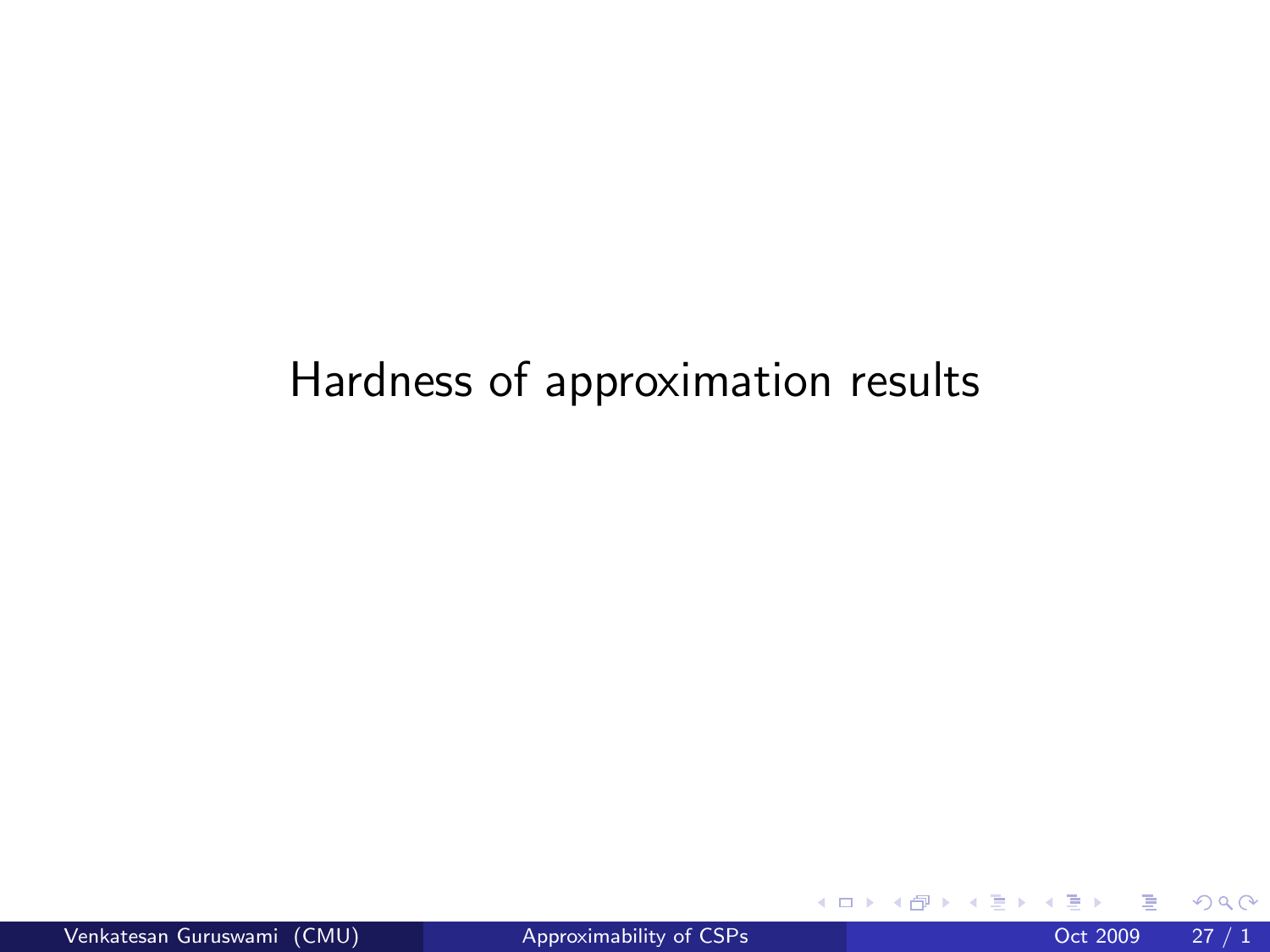# Hardness of approximation results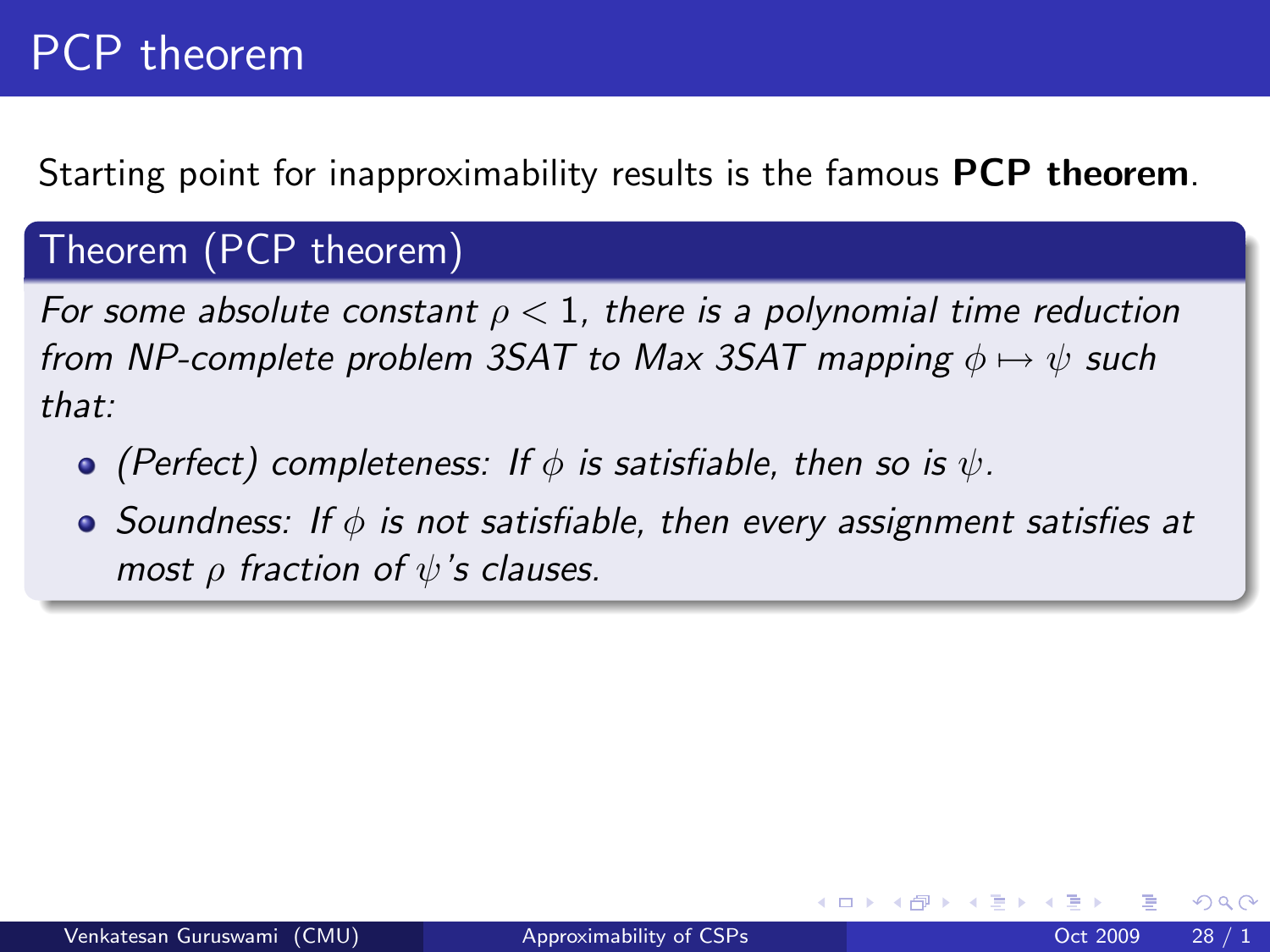# PCP theorem

Starting point for inapproximability results is the famous **PCP theorem**.

## Theorem (PCP theorem)

*For some absolute constant $\rho < 1$, there is a polynomial time reduction from NP-complete problem 3SAT to Max 3SAT mapping $\phi \mapsto \psi$ such that:*

- *(Perfect) completeness: If $\phi$ is satisfiable, then so is $\psi$.*
- *Soundness: If $\phi$ is not satisfiable, then every assignment satisfies at most $\rho$ fraction of $\psi$'s clauses.*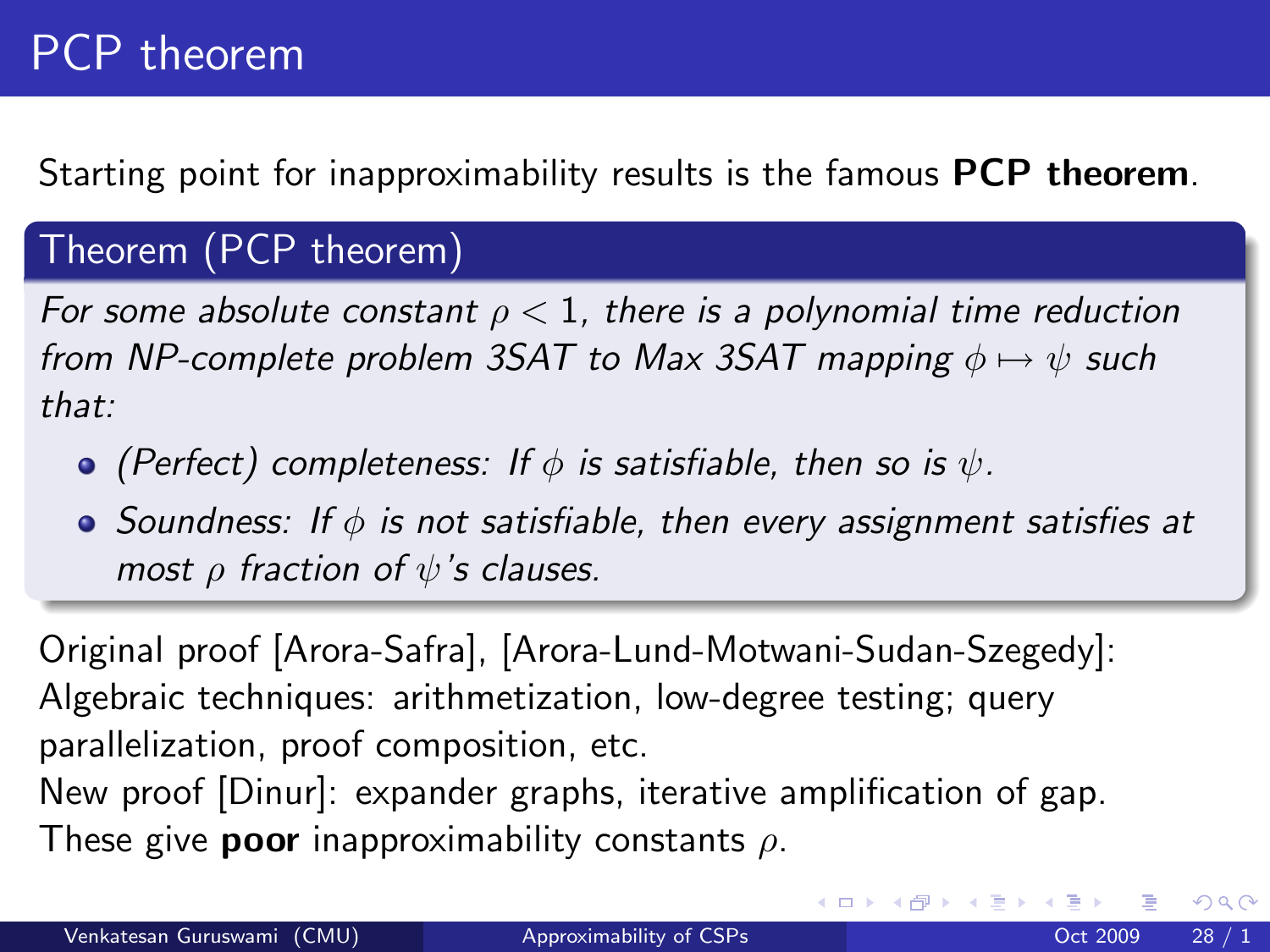# PCP theorem

Starting point for inapproximability results is the famous **PCP theorem**.

**Theorem (PCP theorem)**

*For some absolute constant $\rho < 1$, there is a polynomial time reduction from NP-complete problem 3SAT to Max 3SAT mapping $\phi \mapsto \psi$ such that:*

- *(Perfect) completeness: If $\phi$ is satisfiable, then so is $\psi$.*
- *Soundness: If $\phi$ is not satisfiable, then every assignment satisfies at most $\rho$ fraction of $\psi$'s clauses.*

Original proof [Arora-Safra], [Arora-Lund-Motwani-Sudan-Szegedy]: Algebraic techniques: arithmetization, low-degree testing; query parallelization, proof composition, etc.
New proof [Dinur]: expander graphs, iterative amplification of gap.
These give **poor** inapproximability constants $\rho$.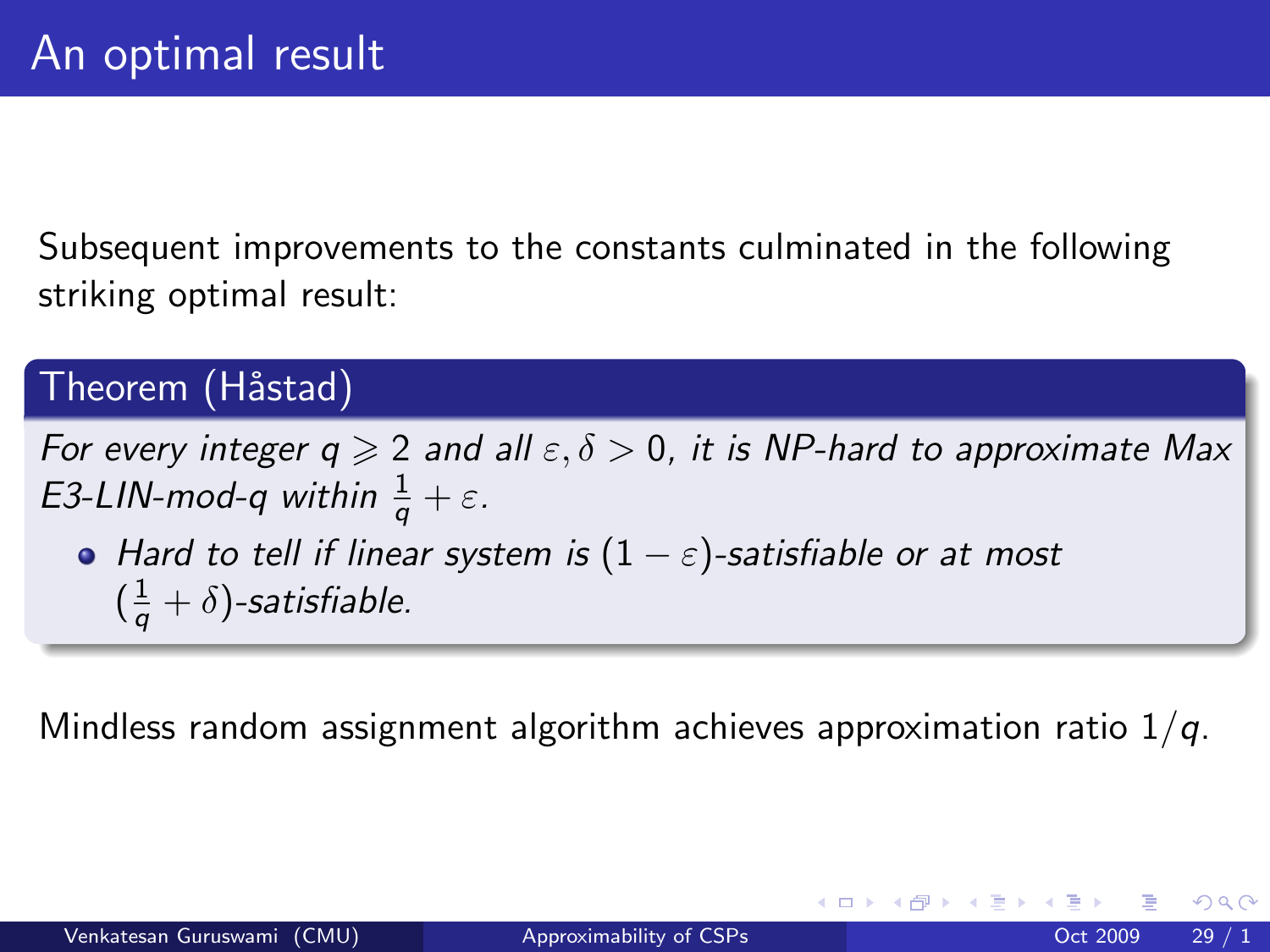# An optimal result

Subsequent improvements to the constants culminated in the following striking optimal result:

**Theorem (Håstad)**

*For every integer $q \geqslant 2$ and all $\varepsilon, \delta > 0$, it is NP-hard to approximate Max E3-LIN-mod-q within $\frac{1}{q} + \varepsilon$.*

- *Hard to tell if linear system is $(1 - \varepsilon)$-satisfiable or at most $(\frac{1}{q} + \delta)$-satisfiable.*

Mindless random assignment algorithm achieves approximation ratio $1/q$.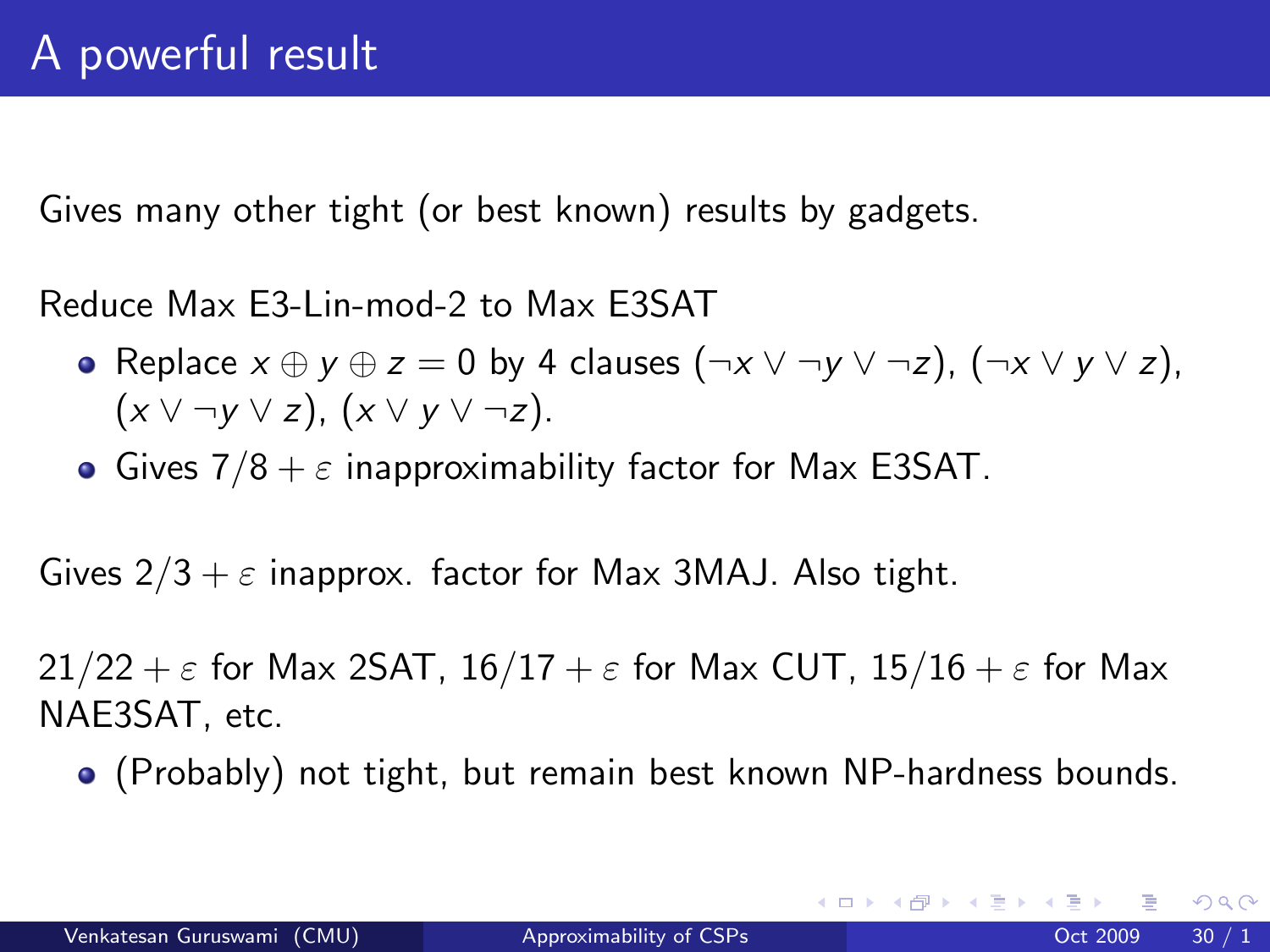# A powerful result

Gives many other tight (or best known) results by gadgets.

Reduce Max E3-Lin-mod-2 to Max E3SAT

- Replace $x \oplus y \oplus z = 0$ by 4 clauses $(\neg x \vee \neg y \vee \neg z)$, $(\neg x \vee y \vee z)$, $(x \vee \neg y \vee z)$, $(x \vee y \vee \neg z)$.
- Gives $7/8 + \varepsilon$ inapproximability factor for Max E3SAT.

Gives $2/3 + \varepsilon$ inapprox. factor for Max 3MAJ. Also tight.

$21/22 + \varepsilon$ for Max 2SAT, $16/17 + \varepsilon$ for Max CUT, $15/16 + \varepsilon$ for Max NAE3SAT, etc.

- (Probably) not tight, but remain best known NP-hardness bounds.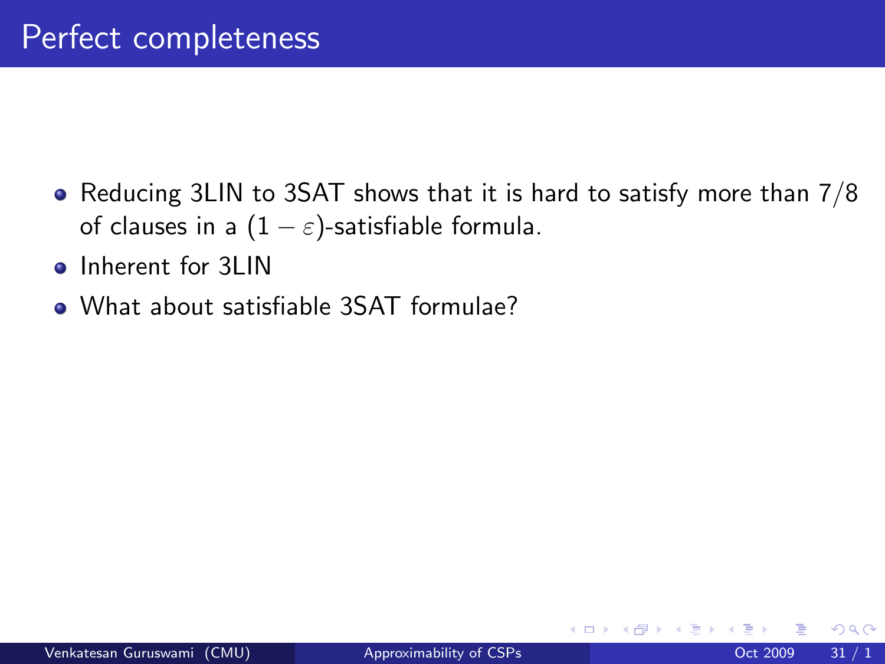# Perfect completeness

- Reducing 3LIN to 3SAT shows that it is hard to satisfy more than 7/8 of clauses in a $(1-\varepsilon)$-satisfiable formula.
- Inherent for 3LIN
- What about satisfiable 3SAT formulae?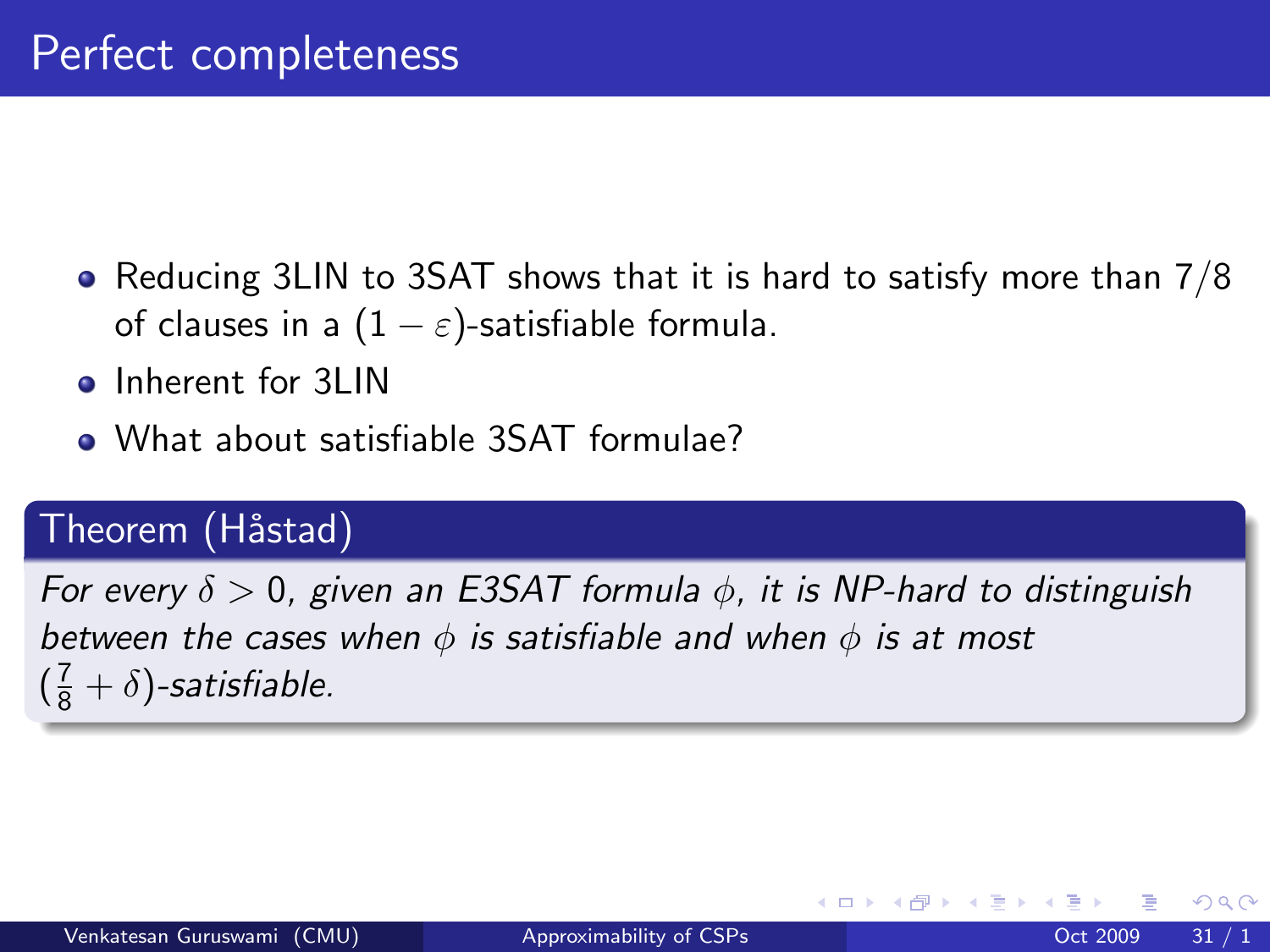# Perfect completeness

- Reducing 3LIN to 3SAT shows that it is hard to satisfy more than 7/8 of clauses in a $(1-\varepsilon)$-satisfiable formula.
- Inherent for 3LIN
- What about satisfiable 3SAT formulae?

**Theorem (Håstad)**

*For every $\delta > 0$, given an E3SAT formula $\phi$, it is NP-hard to distinguish between the cases when $\phi$ is satisfiable and when $\phi$ is at most $(\frac{7}{8}+\delta)$-satisfiable.*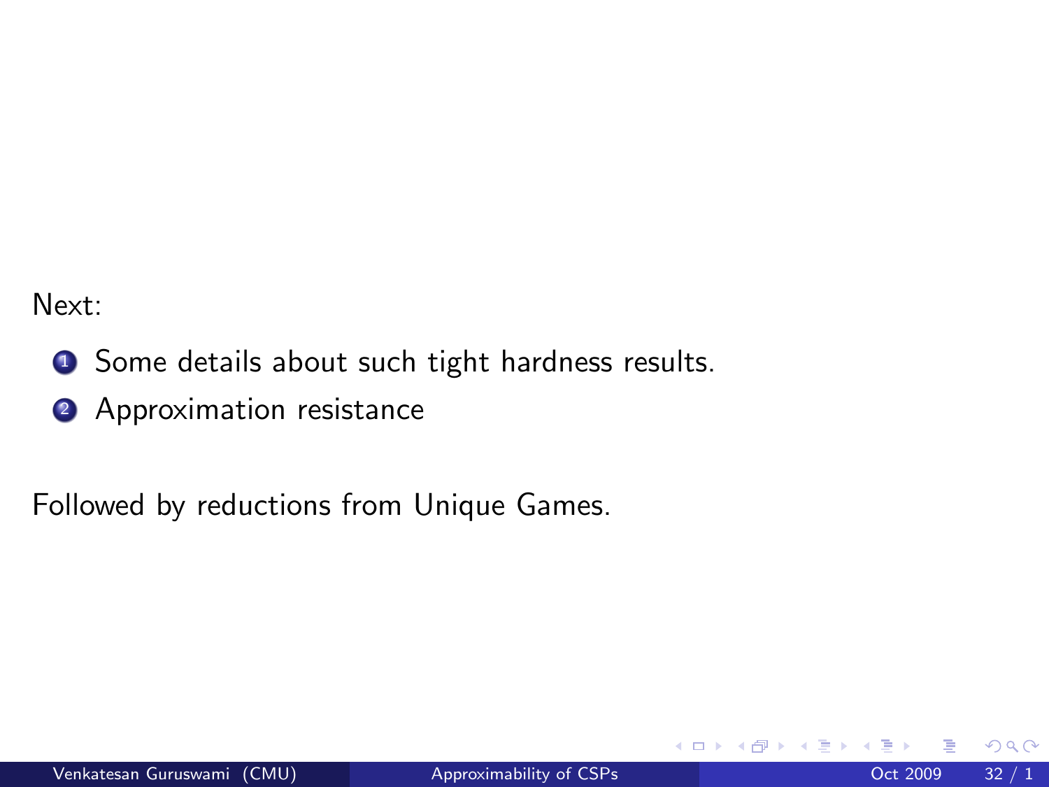Next:

1. Some details about such tight hardness results.
2. Approximation resistance

Followed by reductions from Unique Games.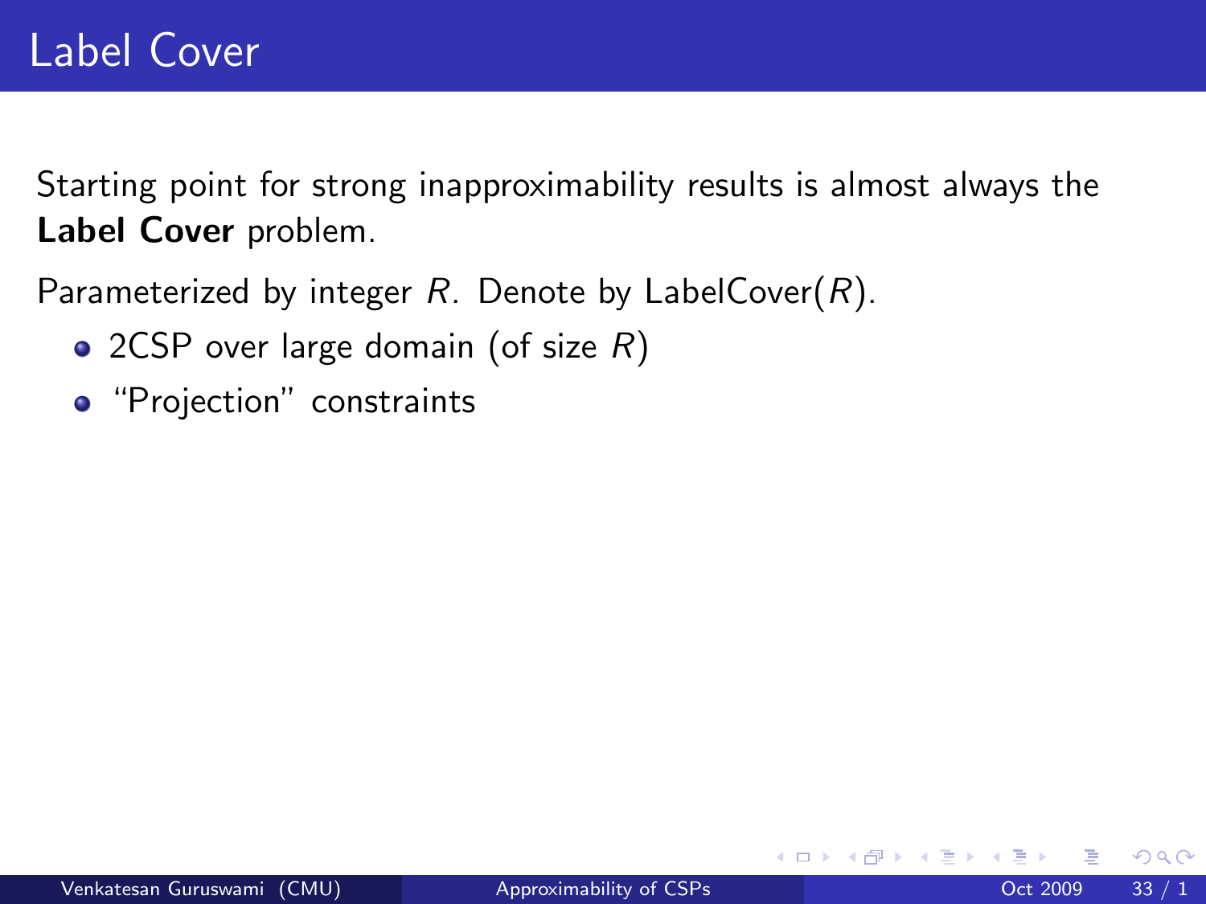# Label Cover

Starting point for strong inapproximability results is almost always the **Label Cover** problem.

Parameterized by integer $R$. Denote by LabelCover($R$).

- 2CSP over large domain (of size $R$)
- "Projection" constraints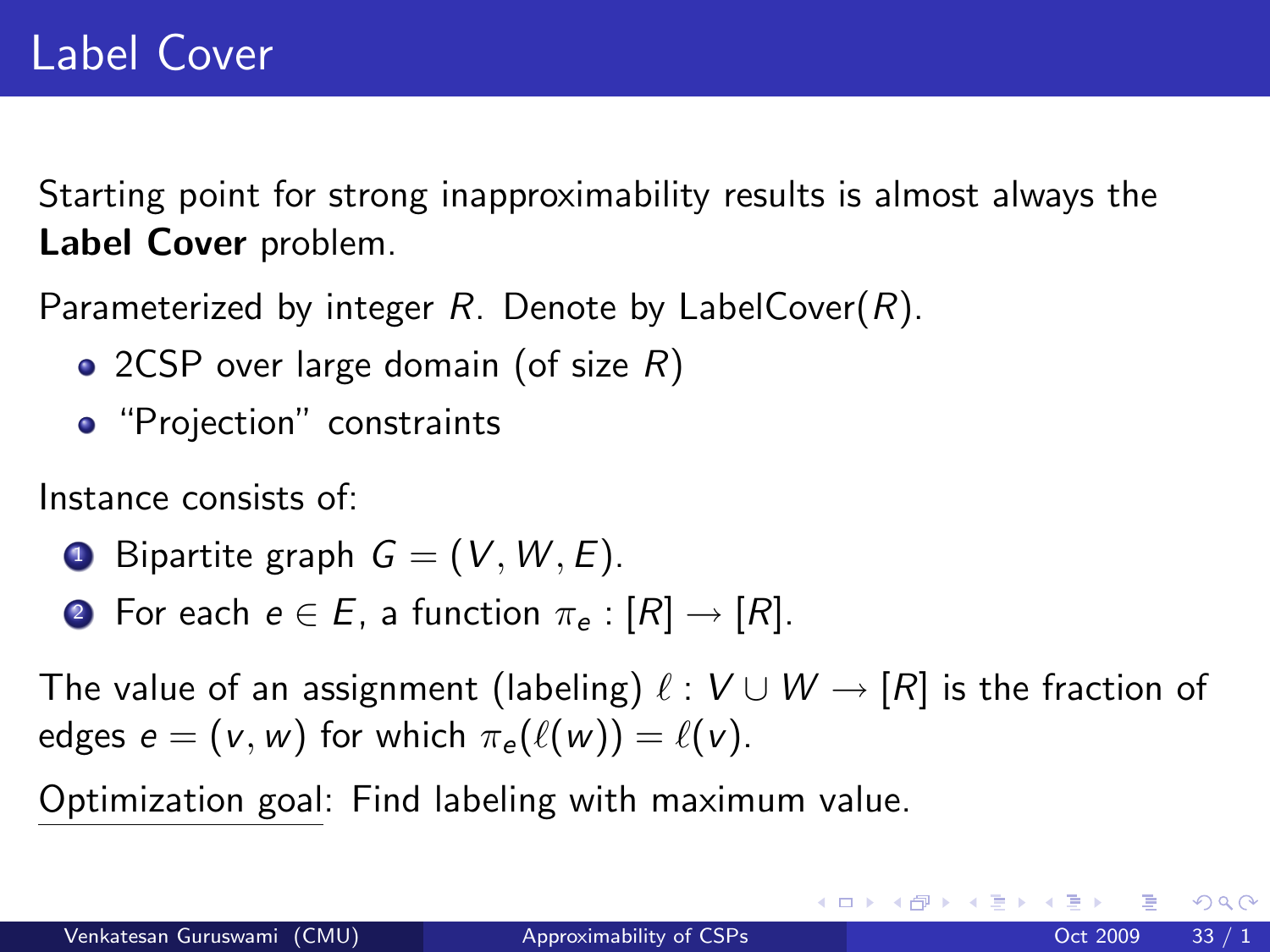# Label Cover

Starting point for strong inapproximability results is almost always the **Label Cover** problem.

Parameterized by integer $R$. Denote by LabelCover($R$).

- 2CSP over large domain (of size $R$)
- "Projection" constraints

Instance consists of:

1. Bipartite graph $G = (V, W, E)$.
2. For each $e \in E$, a function $\pi_e : [R] \to [R]$.

The value of an assignment (labeling) $\ell : V \cup W \to [R]$ is the fraction of edges $e = (v, w)$ for which $\pi_e(\ell(w)) = \ell(v)$.

Optimization goal: Find labeling with maximum value.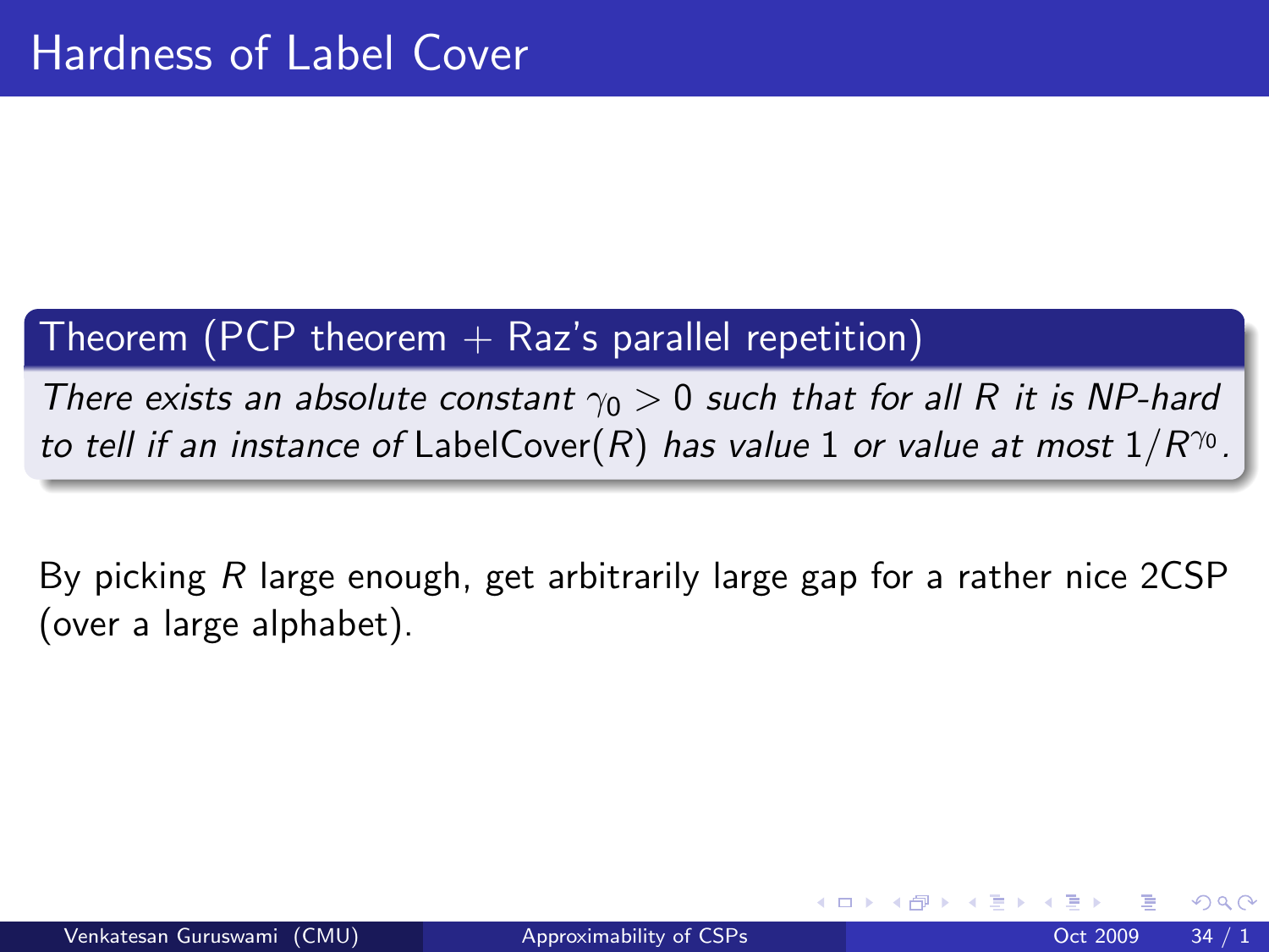# Hardness of Label Cover

**Theorem (PCP theorem + Raz's parallel repetition)**

*There exists an absolute constant $\gamma_0 > 0$ such that for all $R$ it is NP-hard to tell if an instance of* LabelCover($R$) *has value* 1 *or value at most* $1/R^{\gamma_0}$.

By picking $R$ large enough, get arbitrarily large gap for a rather nice 2CSP (over a large alphabet).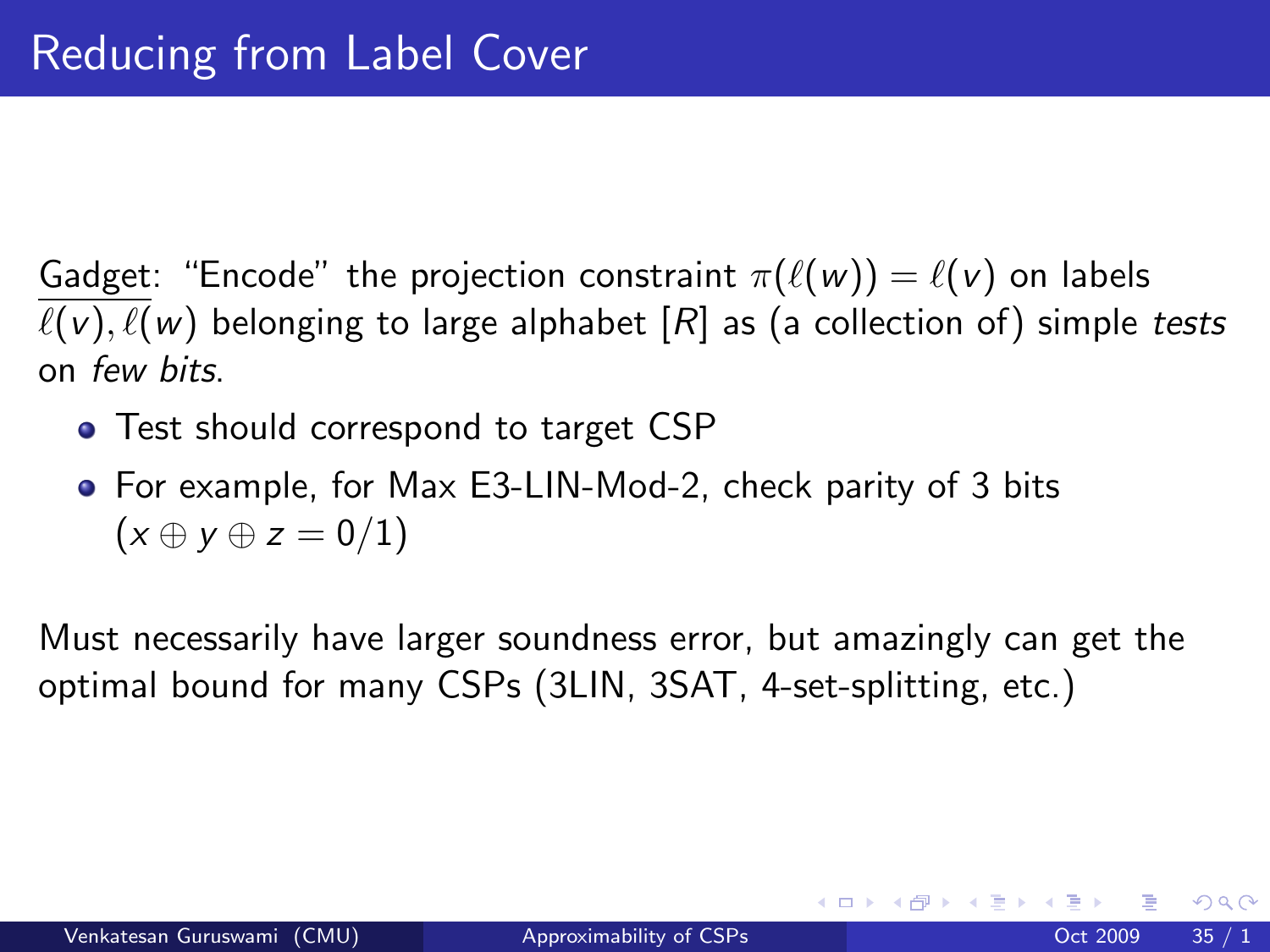# Reducing from Label Cover

Gadget: "Encode" the projection constraint $\pi(\ell(w)) = \ell(v)$ on labels $\ell(v), \ell(w)$ belonging to large alphabet $[R]$ as (a collection of) simple *tests* on *few bits*.

- Test should correspond to target CSP
- For example, for Max E3-LIN-Mod-2, check parity of 3 bits ($x \oplus y \oplus z = 0/1$)

Must necessarily have larger soundness error, but amazingly can get the optimal bound for many CSPs (3LIN, 3SAT, 4-set-splitting, etc.)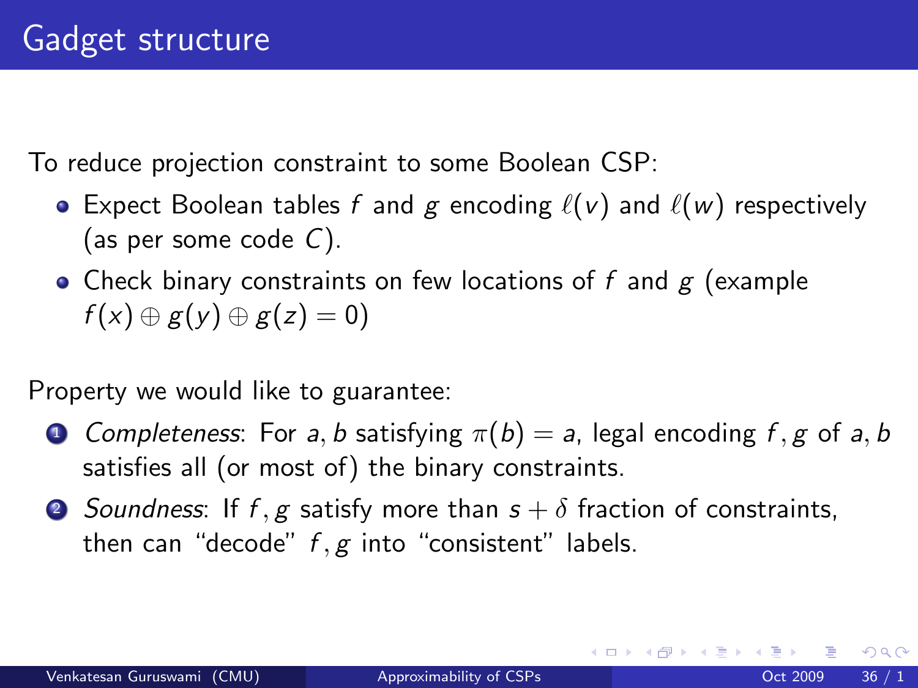# Gadget structure

To reduce projection constraint to some Boolean CSP:

- Expect Boolean tables $f$ and $g$ encoding $\ell(v)$ and $\ell(w)$ respectively (as per some code $C$).
- Check binary constraints on few locations of $f$ and $g$ (example $f(x) \oplus g(y) \oplus g(z) = 0$)

Property we would like to guarantee:

1. *Completeness*: For $a, b$ satisfying $\pi(b) = a$, legal encoding $f, g$ of $a, b$ satisfies all (or most of) the binary constraints.
2. *Soundness*: If $f, g$ satisfy more than $s + \delta$ fraction of constraints, then can "decode" $f, g$ into "consistent" labels.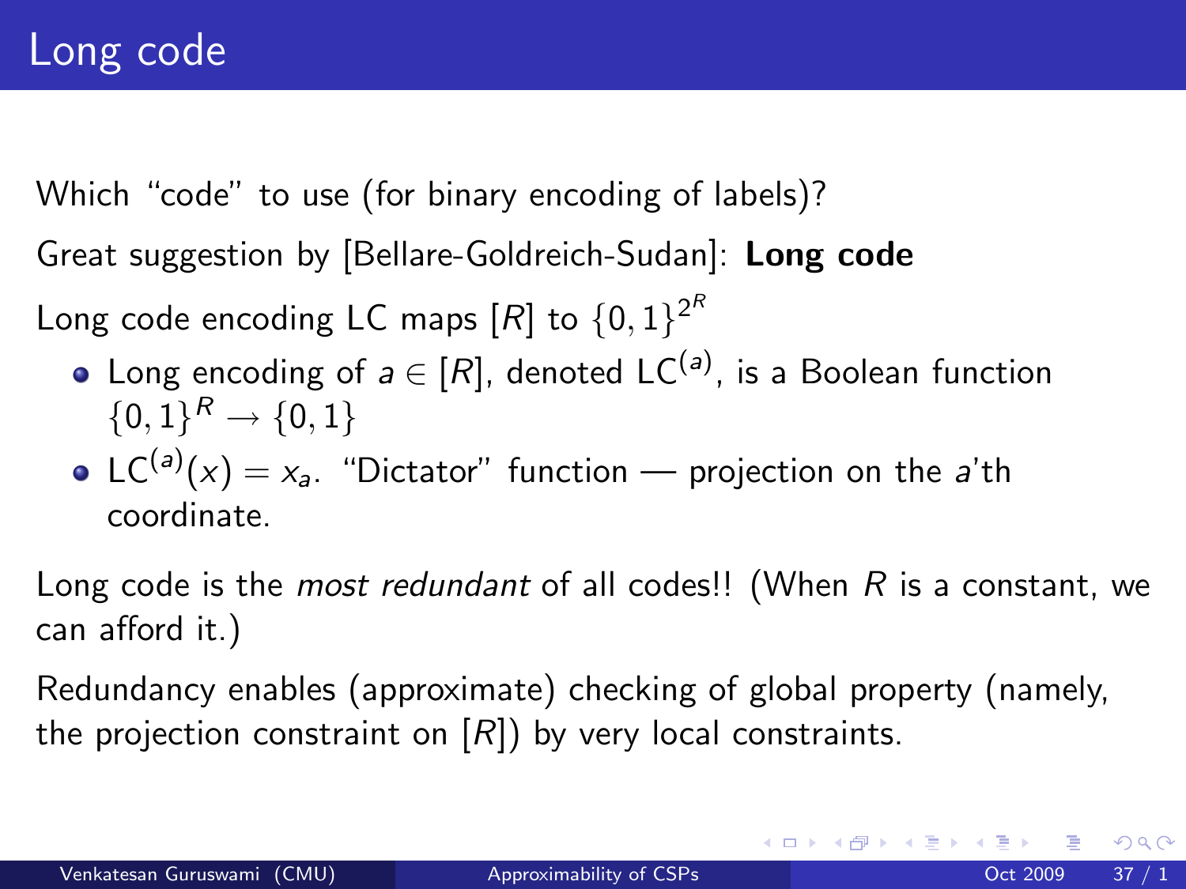# Long code

Which "code" to use (for binary encoding of labels)?

Great suggestion by [Bellare-Goldreich-Sudan]: **Long code**

Long code encoding LC maps $[R]$ to $\{0,1\}^{2^R}$

- Long encoding of $a \in [R]$, denoted $\mathrm{LC}^{(a)}$, is a Boolean function $\{0,1\}^R \to \{0,1\}$
- $\mathrm{LC}^{(a)}(x) = x_a$. "Dictator" function — projection on the $a$'th coordinate.

Long code is the *most redundant* of all codes!! (When $R$ is a constant, we can afford it.)

Redundancy enables (approximate) checking of global property (namely, the projection constraint on $[R]$) by very local constraints.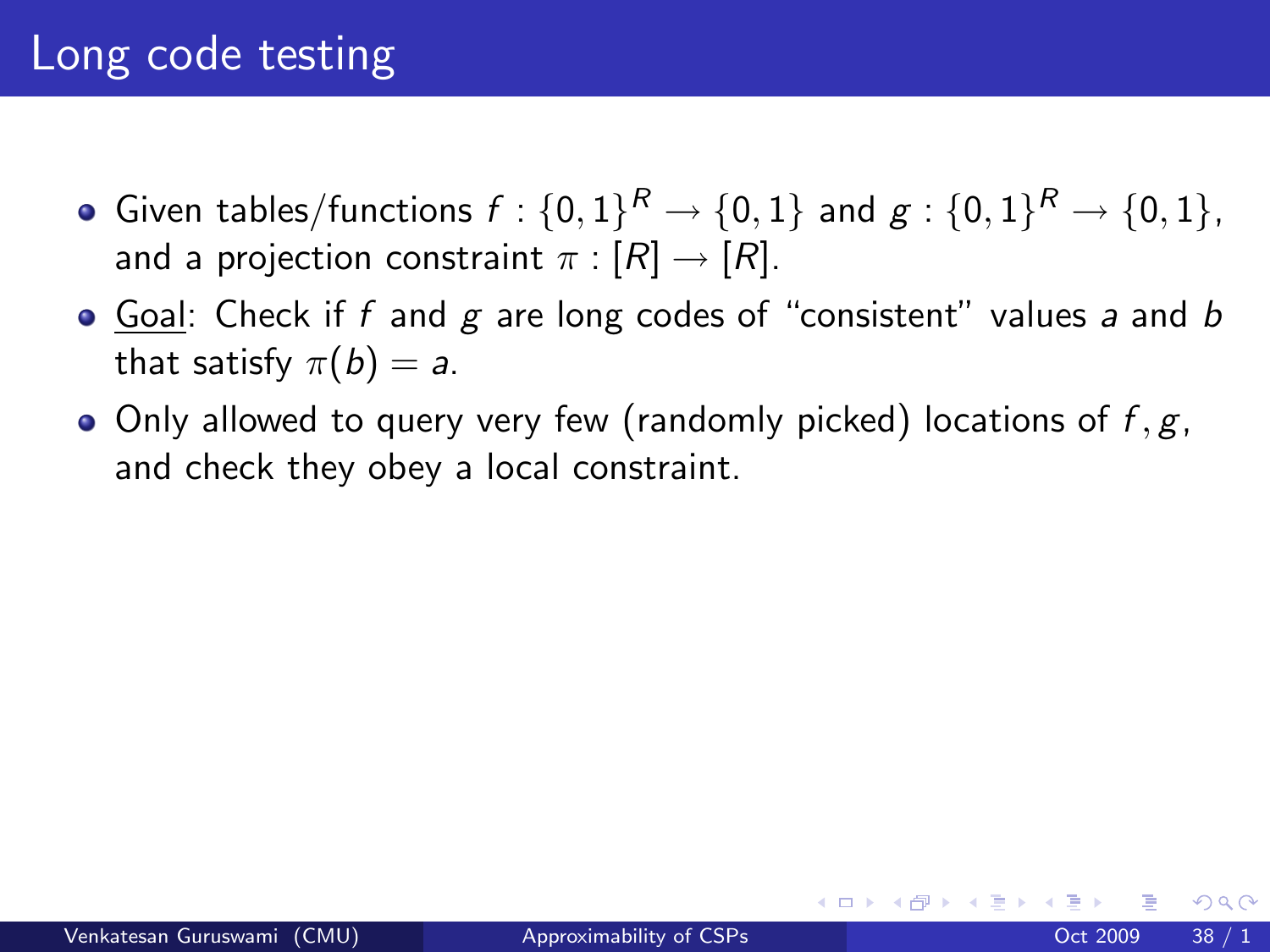# Long code testing

- Given tables/functions $f : \{0,1\}^R \to \{0,1\}$ and $g : \{0,1\}^R \to \{0,1\}$, and a projection constraint $\pi : [R] \to [R]$.
- Goal: Check if $f$ and $g$ are long codes of "consistent" values $a$ and $b$ that satisfy $\pi(b) = a$.
- Only allowed to query very few (randomly picked) locations of $f, g$, and check they obey a local constraint.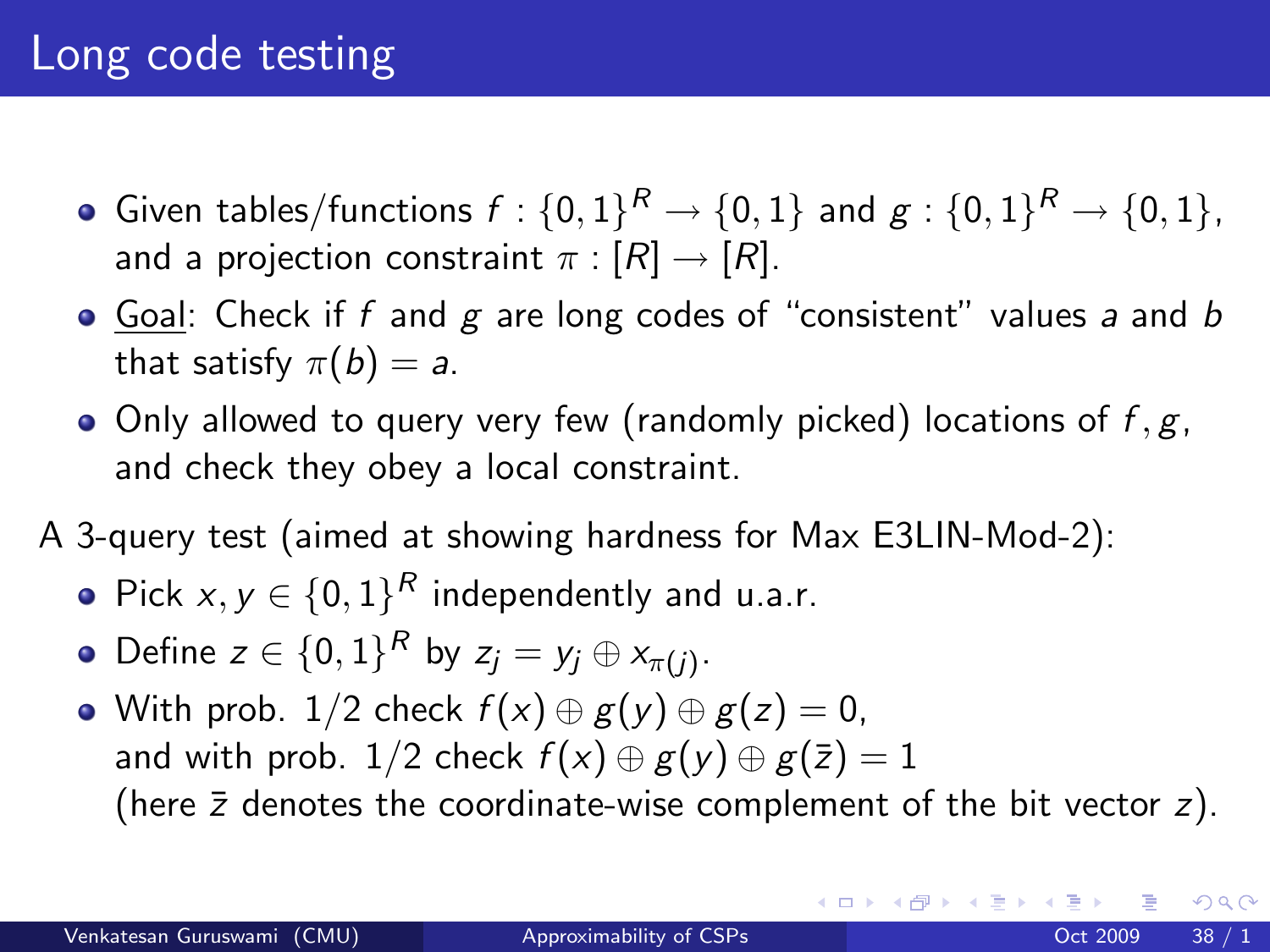# Long code testing

- Given tables/functions $f : \{0,1\}^R \to \{0,1\}$ and $g : \{0,1\}^R \to \{0,1\}$, and a projection constraint $\pi : [R] \to [R]$.
- Goal: Check if $f$ and $g$ are long codes of "consistent" values $a$ and $b$ that satisfy $\pi(b) = a$.
- Only allowed to query very few (randomly picked) locations of $f, g$, and check they obey a local constraint.

A 3-query test (aimed at showing hardness for Max E3LIN-Mod-2):

- Pick $x, y \in \{0,1\}^R$ independently and u.a.r.
- Define $z \in \{0,1\}^R$ by $z_j = y_j \oplus x_{\pi(j)}$.
- With prob. $1/2$ check $f(x) \oplus g(y) \oplus g(z) = 0$, and with prob. $1/2$ check $f(x) \oplus g(y) \oplus g(\bar{z}) = 1$ (here $\bar{z}$ denotes the coordinate-wise complement of the bit vector $z$).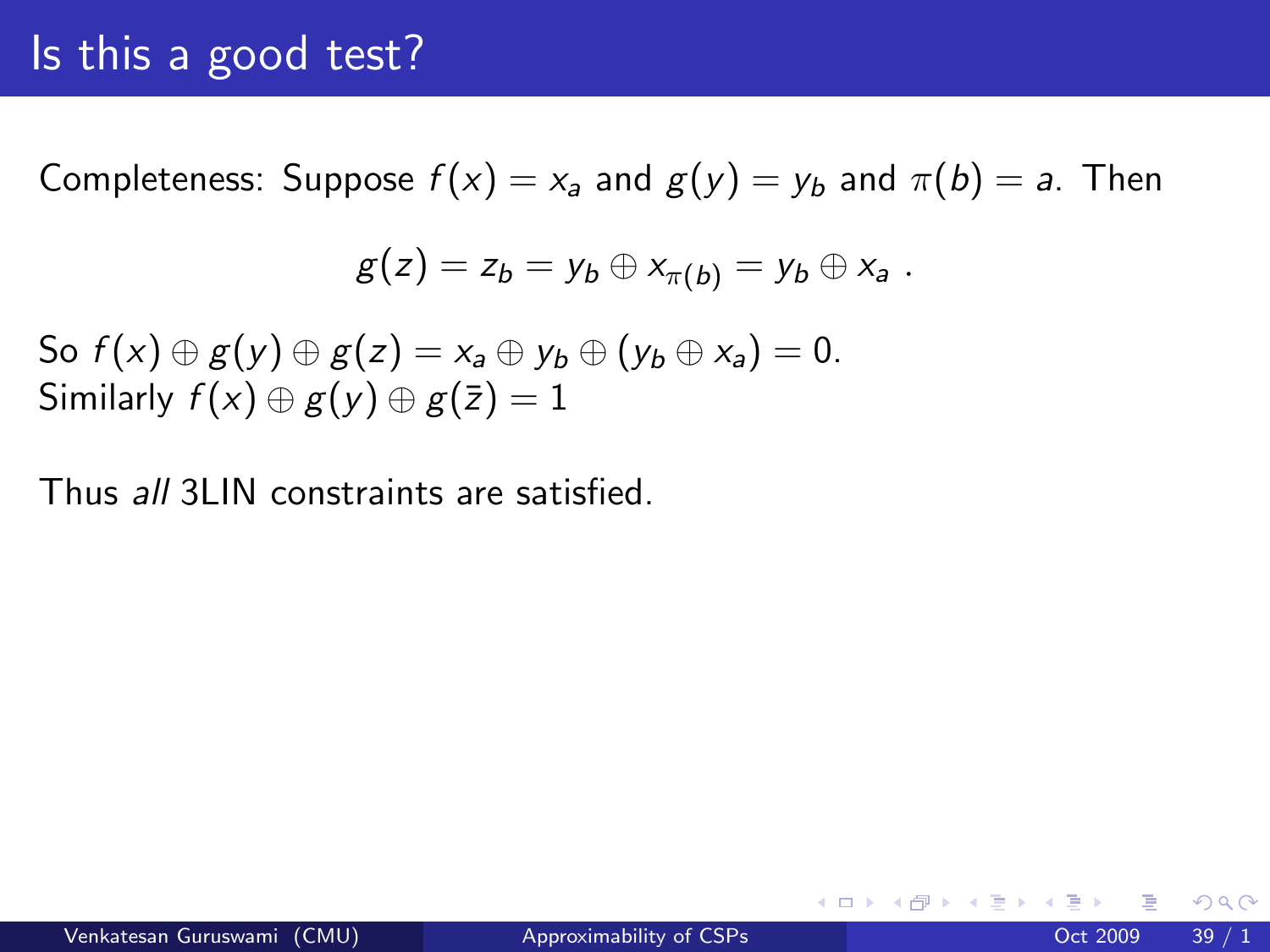# Is this a good test?

Completeness: Suppose $f(x) = x_a$ and $g(y) = y_b$ and $\pi(b) = a$. Then

$$g(z) = z_b = y_b \oplus x_{\pi(b)} = y_b \oplus x_a \ .$$

So $f(x) \oplus g(y) \oplus g(z) = x_a \oplus y_b \oplus (y_b \oplus x_a) = 0$.
Similarly $f(x) \oplus g(y) \oplus g(\bar{z}) = 1$

Thus *all* 3LIN constraints are satisfied.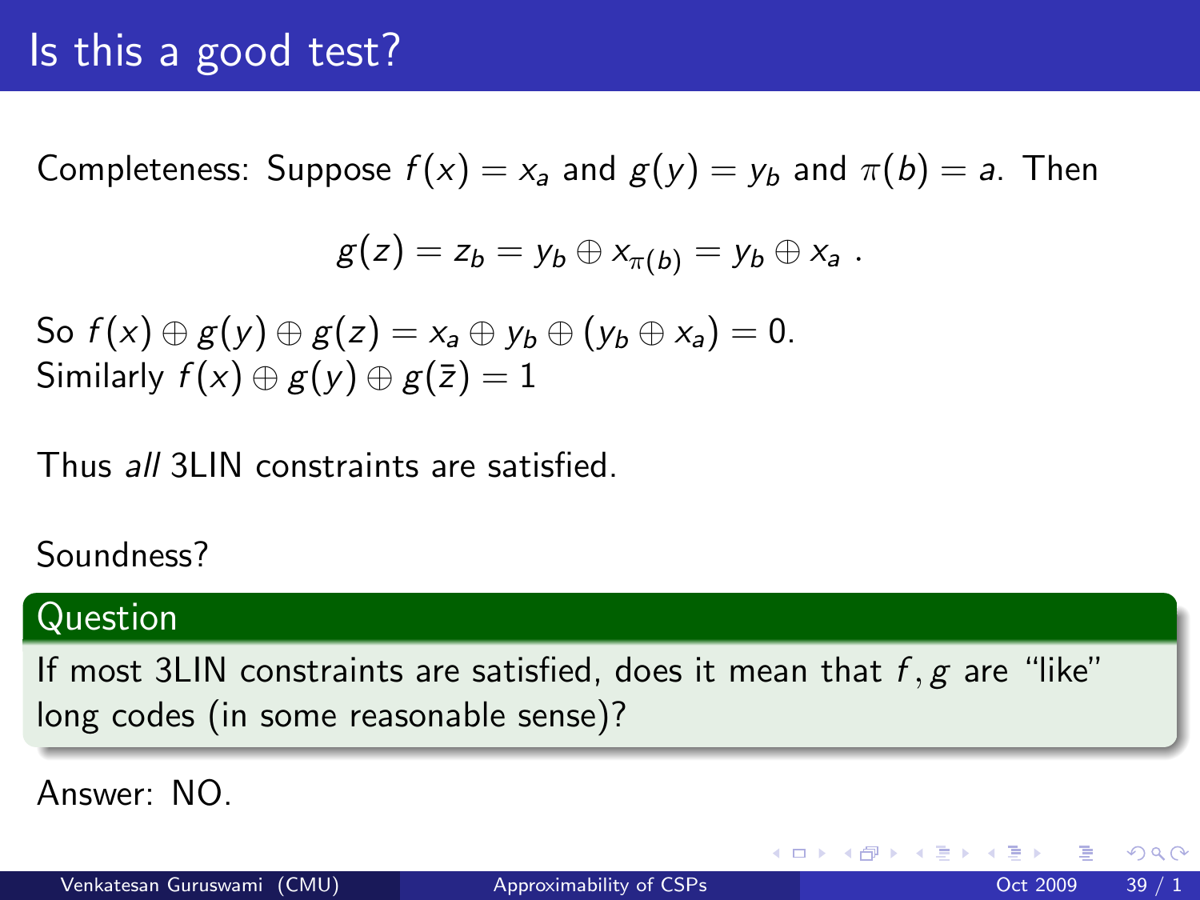# Is this a good test?

Completeness: Suppose $f(x) = x_a$ and $g(y) = y_b$ and $\pi(b) = a$. Then

$$g(z) = z_b = y_b \oplus x_{\pi(b)} = y_b \oplus x_a \ .$$

So $f(x) \oplus g(y) \oplus g(z) = x_a \oplus y_b \oplus (y_b \oplus x_a) = 0$.
Similarly $f(x) \oplus g(y) \oplus g(\bar{z}) = 1$

Thus *all* 3LIN constraints are satisfied.

Soundness?

**Question**

If most 3LIN constraints are satisfied, does it mean that $f, g$ are "like" long codes (in some reasonable sense)?

Answer: NO.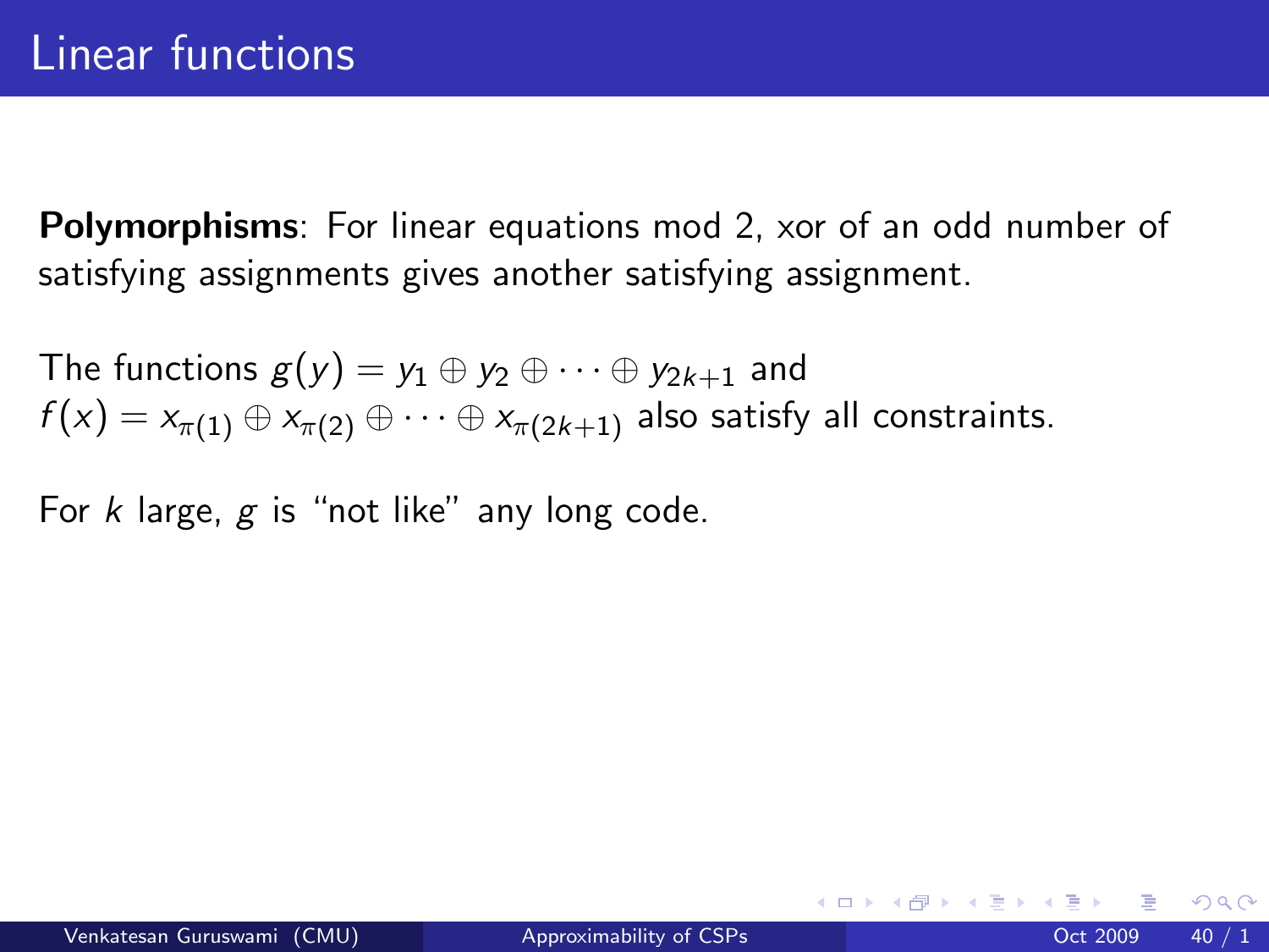# Linear functions

**Polymorphisms**: For linear equations mod 2, xor of an odd number of satisfying assignments gives another satisfying assignment.

The functions $g(y) = y_1 \oplus y_2 \oplus \cdots \oplus y_{2k+1}$ and $f(x) = x_{\pi(1)} \oplus x_{\pi(2)} \oplus \cdots \oplus x_{\pi(2k+1)}$ also satisfy all constraints.

For $k$ large, $g$ is "not like" any long code.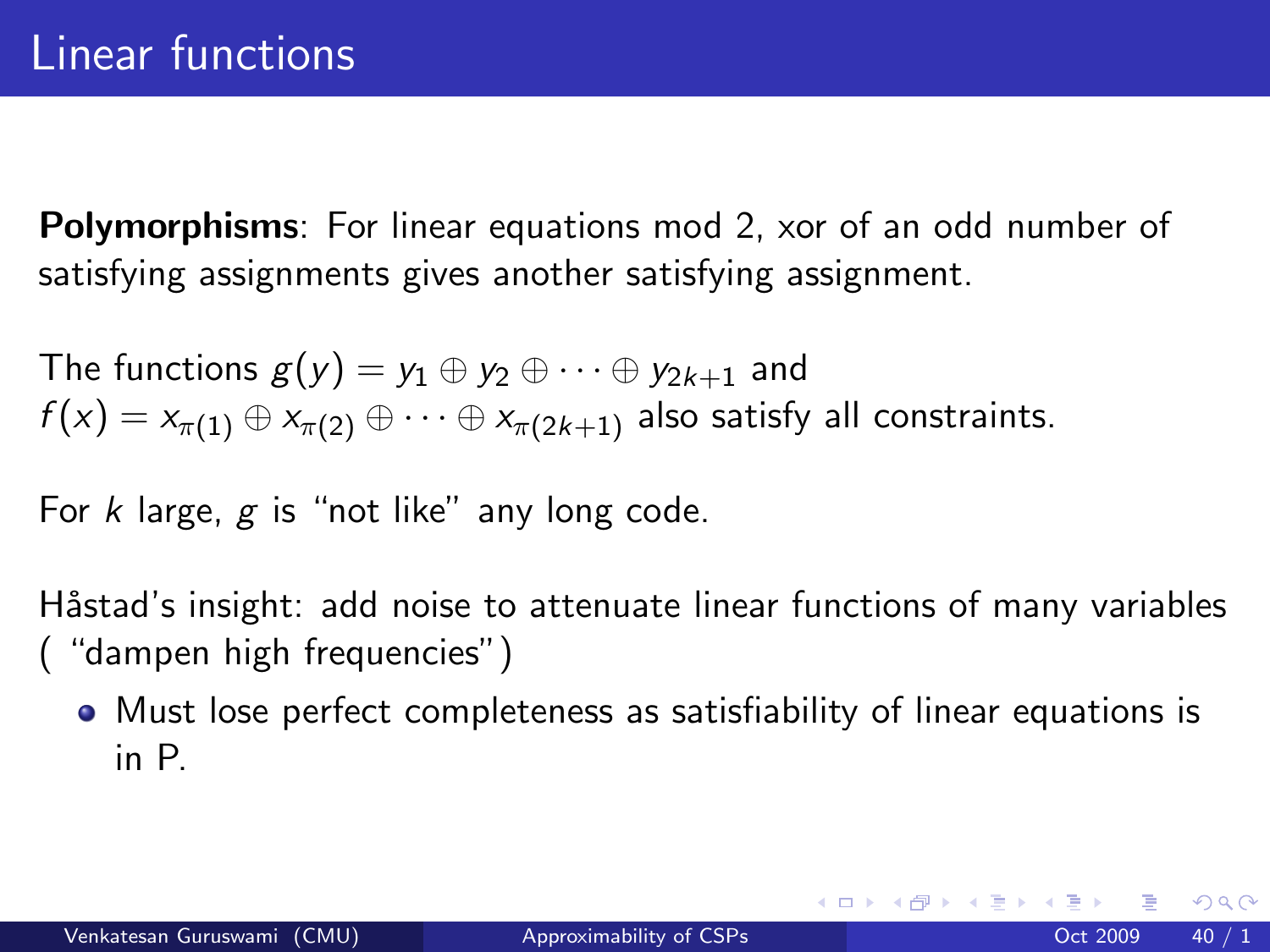# Linear functions

**Polymorphisms**: For linear equations mod 2, xor of an odd number of satisfying assignments gives another satisfying assignment.

The functions $g(y) = y_1 \oplus y_2 \oplus \cdots \oplus y_{2k+1}$ and $f(x) = x_{\pi(1)} \oplus x_{\pi(2)} \oplus \cdots \oplus x_{\pi(2k+1)}$ also satisfy all constraints.

For $k$ large, $g$ is "not like" any long code.

Håstad's insight: add noise to attenuate linear functions of many variables ( "dampen high frequencies")

- Must lose perfect completeness as satisfiability of linear equations is in P.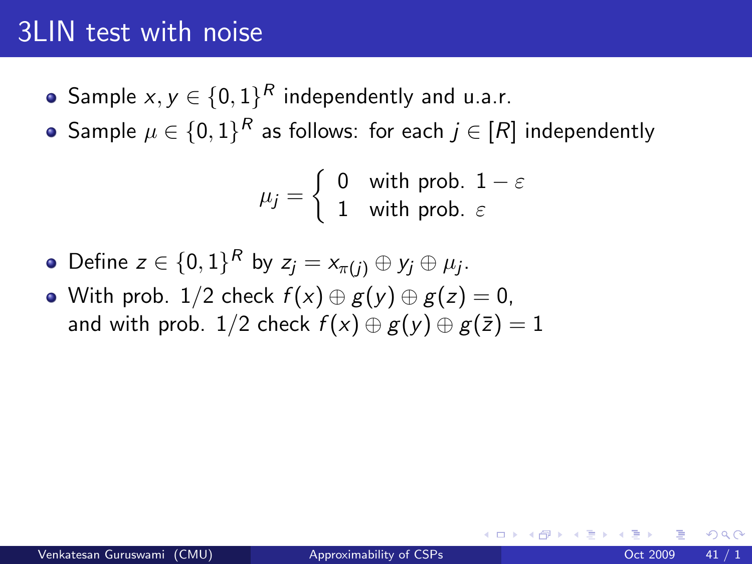# 3LIN test with noise

- Sample $x, y \in \{0,1\}^R$ independently and u.a.r.
- Sample $\mu \in \{0,1\}^R$ as follows: for each $j \in [R]$ independently

$$\mu_j = \begin{cases} 0 & \text{with prob. } 1 - \varepsilon \\ 1 & \text{with prob. } \varepsilon \end{cases}$$

- Define $z \in \{0,1\}^R$ by $z_j = x_{\pi(j)} \oplus y_j \oplus \mu_j$.
- With prob. $1/2$ check $f(x) \oplus g(y) \oplus g(z) = 0$, and with prob. $1/2$ check $f(x) \oplus g(y) \oplus g(\bar{z}) = 1$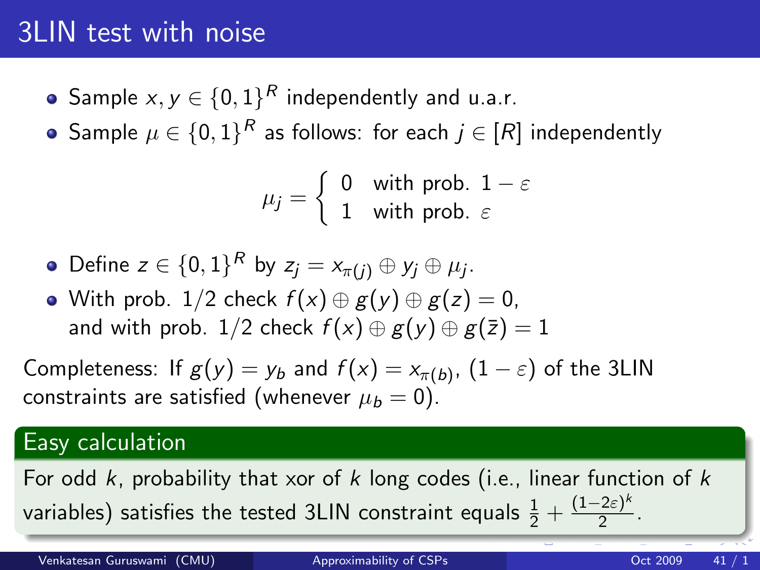# 3LIN test with noise

- Sample $x, y \in \{0,1\}^R$ independently and u.a.r.
- Sample $\mu \in \{0,1\}^R$ as follows: for each $j \in [R]$ independently

$$\mu_j = \begin{cases} 0 & \text{with prob. } 1-\varepsilon \\ 1 & \text{with prob. } \varepsilon \end{cases}$$

- Define $z \in \{0,1\}^R$ by $z_j = x_{\pi(j)} \oplus y_j \oplus \mu_j$.
- With prob. $1/2$ check $f(x) \oplus g(y) \oplus g(z) = 0$, and with prob. $1/2$ check $f(x) \oplus g(y) \oplus g(\bar{z}) = 1$

Completeness: If $g(y) = y_b$ and $f(x) = x_{\pi(b)}$, $(1-\varepsilon)$ of the 3LIN constraints are satisfied (whenever $\mu_b = 0$).

**Easy calculation**

For odd $k$, probability that xor of $k$ long codes (i.e., linear function of $k$ variables) satisfies the tested 3LIN constraint equals $\frac{1}{2} + \frac{(1-2\varepsilon)^k}{2}$.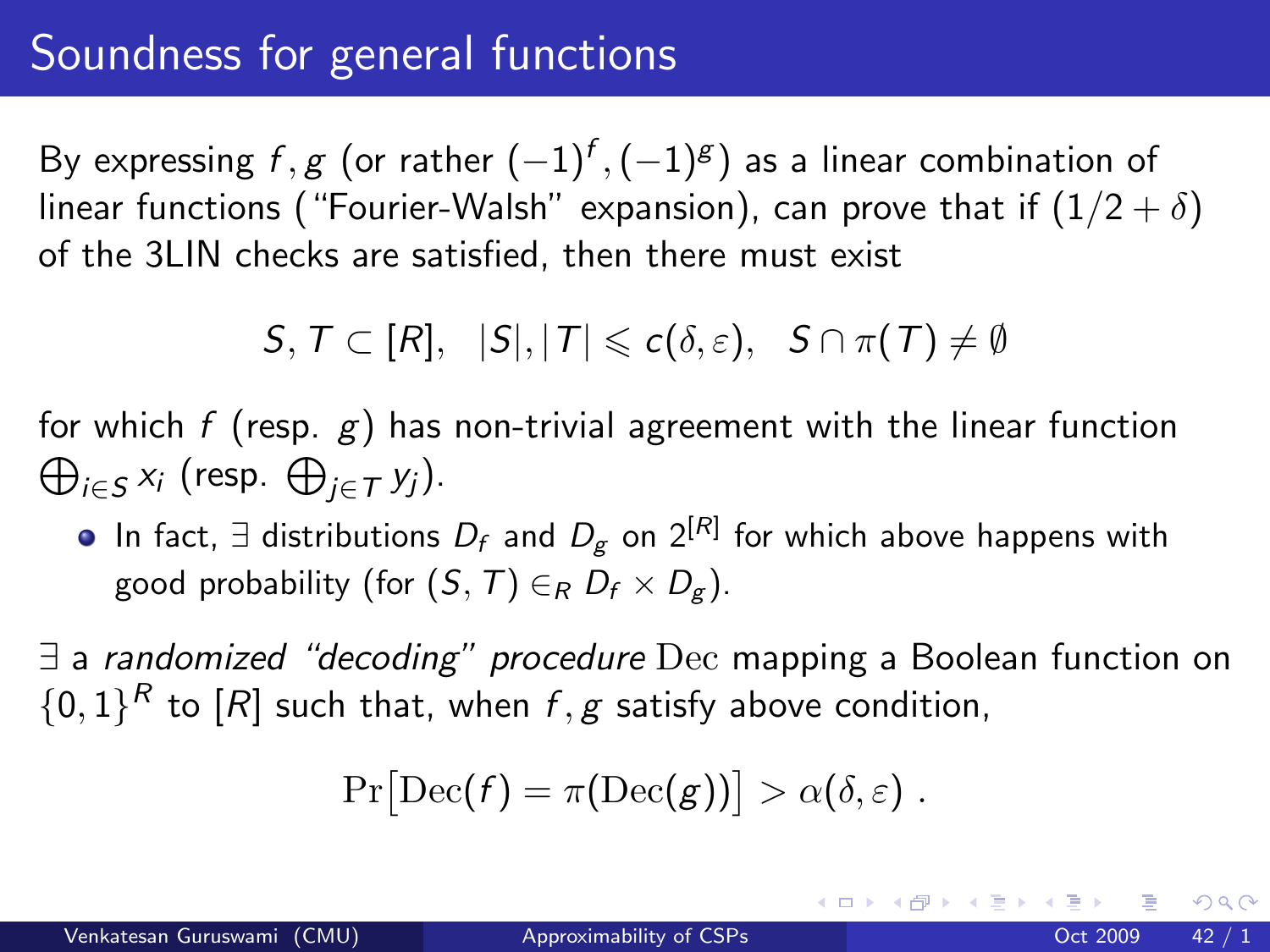# Soundness for general functions

By expressing $f, g$ (or rather $(-1)^f, (-1)^g$) as a linear combination of linear functions ("Fourier-Walsh" expansion), can prove that if $(1/2 + \delta)$ of the 3LIN checks are satisfied, then there must exist

$$S, T \subset [R], \quad |S|, |T| \leqslant c(\delta, \varepsilon), \quad S \cap \pi(T) \neq \emptyset$$

for which $f$ (resp. $g$) has non-trivial agreement with the linear function $\bigoplus_{i \in S} x_i$ (resp. $\bigoplus_{j \in T} y_j$).

- In fact, $\exists$ distributions $D_f$ and $D_g$ on $2^{[R]}$ for which above happens with good probability (for $(S, T) \in_R D_f \times D_g$).

$\exists$ a *randomized "decoding" procedure* $\mathrm{Dec}$ mapping a Boolean function on $\{0,1\}^R$ to $[R]$ such that, when $f, g$ satisfy above condition,

$$\Pr\big[\mathrm{Dec}(f) = \pi(\mathrm{Dec}(g))\big] > \alpha(\delta, \varepsilon) \; .$$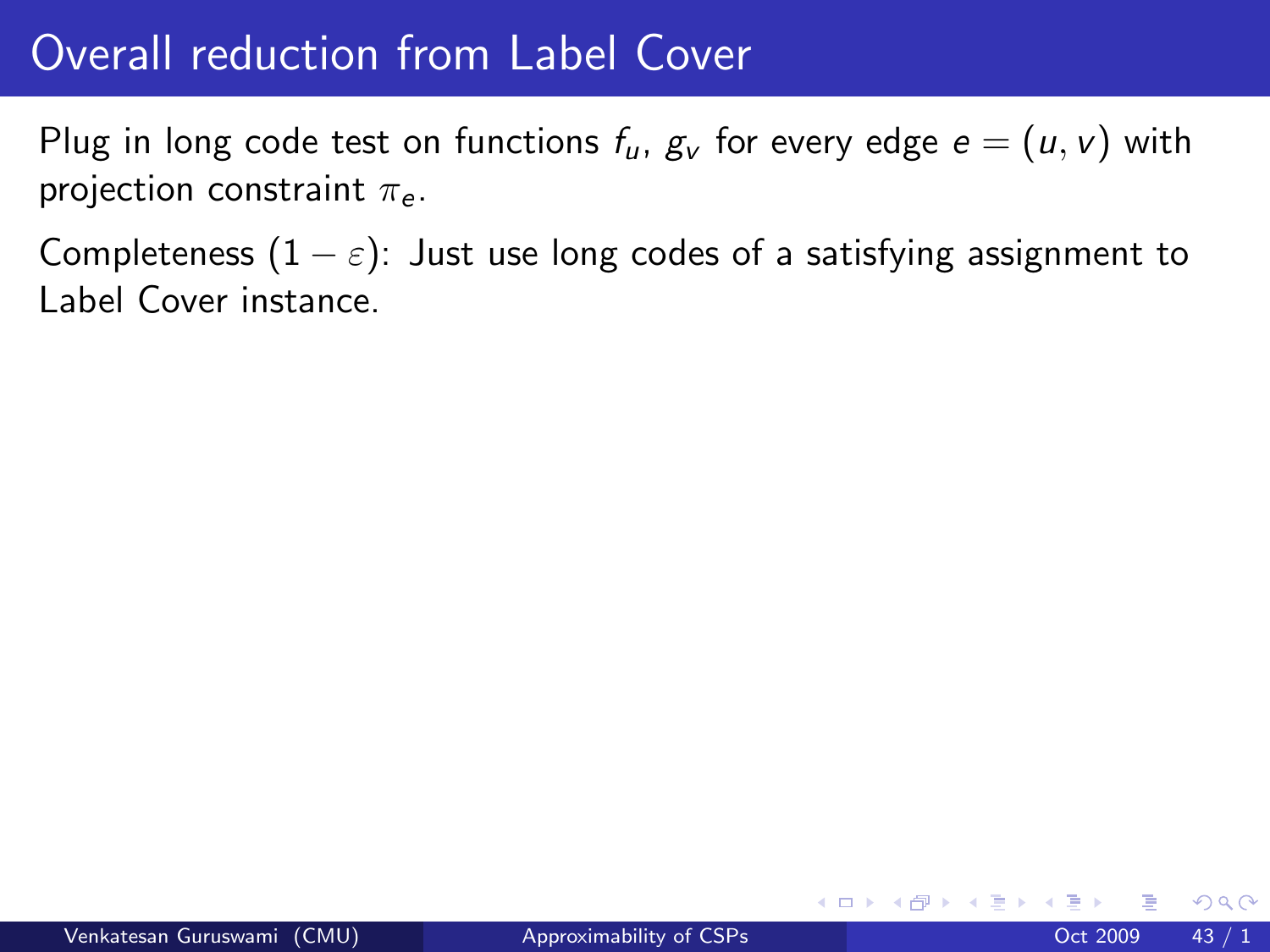# Overall reduction from Label Cover

Plug in long code test on functions $f_u$, $g_v$ for every edge $e = (u, v)$ with projection constraint $\pi_e$.

Completeness $(1 - \varepsilon)$: Just use long codes of a satisfying assignment to Label Cover instance.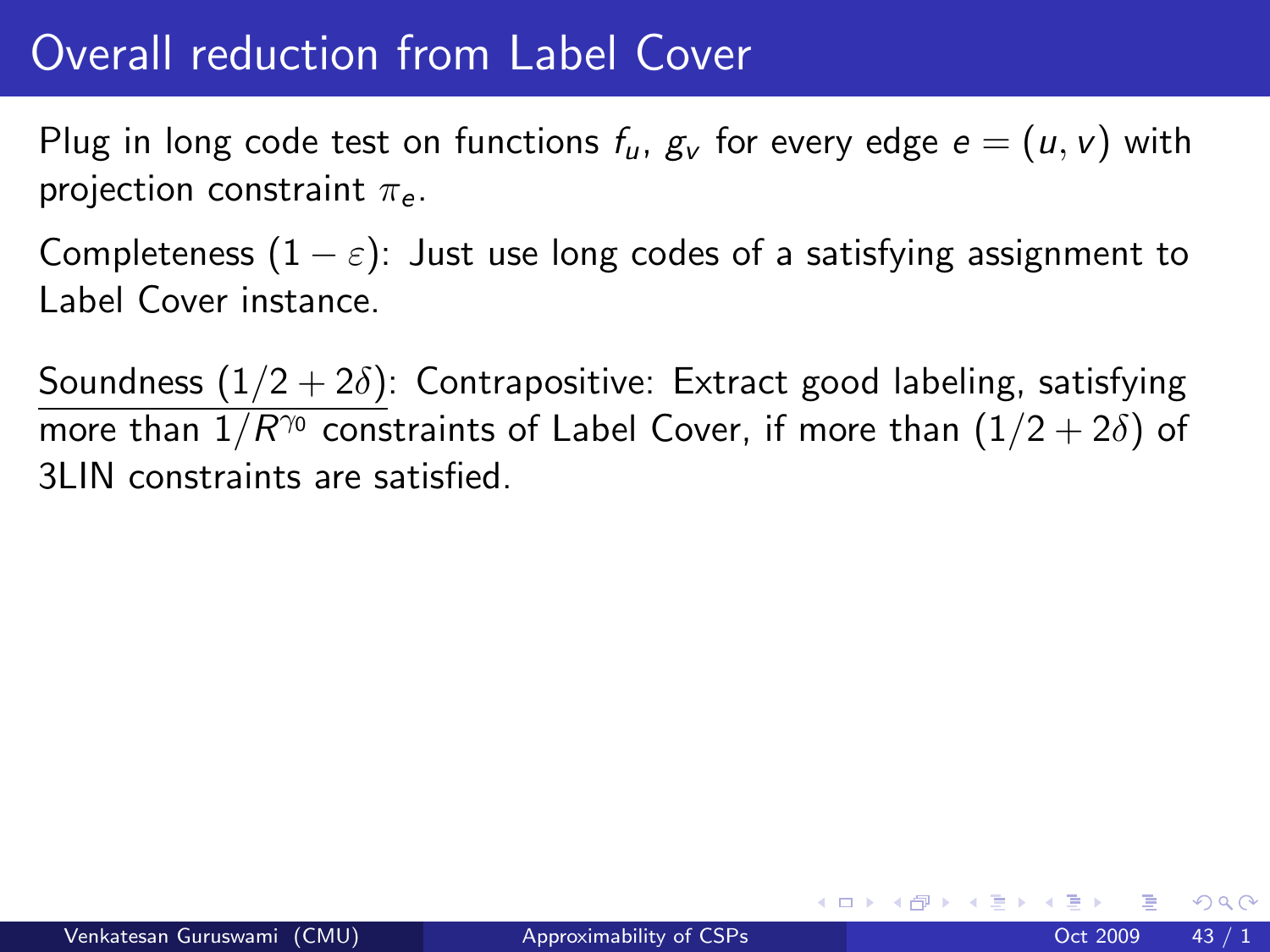# Overall reduction from Label Cover

Plug in long code test on functions $f_u$, $g_v$ for every edge $e = (u, v)$ with projection constraint $\pi_e$.

Completeness $(1 - \varepsilon)$: Just use long codes of a satisfying assignment to Label Cover instance.

Soundness $(1/2 + 2\delta)$: Contrapositive: Extract good labeling, satisfying more than $1/R^{\gamma_0}$ constraints of Label Cover, if more than $(1/2 + 2\delta)$ of 3LIN constraints are satisfied.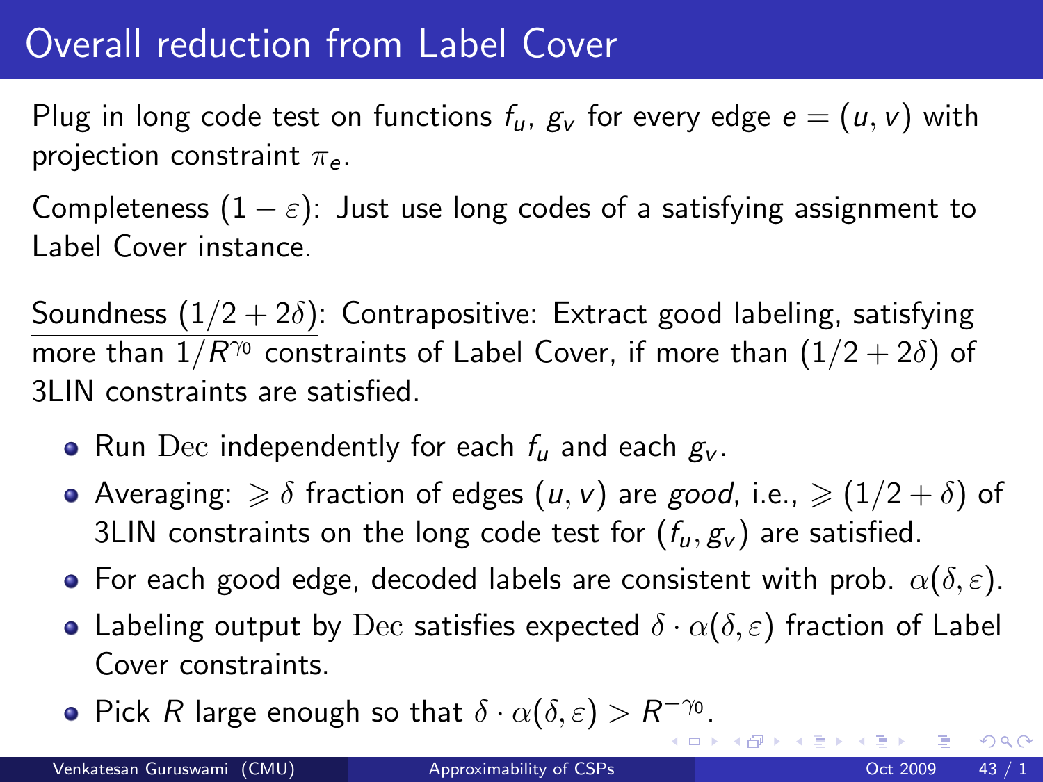# Overall reduction from Label Cover

Plug in long code test on functions $f_u$, $g_v$ for every edge $e = (u, v)$ with projection constraint $\pi_e$.

Completeness $(1 - \varepsilon)$: Just use long codes of a satisfying assignment to Label Cover instance.

<u>Soundness $(1/2 + 2\delta)$</u>: Contrapositive: Extract good labeling, satisfying more than $1/R^{\gamma_0}$ constraints of Label Cover, if more than $(1/2 + 2\delta)$ of 3LIN constraints are satisfied.

- Run $\mathrm{Dec}$ independently for each $f_u$ and each $g_v$.
- Averaging: $\geqslant \delta$ fraction of edges $(u, v)$ are *good*, i.e., $\geqslant (1/2 + \delta)$ of 3LIN constraints on the long code test for $(f_u, g_v)$ are satisfied.
- For each good edge, decoded labels are consistent with prob. $\alpha(\delta, \varepsilon)$.
- Labeling output by $\mathrm{Dec}$ satisfies expected $\delta \cdot \alpha(\delta, \varepsilon)$ fraction of Label Cover constraints.
- Pick $R$ large enough so that $\delta \cdot \alpha(\delta, \varepsilon) > R^{-\gamma_0}$.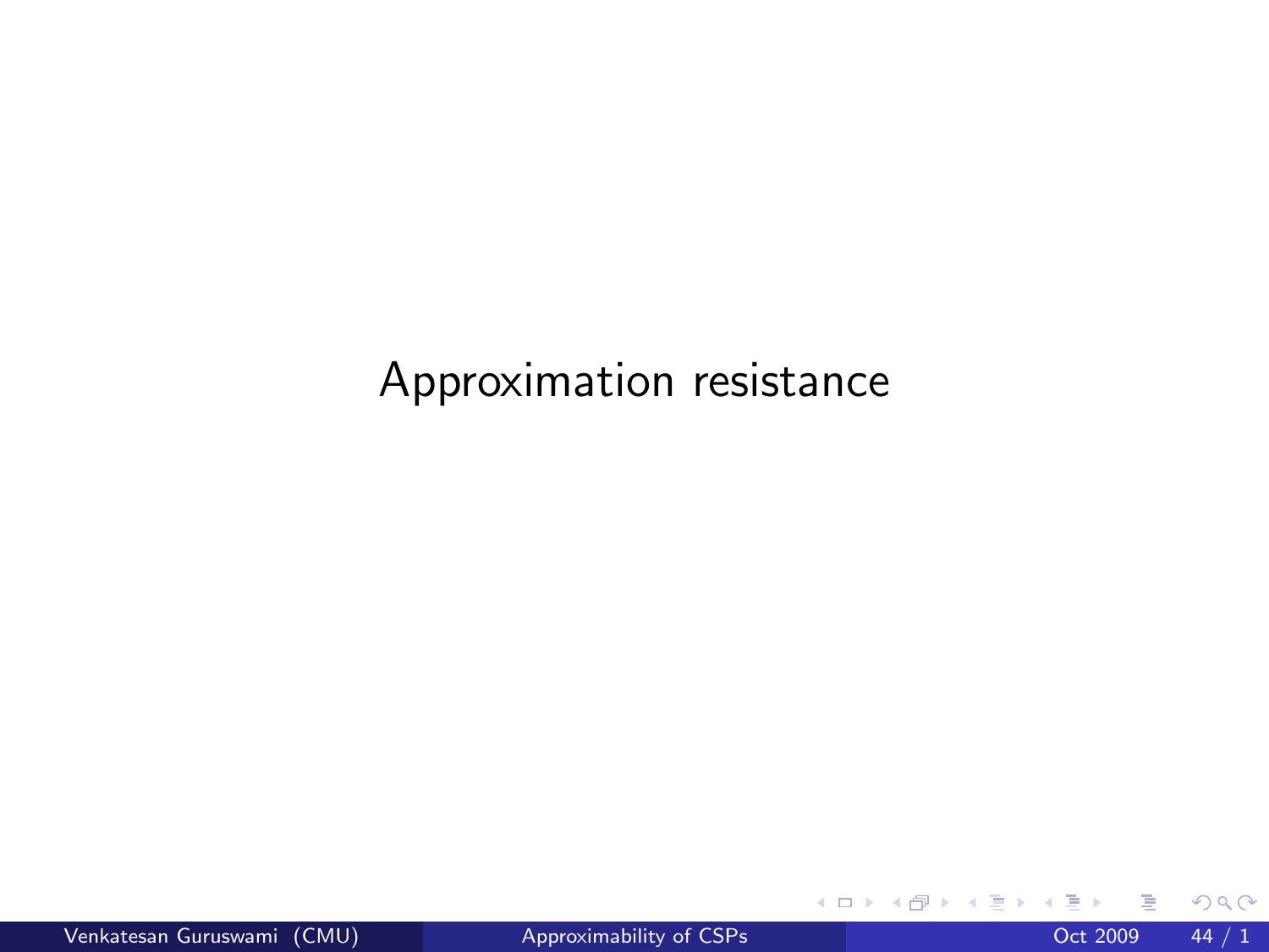# Approximation resistance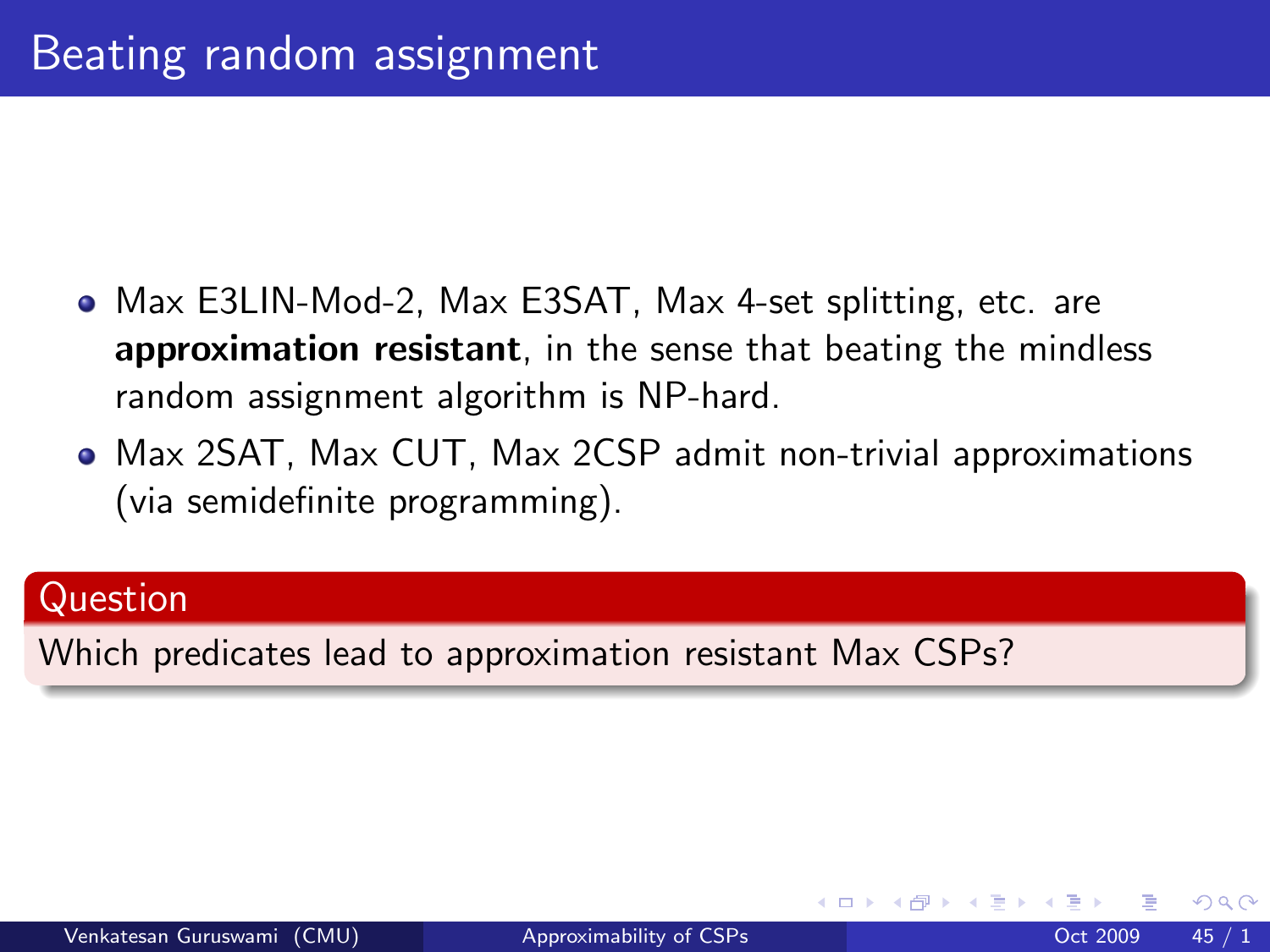# Beating random assignment

- Max E3LIN-Mod-2, Max E3SAT, Max 4-set splitting, etc. are **approximation resistant**, in the sense that beating the mindless random assignment algorithm is NP-hard.
- Max 2SAT, Max CUT, Max 2CSP admit non-trivial approximations (via semidefinite programming).

**Question**

Which predicates lead to approximation resistant Max CSPs?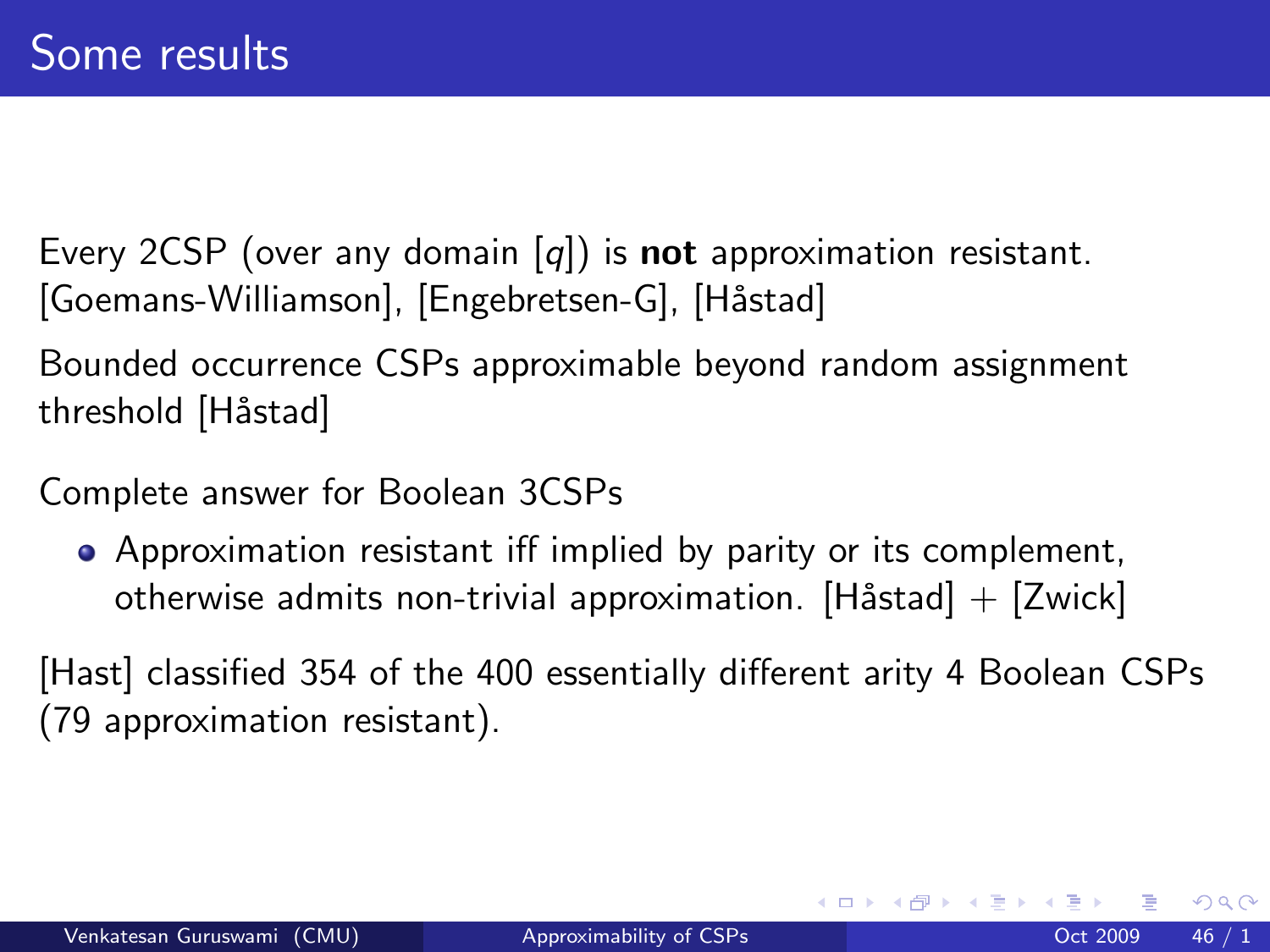# Some results

Every 2CSP (over any domain $[q]$) is **not** approximation resistant. [Goemans-Williamson], [Engebretsen-G], [Håstad]

Bounded occurrence CSPs approximable beyond random assignment threshold [Håstad]

Complete answer for Boolean 3CSPs

- Approximation resistant iff implied by parity or its complement, otherwise admits non-trivial approximation. [Håstad] + [Zwick]

[Hast] classified 354 of the 400 essentially different arity 4 Boolean CSPs (79 approximation resistant).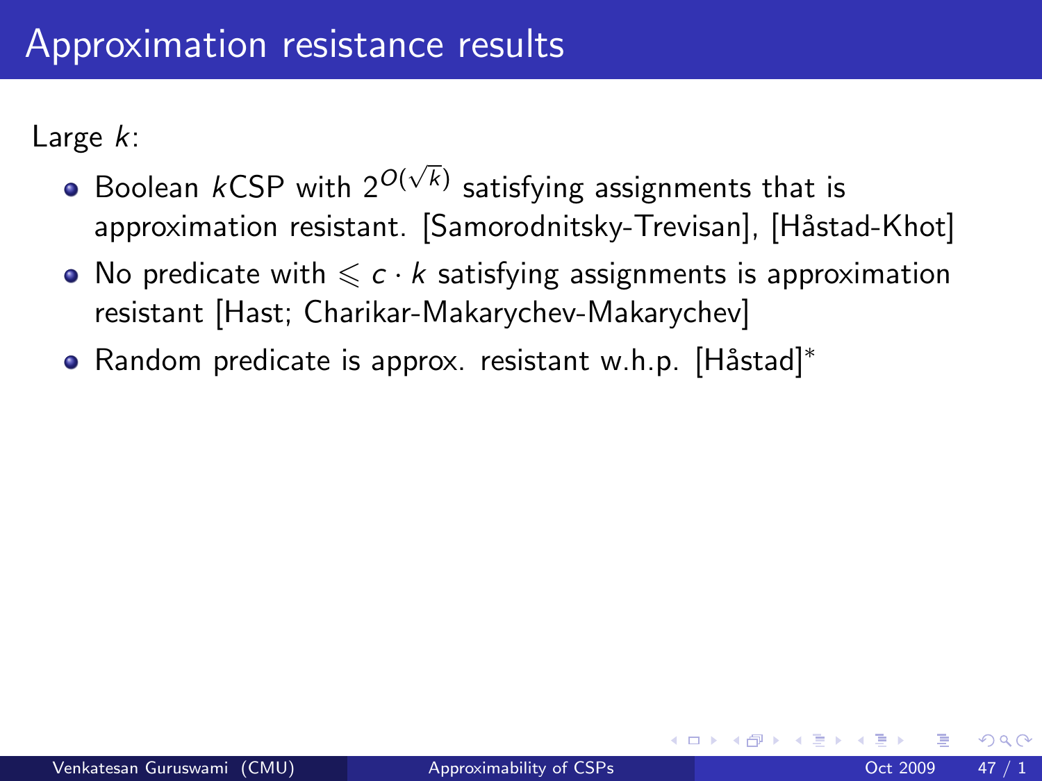# Approximation resistance results

Large $k$:

- Boolean $k$CSP with $2^{O(\sqrt{k})}$ satisfying assignments that is approximation resistant. [Samorodnitsky-Trevisan], [Håstad-Khot]
- No predicate with $\leqslant c \cdot k$ satisfying assignments is approximation resistant [Hast; Charikar-Makarychev-Makarychev]
- Random predicate is approx. resistant w.h.p. [Håstad]*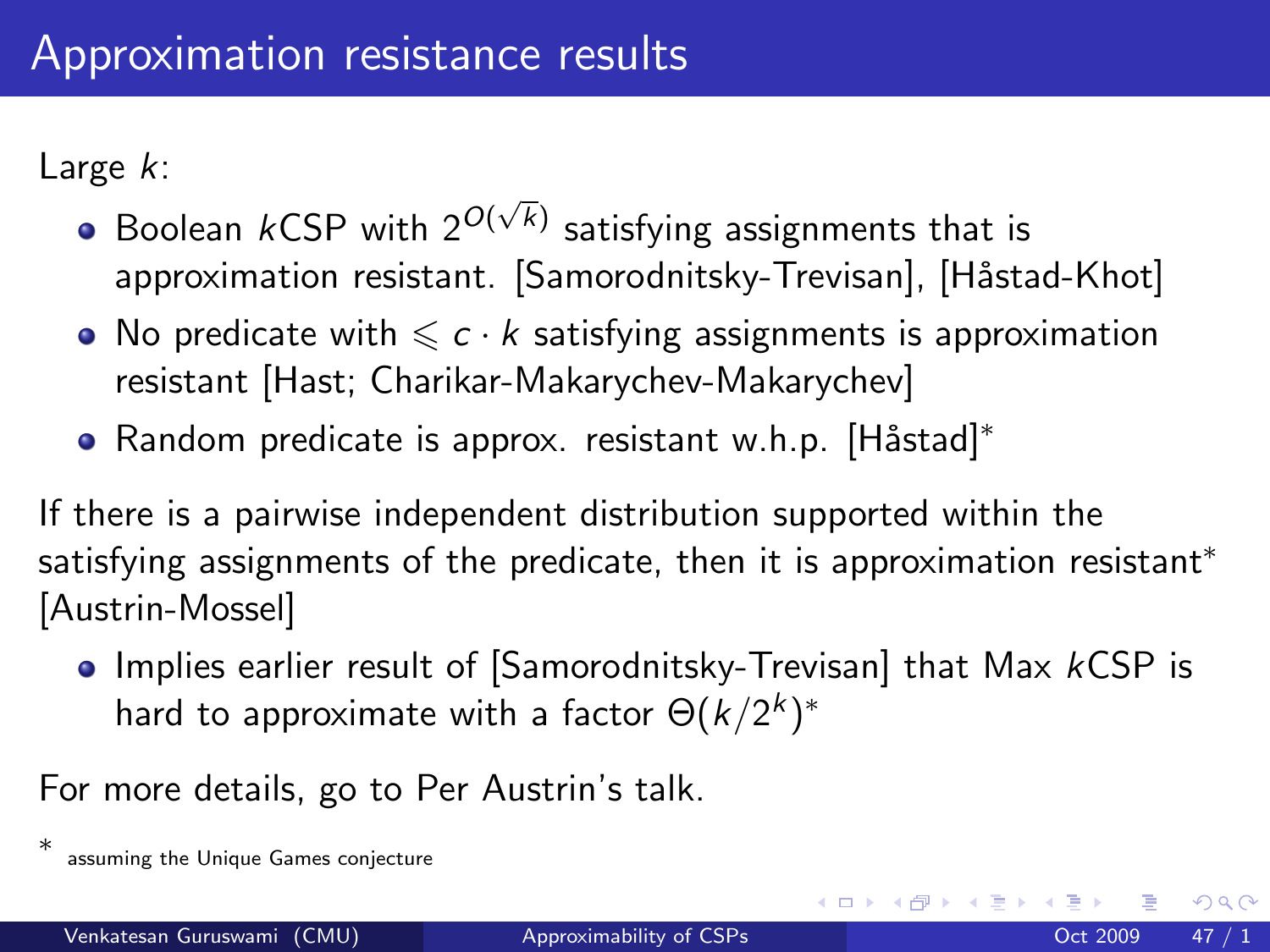# Approximation resistance results

Large $k$:

- Boolean $k$CSP with $2^{O(\sqrt{k})}$ satisfying assignments that is approximation resistant. [Samorodnitsky-Trevisan], [Håstad-Khot]
- No predicate with $\leqslant c \cdot k$ satisfying assignments is approximation resistant [Hast; Charikar-Makarychev-Makarychev]
- Random predicate is approx. resistant w.h.p. [Håstad]*

If there is a pairwise independent distribution supported within the satisfying assignments of the predicate, then it is approximation resistant* [Austrin-Mossel]

- Implies earlier result of [Samorodnitsky-Trevisan] that Max $k$CSP is hard to approximate with a factor $\Theta(k/2^k)^*$

For more details, go to Per Austrin's talk.

\* assuming the Unique Games conjecture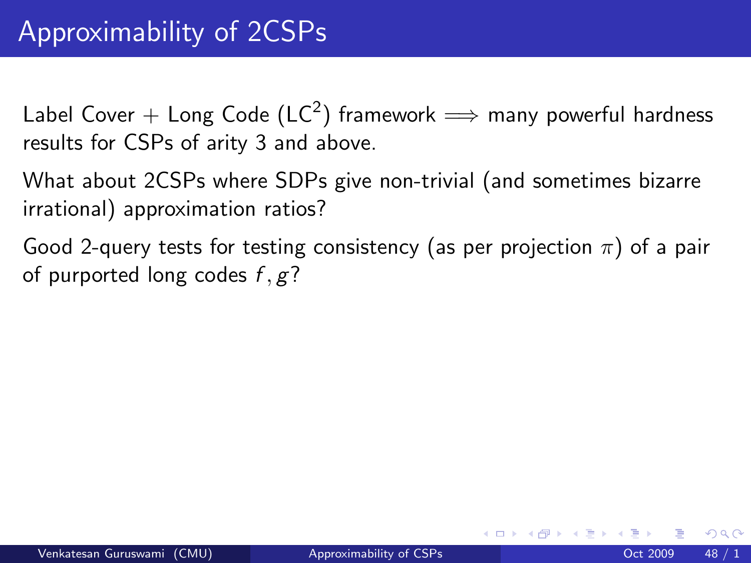# Approximability of 2CSPs

Label Cover + Long Code ($LC^2$) framework $\Longrightarrow$ many powerful hardness results for CSPs of arity 3 and above.

What about 2CSPs where SDPs give non-trivial (and sometimes bizarre irrational) approximation ratios?

Good 2-query tests for testing consistency (as per projection $\pi$) of a pair of purported long codes $f, g$?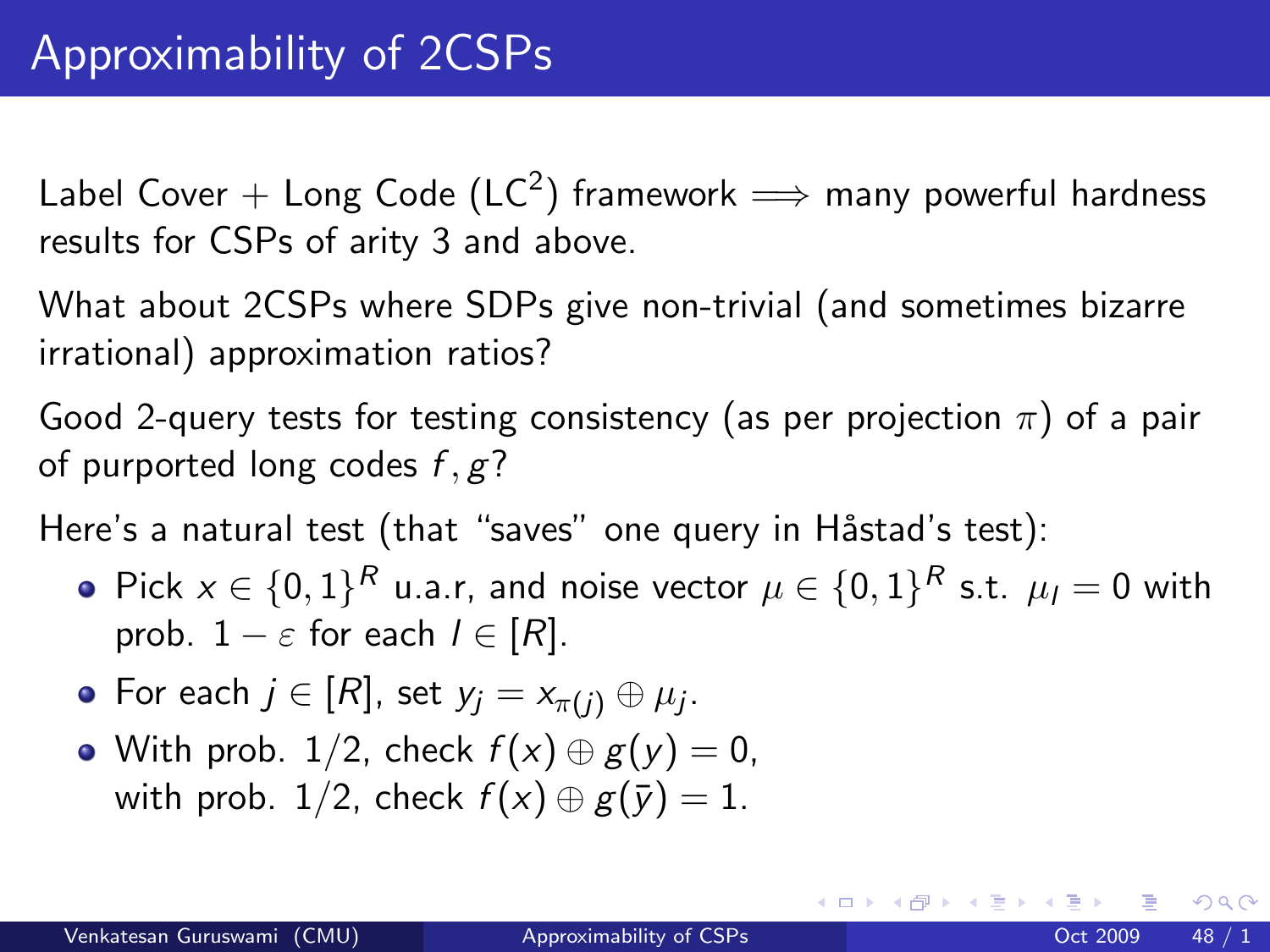# Approximability of 2CSPs

Label Cover + Long Code ($LC^2$) framework $\Longrightarrow$ many powerful hardness results for CSPs of arity 3 and above.

What about 2CSPs where SDPs give non-trivial (and sometimes bizarre irrational) approximation ratios?

Good 2-query tests for testing consistency (as per projection $\pi$) of a pair of purported long codes $f, g$?

Here's a natural test (that "saves" one query in Håstad's test):

- Pick $x \in \{0,1\}^R$ u.a.r, and noise vector $\mu \in \{0,1\}^R$ s.t. $\mu_l = 0$ with prob. $1 - \varepsilon$ for each $l \in [R]$.
- For each $j \in [R]$, set $y_j = x_{\pi(j)} \oplus \mu_j$.
- With prob. $1/2$, check $f(x) \oplus g(y) = 0$,
  with prob. $1/2$, check $f(x) \oplus g(\bar{y}) = 1$.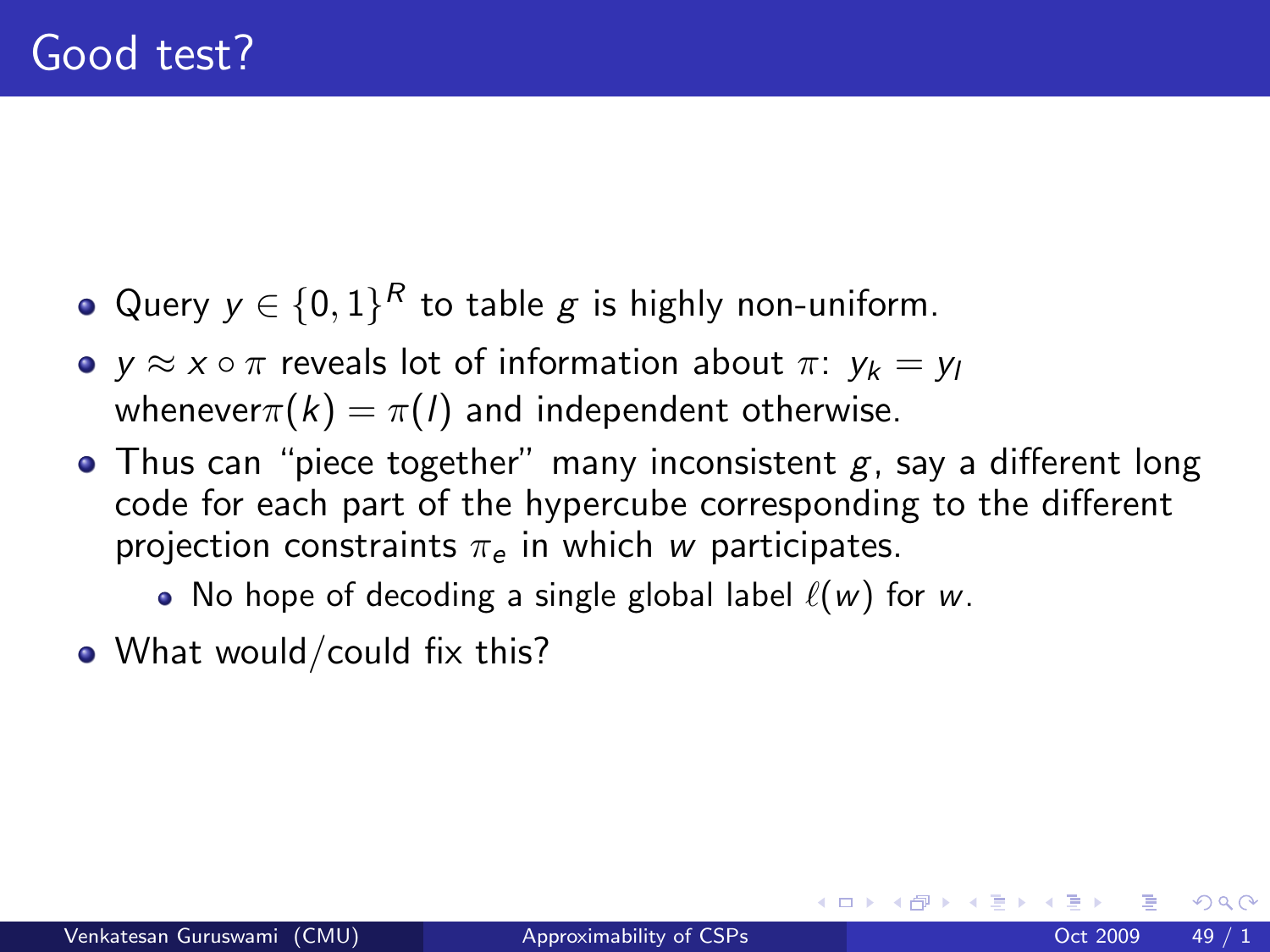# Good test?

- Query $y \in \{0,1\}^R$ to table $g$ is highly non-uniform.
- $y \approx x \circ \pi$ reveals lot of information about $\pi$: $y_k = y_l$ whenever$\pi(k) = \pi(l)$ and independent otherwise.
- Thus can "piece together" many inconsistent $g$, say a different long code for each part of the hypercube corresponding to the different projection constraints $\pi_e$ in which $w$ participates.
  - No hope of decoding a single global label $\ell(w)$ for $w$.
- What would/could fix this?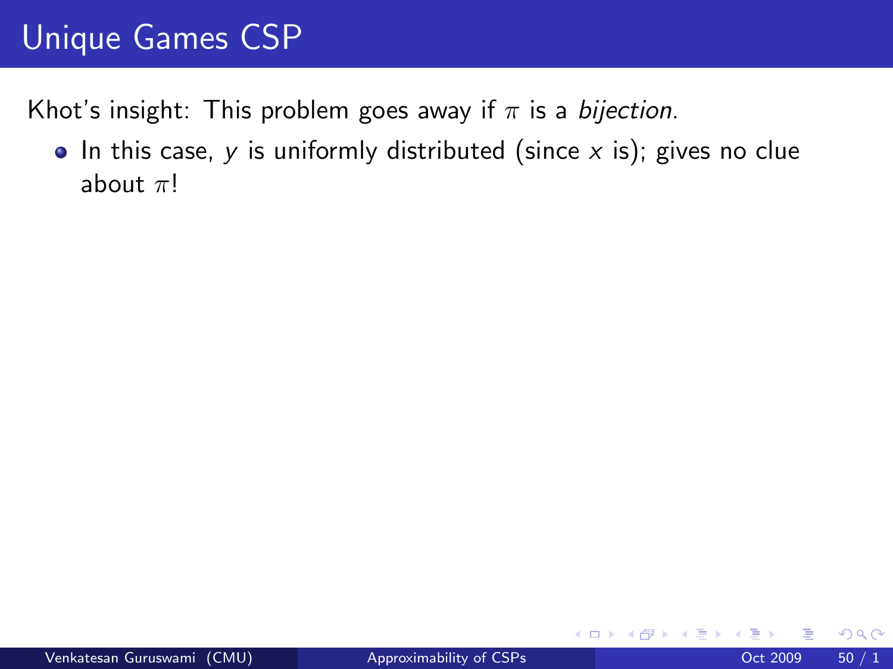# Unique Games CSP

Khot's insight: This problem goes away if $\pi$ is a *bijection*.

- In this case, $y$ is uniformly distributed (since $x$ is); gives no clue about $\pi$!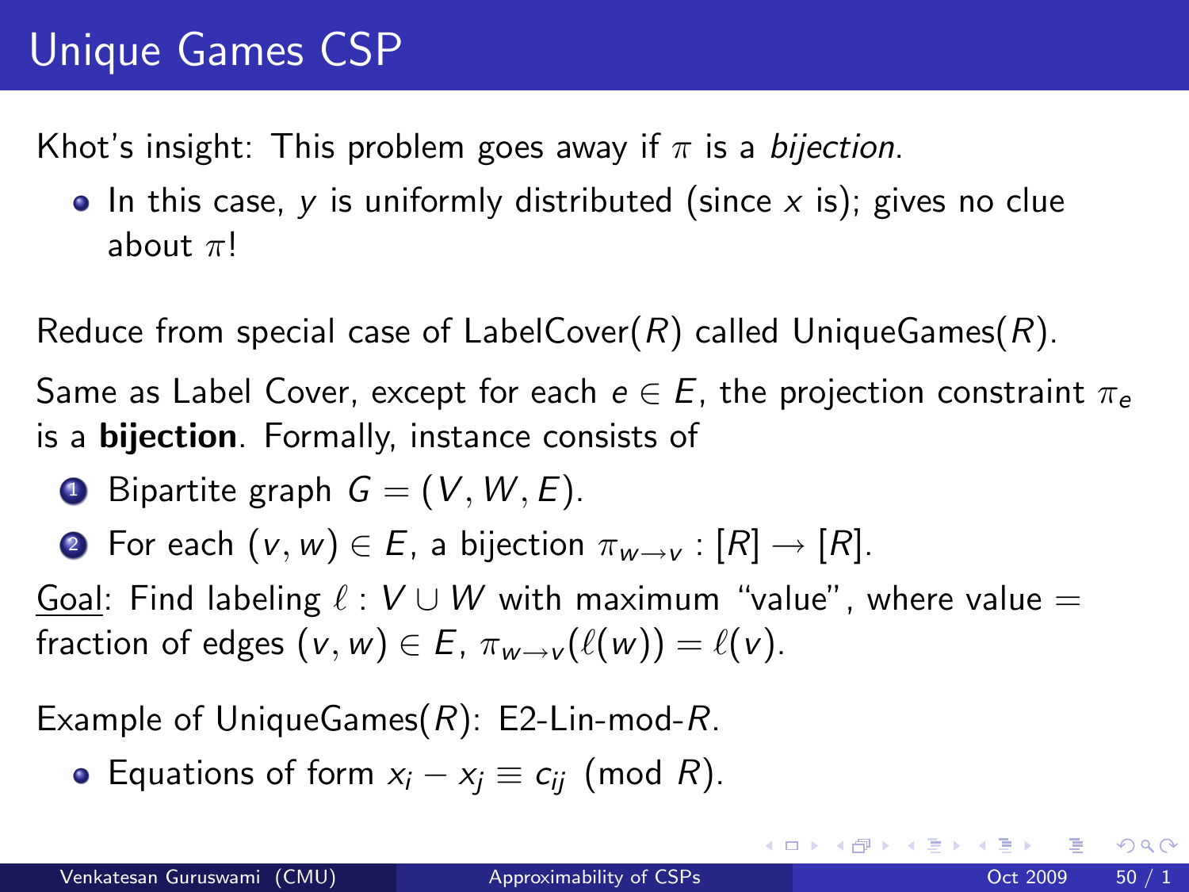# Unique Games CSP

Khot's insight: This problem goes away if $\pi$ is a *bijection*.

- In this case, $y$ is uniformly distributed (since $x$ is); gives no clue about $\pi$!

Reduce from special case of LabelCover($R$) called UniqueGames($R$).

Same as Label Cover, except for each $e \in E$, the projection constraint $\pi_e$ is a **bijection**. Formally, instance consists of

1. Bipartite graph $G = (V, W, E)$.
2. For each $(v, w) \in E$, a bijection $\pi_{w \to v} : [R] \to [R]$.

Goal: Find labeling $\ell : V \cup W$ with maximum "value", where value = fraction of edges $(v, w) \in E$, $\pi_{w \to v}(\ell(w)) = \ell(v)$.

Example of UniqueGames($R$): E2-Lin-mod-$R$.

- Equations of form $x_i - x_j \equiv c_{ij} \pmod{R}$.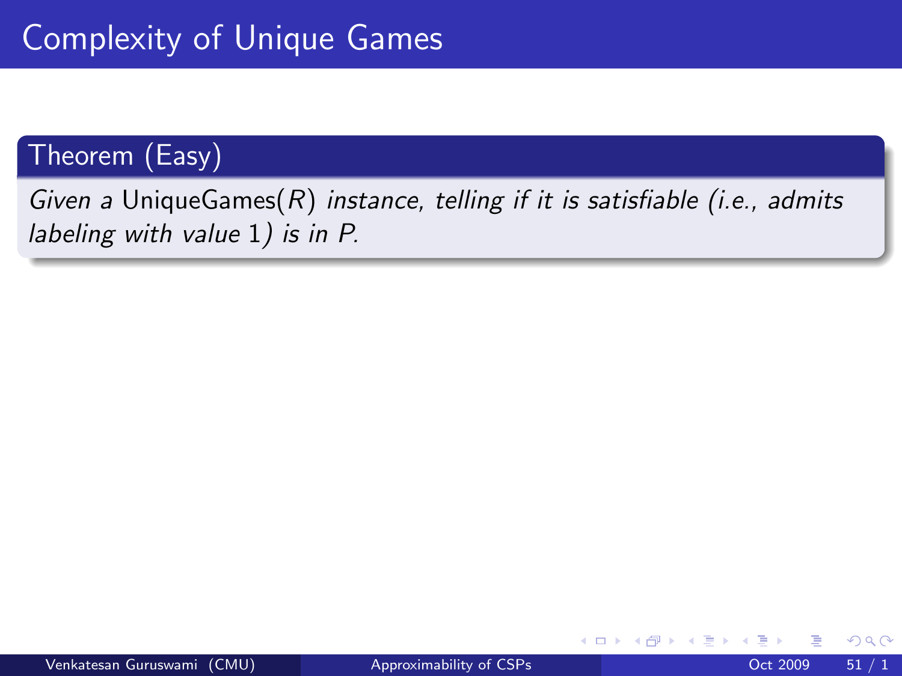# Complexity of Unique Games

**Theorem (Easy)**

*Given a* UniqueGames($R$) *instance, telling if it is satisfiable (i.e., admits labeling with value* 1*) is in P.*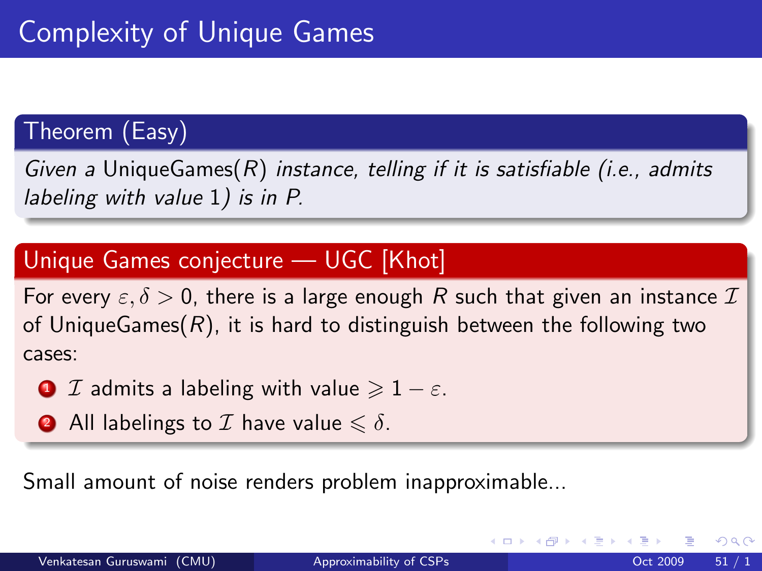# Complexity of Unique Games

**Theorem (Easy)**

*Given a* UniqueGames($R$) *instance, telling if it is satisfiable (i.e., admits labeling with value* 1*) is in P.*

**Unique Games conjecture — UGC [Khot]**

For every $\varepsilon, \delta > 0$, there is a large enough $R$ such that given an instance $\mathcal{I}$ of UniqueGames($R$), it is hard to distinguish between the following two cases:

1. $\mathcal{I}$ admits a labeling with value $\geqslant 1 - \varepsilon$.
2. All labelings to $\mathcal{I}$ have value $\leqslant \delta$.

Small amount of noise renders problem inapproximable...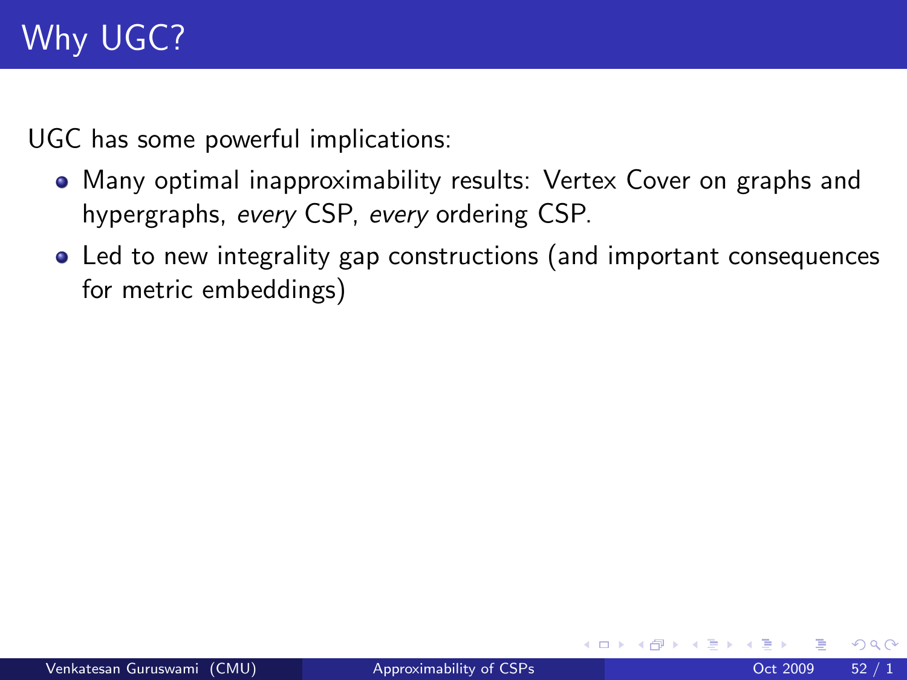# Why UGC?

UGC has some powerful implications:

- Many optimal inapproximability results: Vertex Cover on graphs and hypergraphs, *every* CSP, *every* ordering CSP.
- Led to new integrality gap constructions (and important consequences for metric embeddings)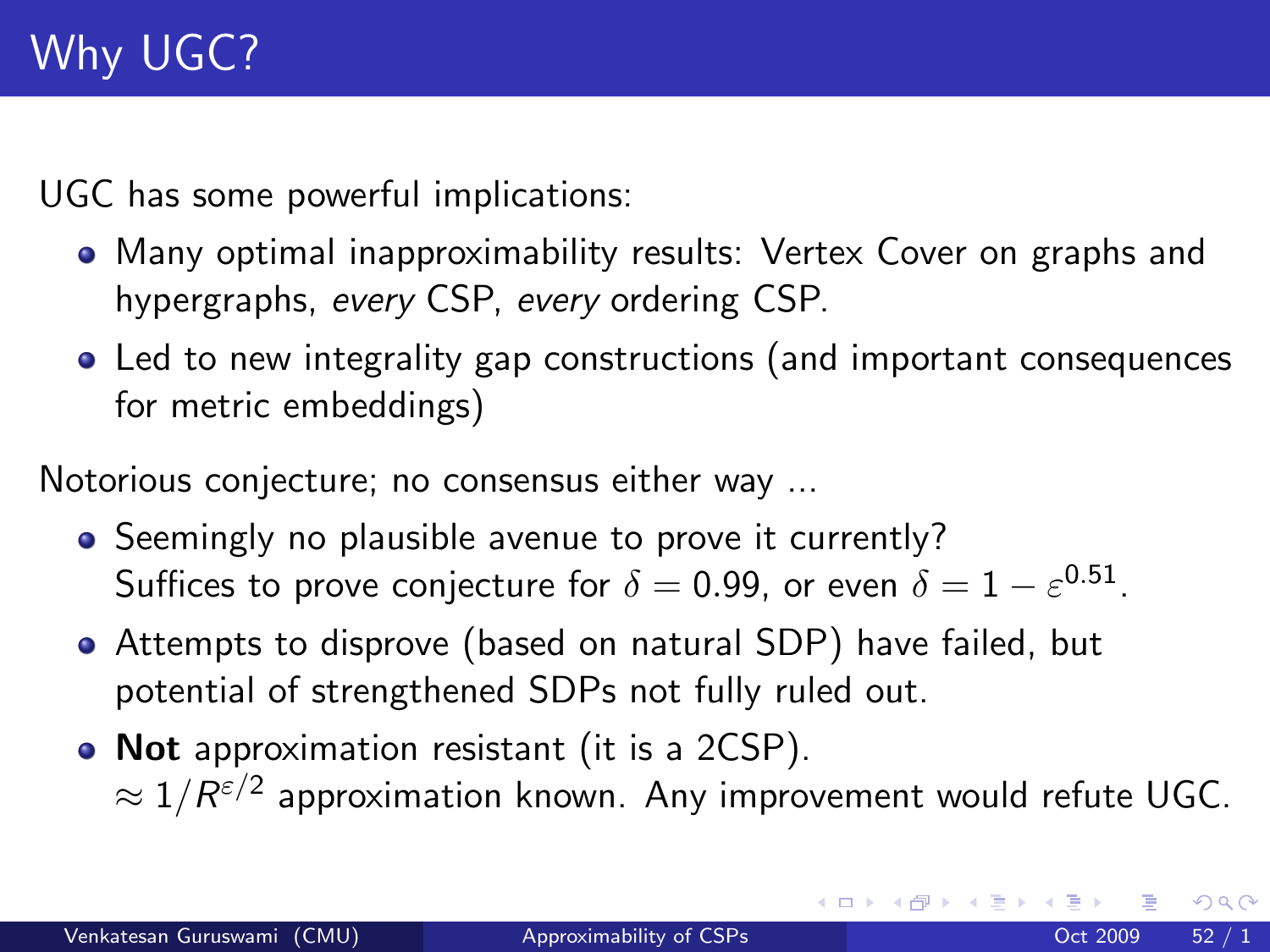# Why UGC?

UGC has some powerful implications:

- Many optimal inapproximability results: Vertex Cover on graphs and hypergraphs, *every* CSP, *every* ordering CSP.
- Led to new integrality gap constructions (and important consequences for metric embeddings)

Notorious conjecture; no consensus either way ...

- Seemingly no plausible avenue to prove it currently?
  Suffices to prove conjecture for $\delta = 0.99$, or even $\delta = 1 - \varepsilon^{0.51}$.
- Attempts to disprove (based on natural SDP) have failed, but potential of strengthened SDPs not fully ruled out.
- **Not** approximation resistant (it is a 2CSP).
  $\approx 1/R^{\varepsilon/2}$ approximation known. Any improvement would refute UGC.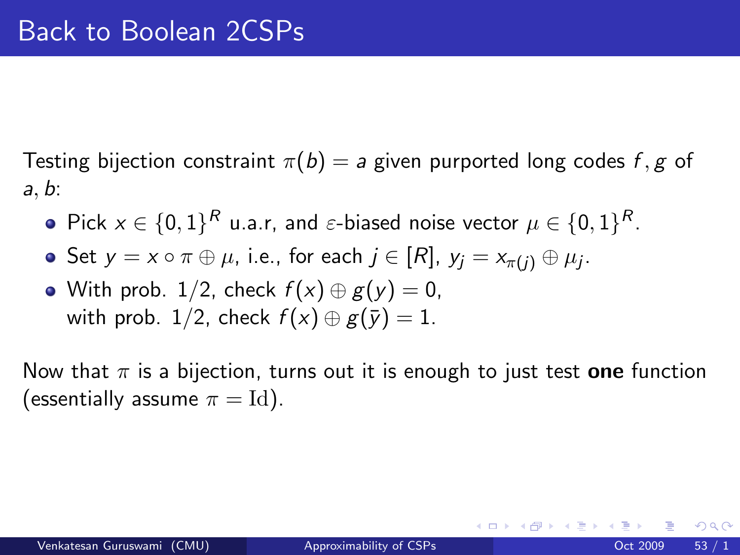# Back to Boolean 2CSPs

Testing bijection constraint $\pi(b) = a$ given purported long codes $f, g$ of $a, b$:

- Pick $x \in \{0,1\}^R$ u.a.r, and $\varepsilon$-biased noise vector $\mu \in \{0,1\}^R$.
- Set $y = x \circ \pi \oplus \mu$, i.e., for each $j \in [R]$, $y_j = x_{\pi(j)} \oplus \mu_j$.
- With prob. $1/2$, check $f(x) \oplus g(y) = 0$, with prob. $1/2$, check $f(x) \oplus g(\bar{y}) = 1$.

Now that $\pi$ is a bijection, turns out it is enough to just test **one** function (essentially assume $\pi = \mathrm{Id}$).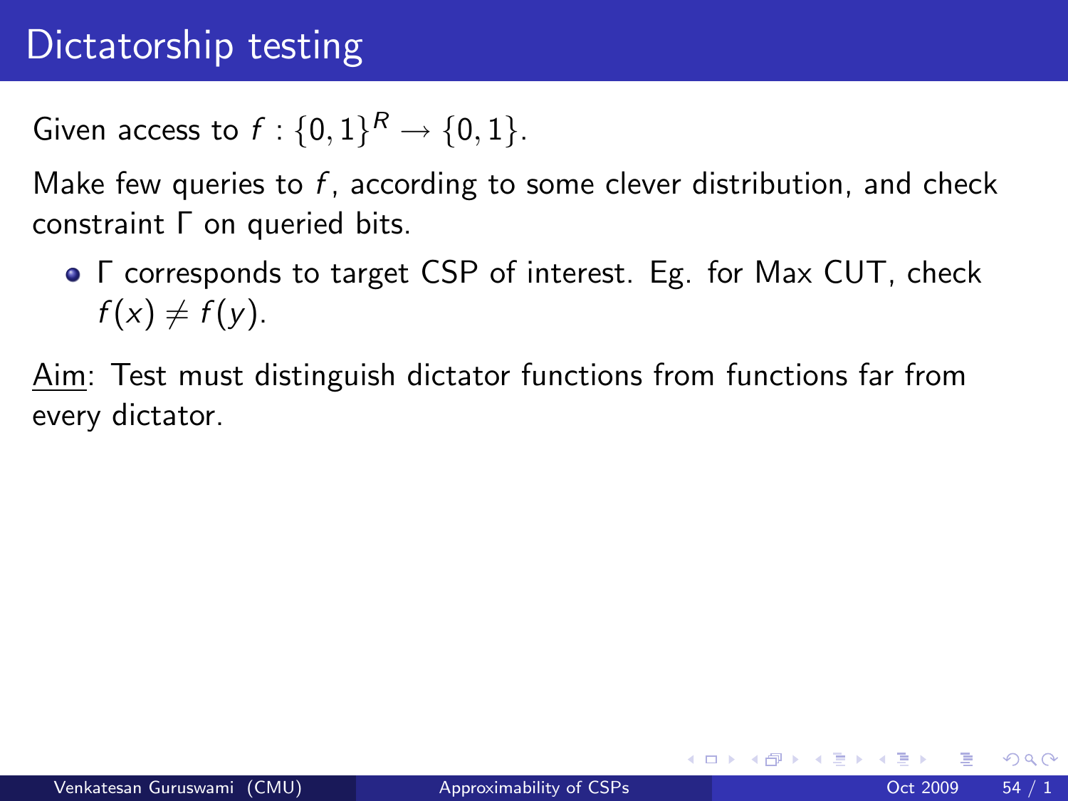# Dictatorship testing

Given access to $f : \{0,1\}^R \rightarrow \{0,1\}$.

Make few queries to $f$, according to some clever distribution, and check constraint $\Gamma$ on queried bits.

- $\Gamma$ corresponds to target CSP of interest. Eg. for Max CUT, check $f(x) \neq f(y)$.

Aim: Test must distinguish dictator functions from functions far from every dictator.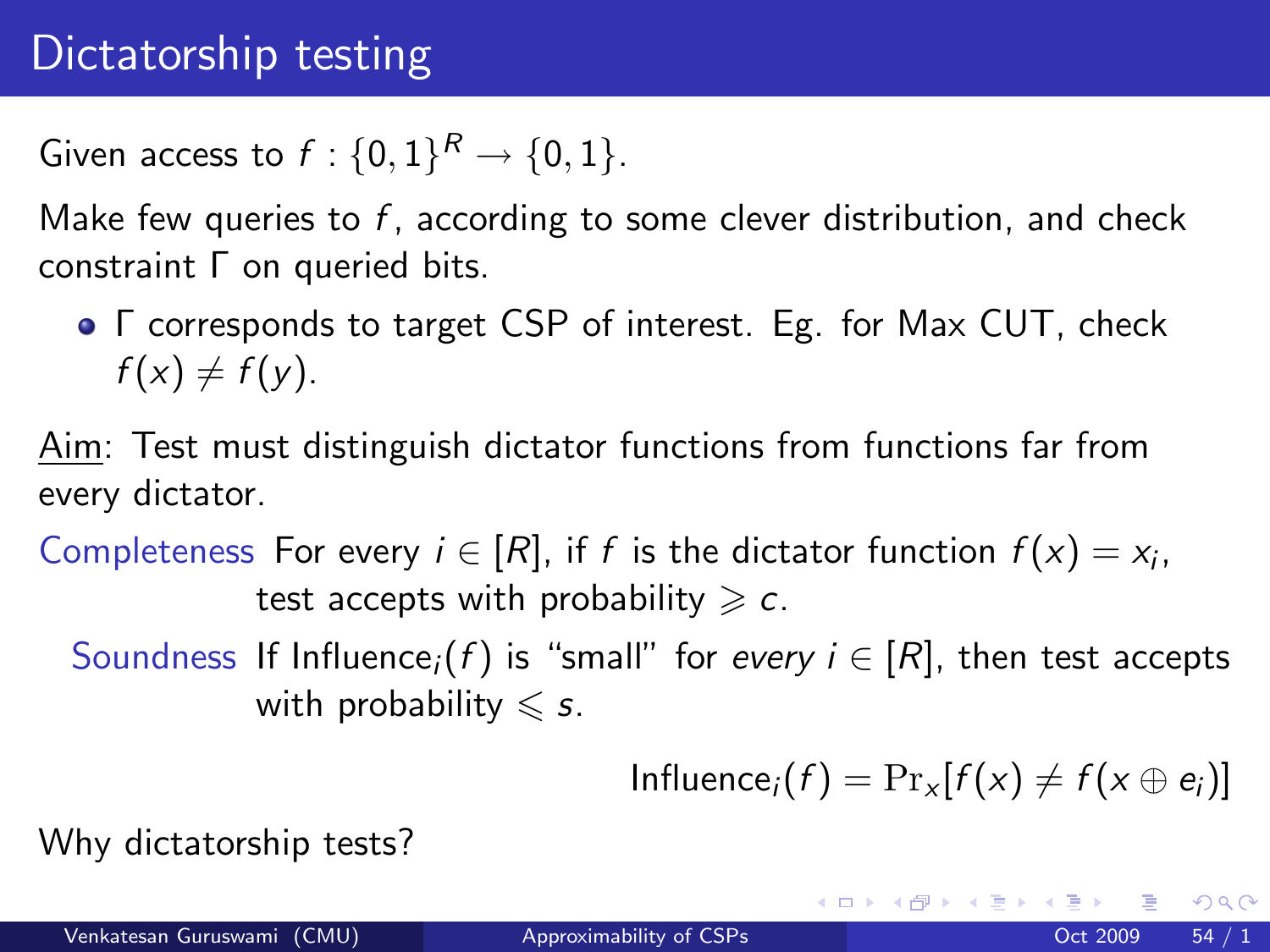# Dictatorship testing

Given access to $f : \{0,1\}^R \rightarrow \{0,1\}$.

Make few queries to $f$, according to some clever distribution, and check constraint $\Gamma$ on queried bits.

- $\Gamma$ corresponds to target CSP of interest. Eg. for Max CUT, check $f(x) \neq f(y)$.

Aim: Test must distinguish dictator functions from functions far from every dictator.

**Completeness** For every $i \in [R]$, if $f$ is the dictator function $f(x) = x_i$, test accepts with probability $\geqslant c$.

**Soundness** If $\text{Influence}_i(f)$ is "small" for *every* $i \in [R]$, then test accepts with probability $\leqslant s$.

$$\text{Influence}_i(f) = \Pr_x[f(x) \neq f(x \oplus e_i)]$$

Why dictatorship tests?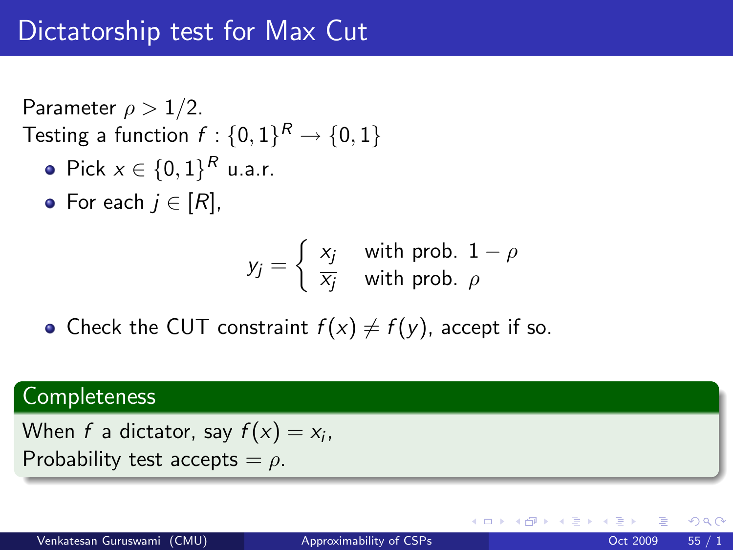# Dictatorship test for Max Cut

Parameter $\rho > 1/2$.
Testing a function $f : \{0,1\}^R \to \{0,1\}$

- Pick $x \in \{0,1\}^R$ u.a.r.
- For each $j \in [R]$,

$$y_j = \begin{cases} x_j & \text{with prob. } 1-\rho \\ \overline{x_j} & \text{with prob. } \rho \end{cases}$$

- Check the CUT constraint $f(x) \neq f(y)$, accept if so.

**Completeness**

When $f$ a dictator, say $f(x) = x_i$,
Probability test accepts $= \rho$.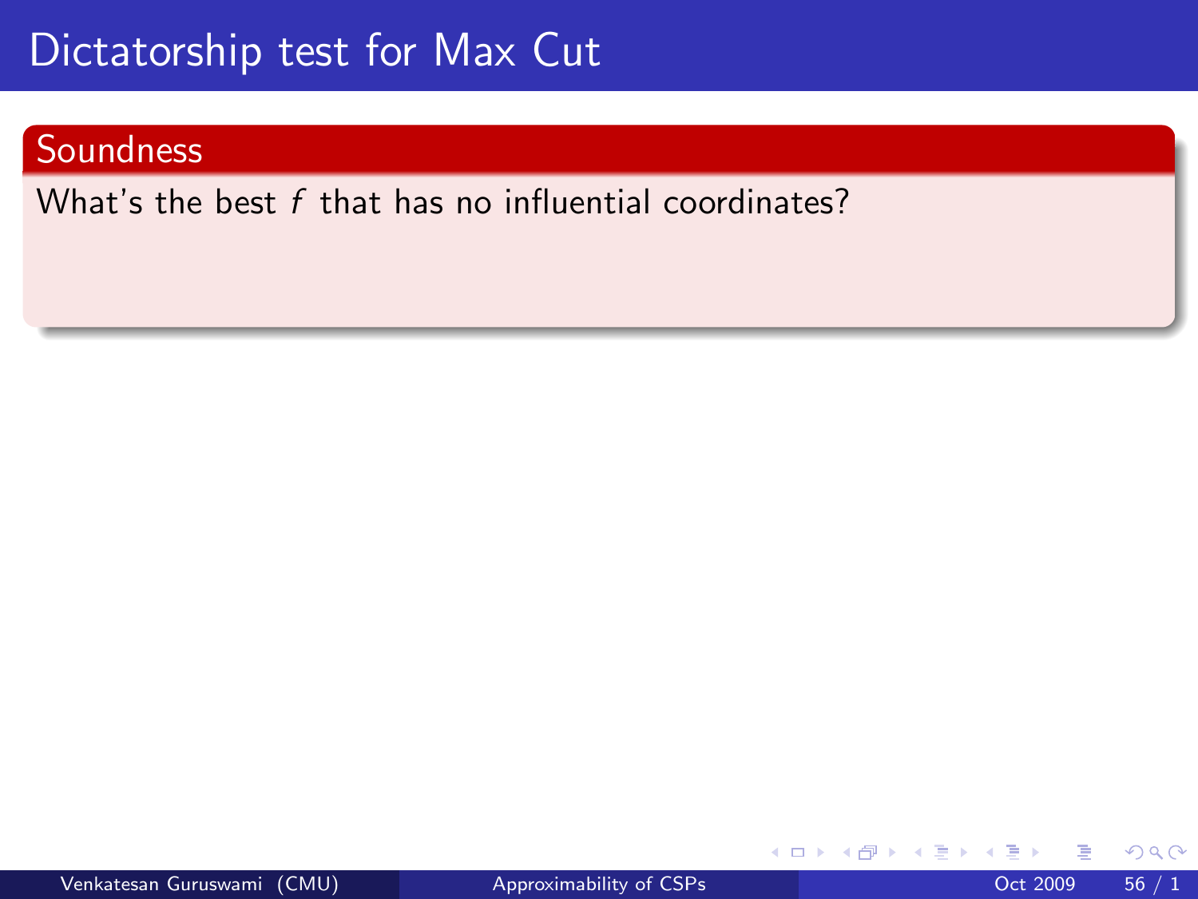# Dictatorship test for Max Cut

## Soundness

What's the best $f$ that has no influential coordinates?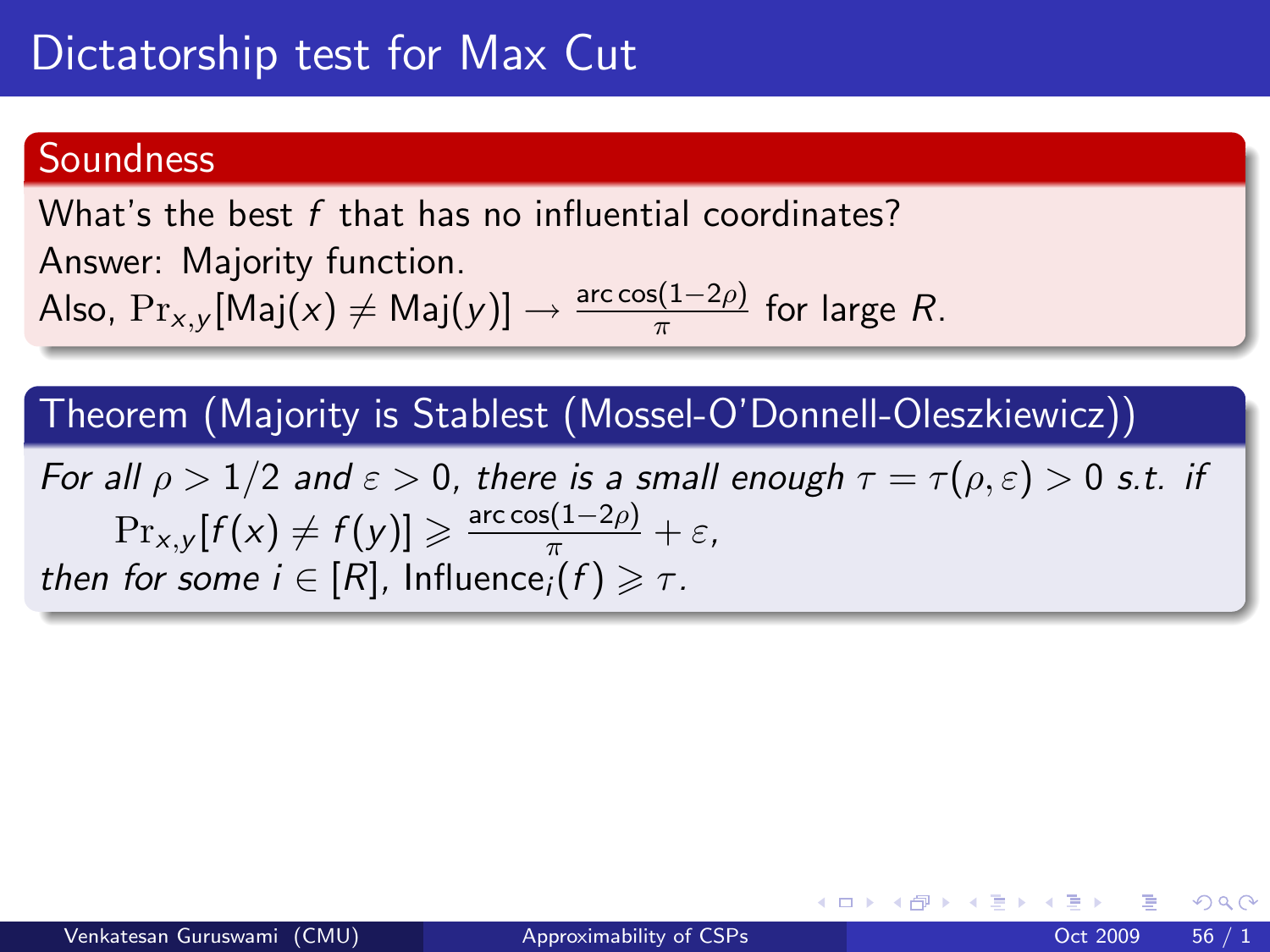# Dictatorship test for Max Cut

## Soundness

What's the best $f$ that has no influential coordinates?

Answer: Majority function.

Also, $\Pr_{x,y}[\text{Maj}(x) \neq \text{Maj}(y)] \to \frac{\arccos(1-2\rho)}{\pi}$ for large $R$.

## Theorem (Majority is Stablest (Mossel-O'Donnell-Oleszkiewicz))

*For all $\rho > 1/2$ and $\varepsilon > 0$, there is a small enough $\tau = \tau(\rho, \varepsilon) > 0$ s.t. if*

$$\Pr_{x,y}[f(x) \neq f(y)] \geqslant \frac{\arccos(1-2\rho)}{\pi} + \varepsilon,$$

*then for some $i \in [R]$, $\text{Influence}_i(f) \geqslant \tau$.*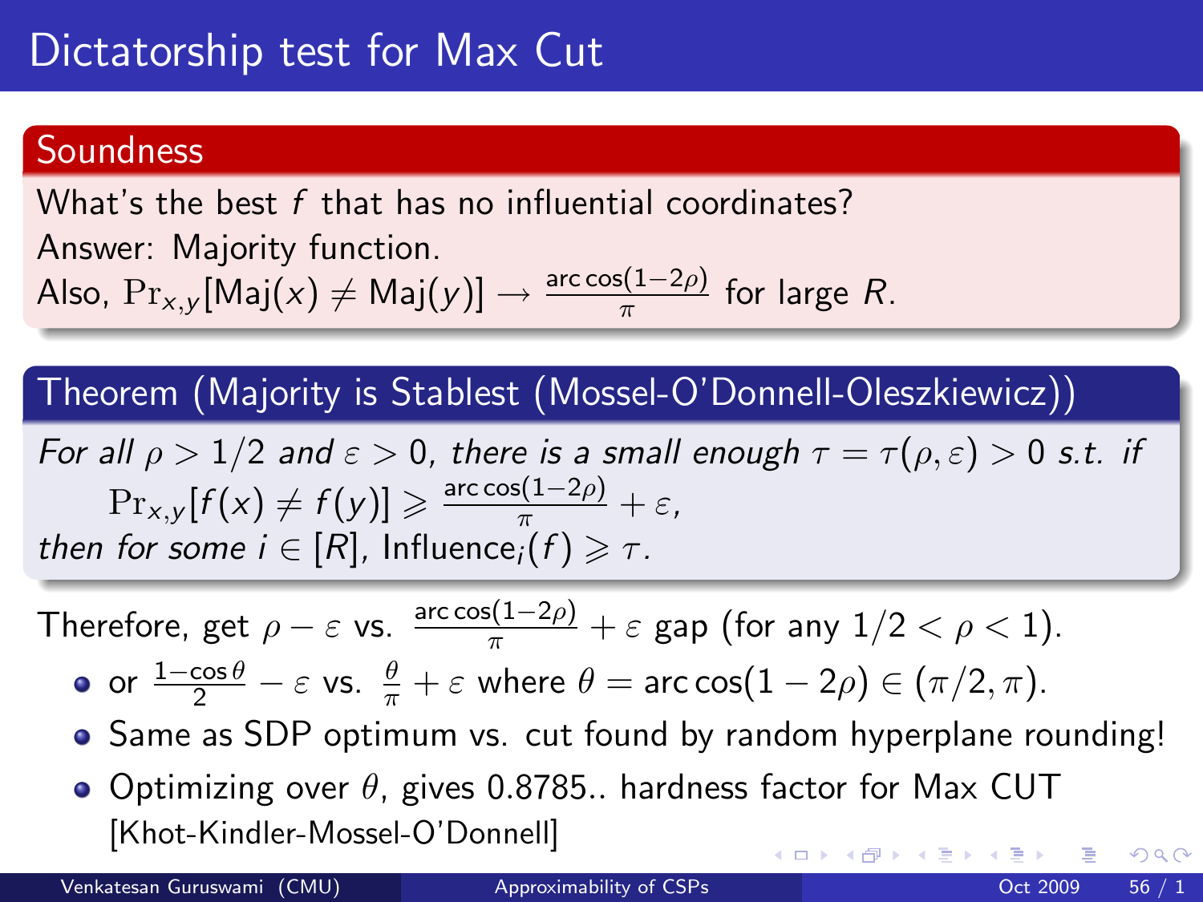# Dictatorship test for Max Cut

## Soundness

What's the best $f$ that has no influential coordinates?

Answer: Majority function.

Also, $\Pr_{x,y}[\mathrm{Maj}(x) \neq \mathrm{Maj}(y)] \to \frac{\arccos(1-2\rho)}{\pi}$ for large $R$.

## Theorem (Majority is Stablest (Mossel-O'Donnell-Oleszkiewicz))

*For all $\rho > 1/2$ and $\varepsilon > 0$, there is a small enough $\tau = \tau(\rho, \varepsilon) > 0$ s.t. if*

$$\Pr_{x,y}[f(x) \neq f(y)] \geqslant \frac{\arccos(1-2\rho)}{\pi} + \varepsilon,$$

*then for some $i \in [R]$, $\mathrm{Influence}_i(f) \geqslant \tau$.*

Therefore, get $\rho - \varepsilon$ vs. $\frac{\arccos(1-2\rho)}{\pi} + \varepsilon$ gap (for any $1/2 < \rho < 1$).

- or $\frac{1-\cos\theta}{2} - \varepsilon$ vs. $\frac{\theta}{\pi} + \varepsilon$ where $\theta = \arccos(1-2\rho) \in (\pi/2, \pi)$.
- Same as SDP optimum vs. cut found by random hyperplane rounding!
- Optimizing over $\theta$, gives 0.8785.. hardness factor for Max CUT [Khot-Kindler-Mossel-O'Donnell]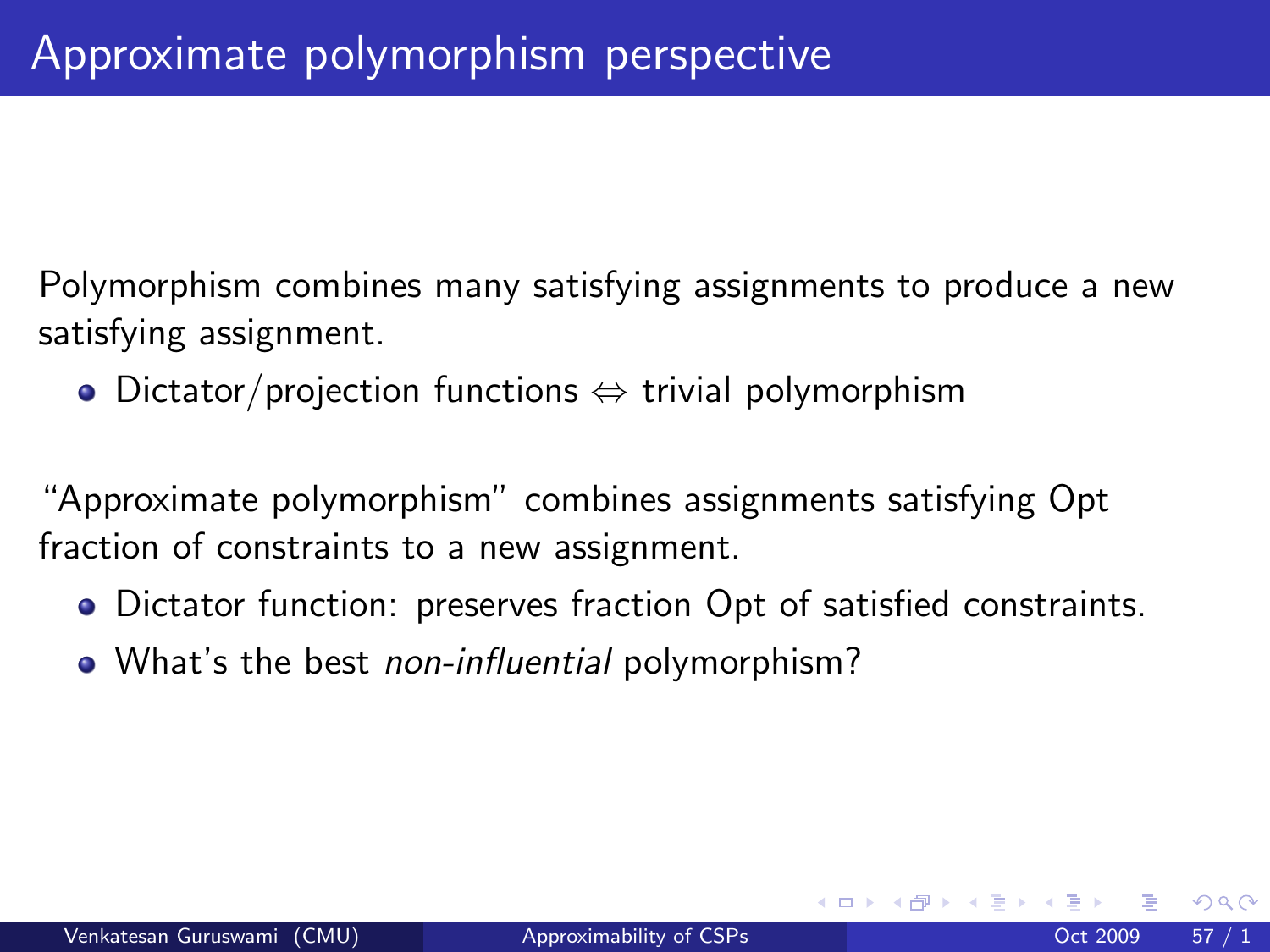# Approximate polymorphism perspective

Polymorphism combines many satisfying assignments to produce a new satisfying assignment.

- Dictator/projection functions $\Leftrightarrow$ trivial polymorphism

"Approximate polymorphism" combines assignments satisfying Opt fraction of constraints to a new assignment.

- Dictator function: preserves fraction Opt of satisfied constraints.
- What's the best *non-influential* polymorphism?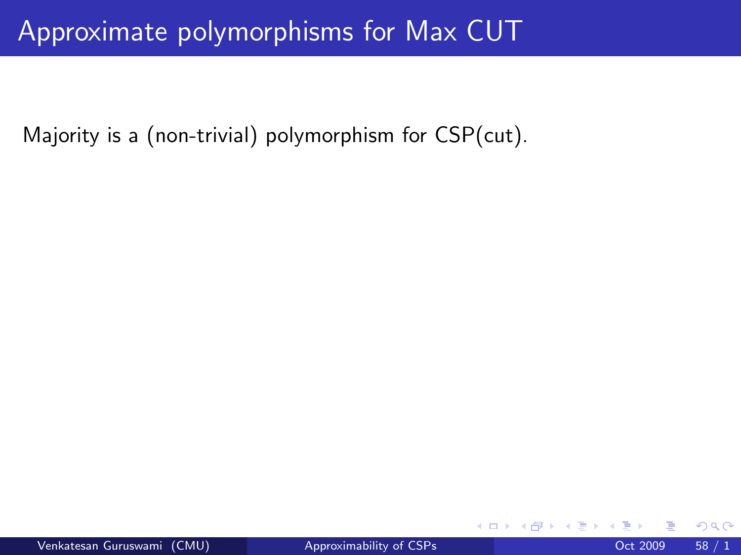# Approximate polymorphisms for Max CUT

Majority is a (non-trivial) polymorphism for CSP(cut).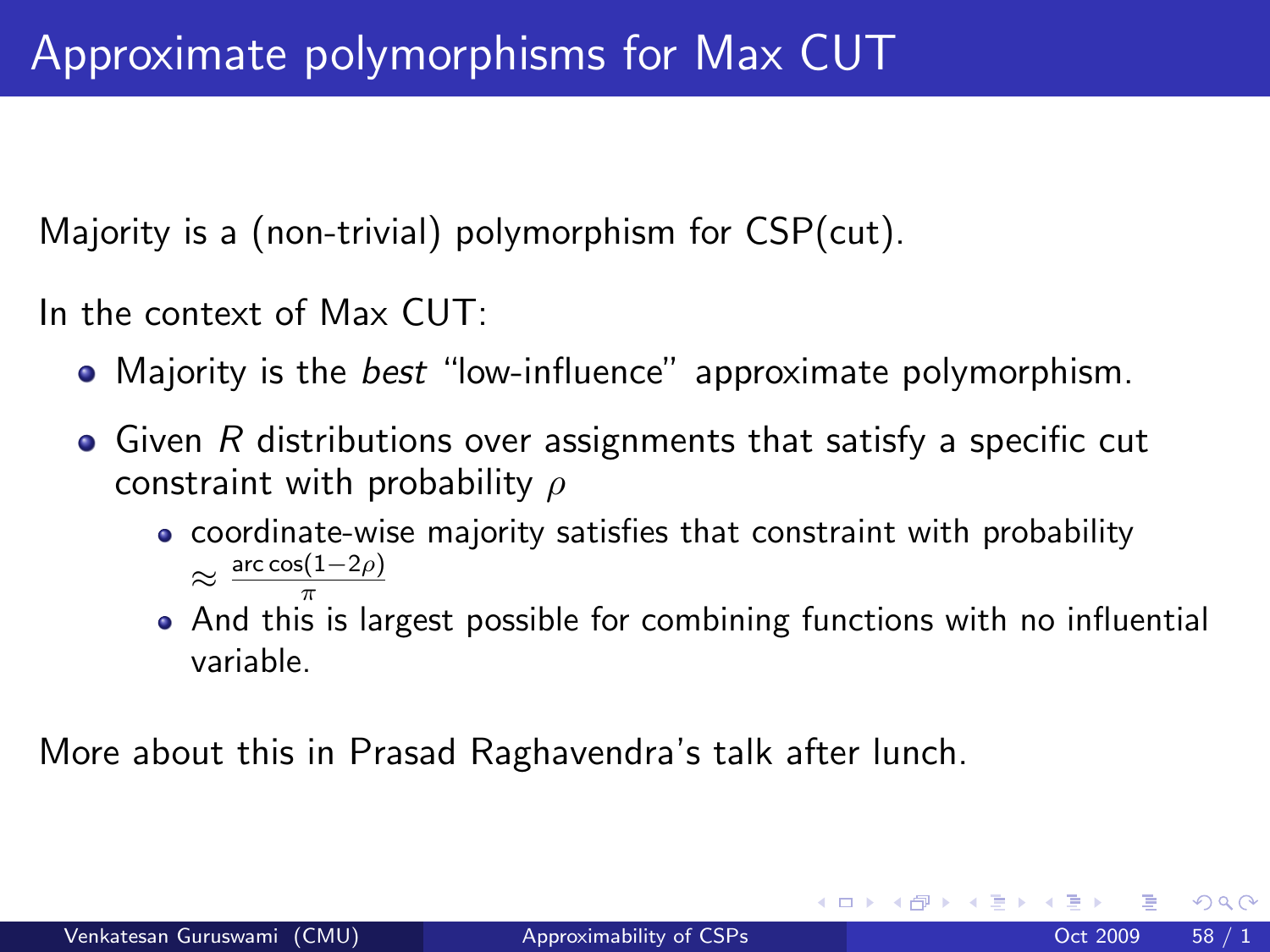# Approximate polymorphisms for Max CUT

Majority is a (non-trivial) polymorphism for CSP(cut).

In the context of Max CUT:

- Majority is the *best* "low-influence" approximate polymorphism.
- Given $R$ distributions over assignments that satisfy a specific cut constraint with probability $\rho$
  - coordinate-wise majority satisfies that constraint with probability $\approx \frac{\arccos(1-2\rho)}{\pi}$
  - And this is largest possible for combining functions with no influential variable.

More about this in Prasad Raghavendra's talk after lunch.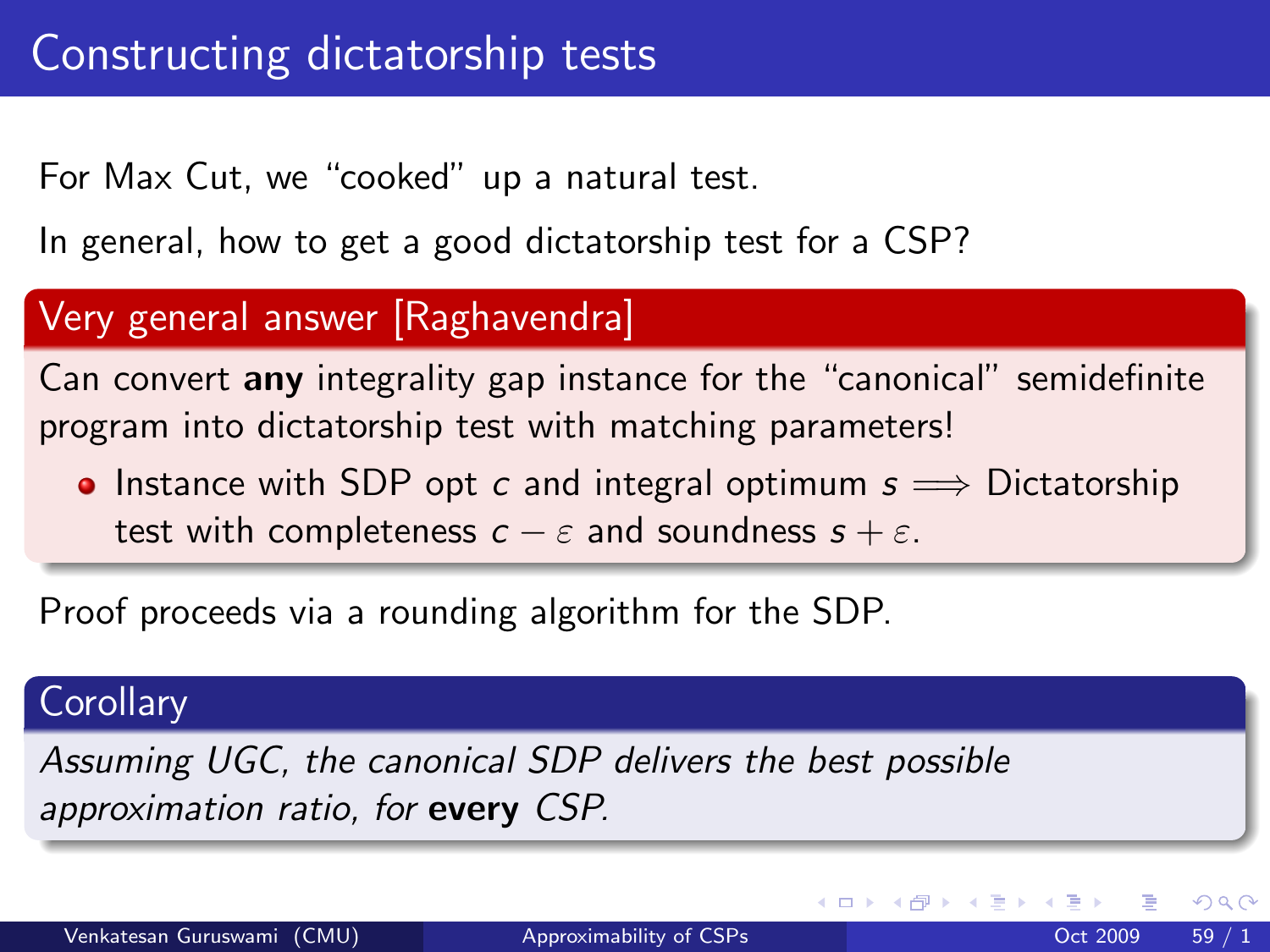# Constructing dictatorship tests

For Max Cut, we "cooked" up a natural test.

In general, how to get a good dictatorship test for a CSP?

## Very general answer [Raghavendra]

Can convert **any** integrality gap instance for the "canonical" semidefinite program into dictatorship test with matching parameters!

- Instance with SDP opt $c$ and integral optimum $s \implies$ Dictatorship test with completeness $c - \varepsilon$ and soundness $s + \varepsilon$.

Proof proceeds via a rounding algorithm for the SDP.

## Corollary

*Assuming UGC, the canonical SDP delivers the best possible approximation ratio, for* **every** *CSP.*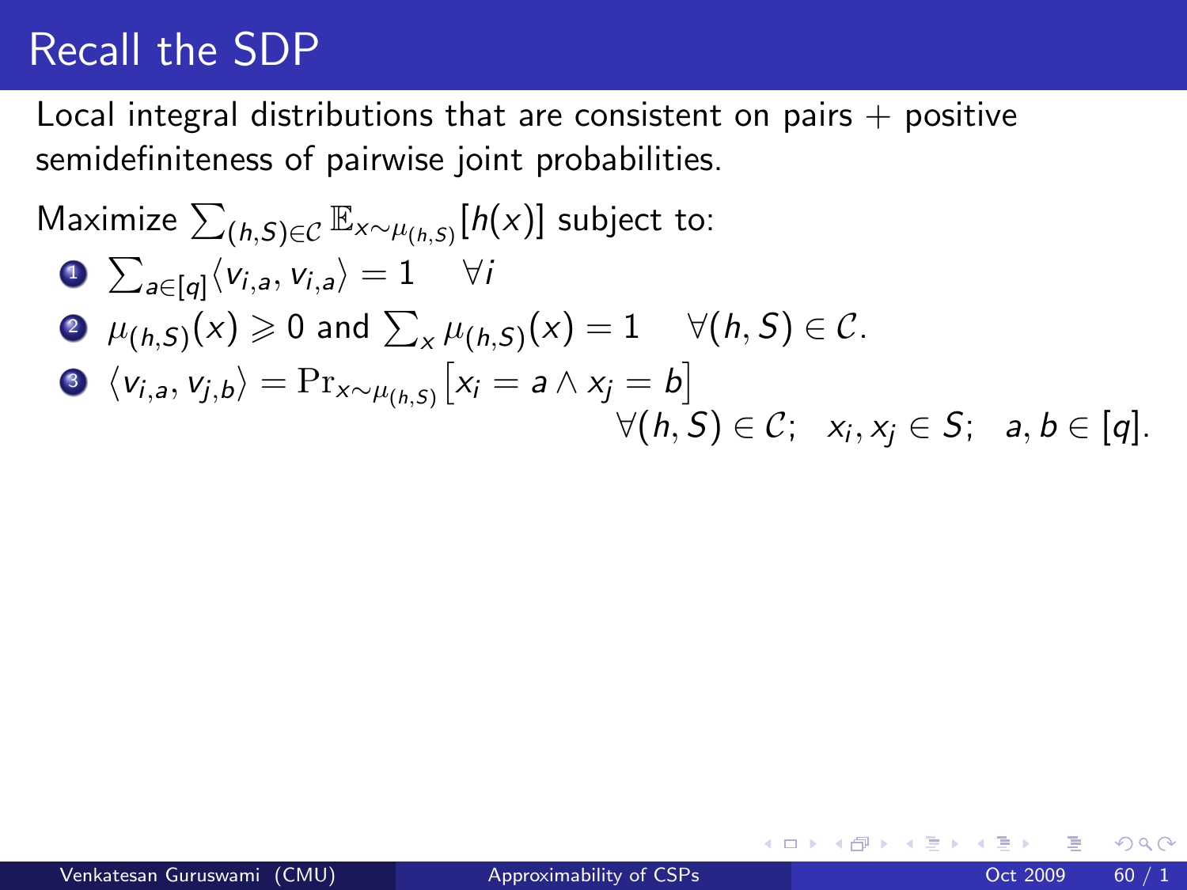# Recall the SDP

Local integral distributions that are consistent on pairs + positive semidefiniteness of pairwise joint probabilities.

Maximize $\sum_{(h,S)\in\mathcal{C}} \mathbb{E}_{x\sim\mu_{(h,S)}}[h(x)]$ subject to:

1. $\sum_{a\in[q]}\langle v_{i,a}, v_{i,a}\rangle = 1 \quad \forall i$
2. $\mu_{(h,S)}(x) \geqslant 0$ and $\sum_x \mu_{(h,S)}(x) = 1 \quad \forall (h,S)\in\mathcal{C}$.
3. $\langle v_{i,a}, v_{j,b}\rangle = \Pr_{x\sim\mu_{(h,S)}}\left[x_i = a \wedge x_j = b\right]$
   $\forall (h,S)\in\mathcal{C};\quad x_i, x_j \in S;\quad a,b\in[q]$.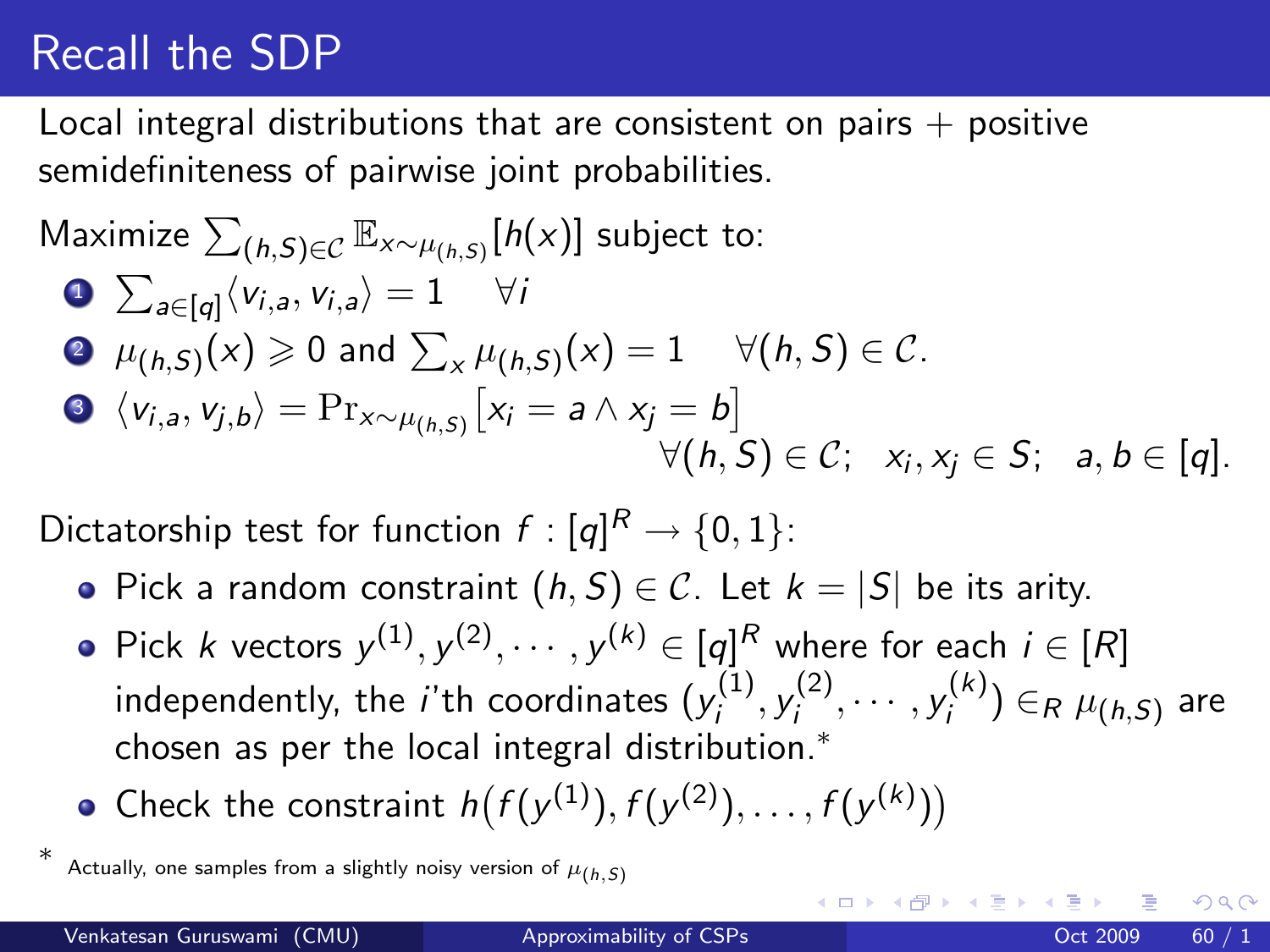# Recall the SDP

Local integral distributions that are consistent on pairs + positive semidefiniteness of pairwise joint probabilities.

Maximize $\sum_{(h,S)\in\mathcal{C}} \mathbb{E}_{x\sim\mu_{(h,S)}}[h(x)]$ subject to:

1. $\sum_{a\in[q]}\langle v_{i,a}, v_{i,a}\rangle = 1 \quad \forall i$
2. $\mu_{(h,S)}(x) \geqslant 0$ and $\sum_x \mu_{(h,S)}(x) = 1 \quad \forall (h,S)\in\mathcal{C}$.
3. $\langle v_{i,a}, v_{j,b}\rangle = \Pr_{x\sim\mu_{(h,S)}}\left[x_i = a \wedge x_j = b\right]$
   $\forall (h,S)\in\mathcal{C};\quad x_i, x_j \in S;\quad a,b\in[q]$.

Dictatorship test for function $f : [q]^R \to \{0,1\}$:

- Pick a random constraint $(h,S)\in\mathcal{C}$. Let $k = |S|$ be its arity.
- Pick $k$ vectors $y^{(1)}, y^{(2)}, \cdots, y^{(k)} \in [q]^R$ where for each $i\in[R]$ independently, the $i$'th coordinates $(y_i^{(1)}, y_i^{(2)}, \cdots, y_i^{(k)}) \in_R \mu_{(h,S)}$ are chosen as per the local integral distribution.*
- Check the constraint $h\big(f(y^{(1)}), f(y^{(2)}), \ldots, f(y^{(k)})\big)$

* Actually, one samples from a slightly noisy version of $\mu_{(h,S)}$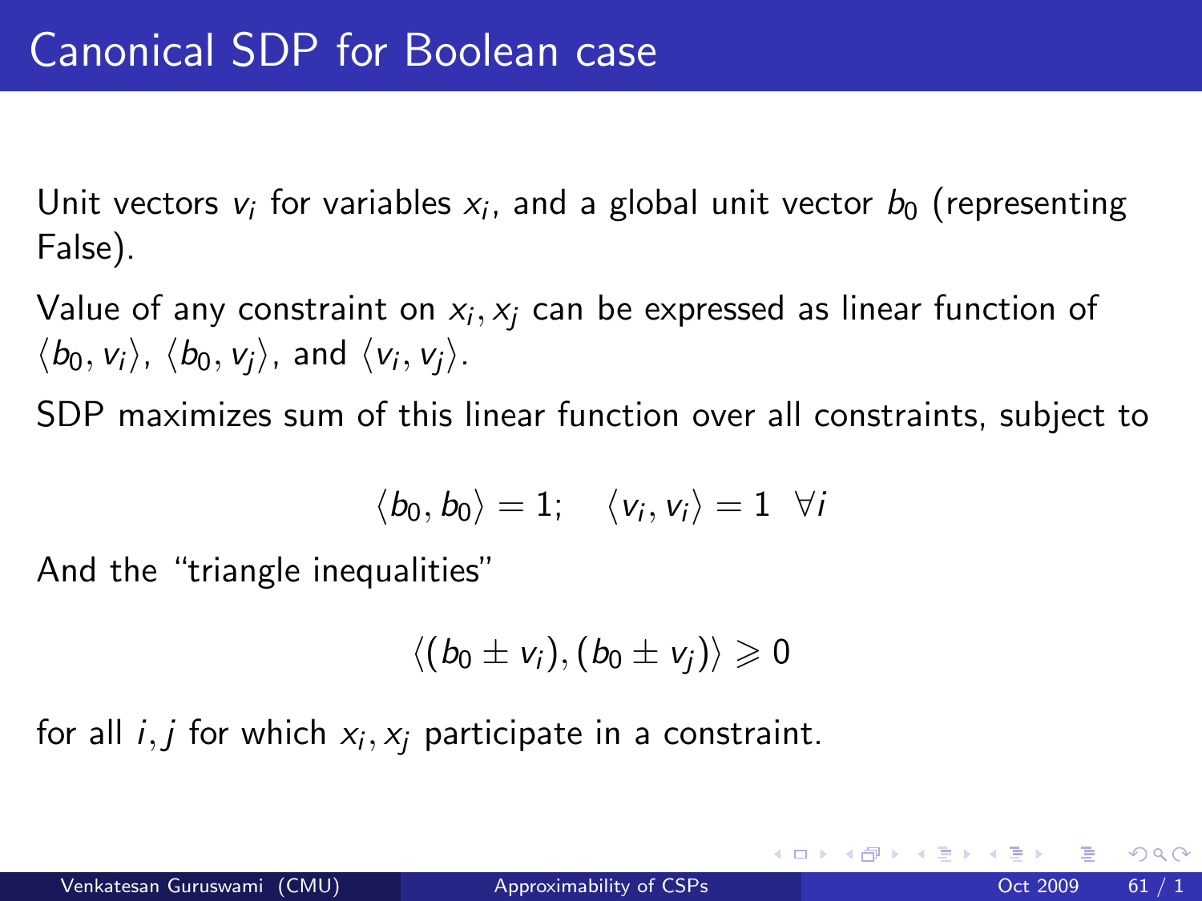# Canonical SDP for Boolean case

Unit vectors $v_i$ for variables $x_i$, and a global unit vector $b_0$ (representing False).

Value of any constraint on $x_i, x_j$ can be expressed as linear function of $\langle b_0, v_i \rangle$, $\langle b_0, v_j \rangle$, and $\langle v_i, v_j \rangle$.

SDP maximizes sum of this linear function over all constraints, subject to

$$\langle b_0, b_0 \rangle = 1; \quad \langle v_i, v_i \rangle = 1 \ \ \forall i$$

And the "triangle inequalities"

$$\langle (b_0 \pm v_i), (b_0 \pm v_j) \rangle \geqslant 0$$

for all $i, j$ for which $x_i, x_j$ participate in a constraint.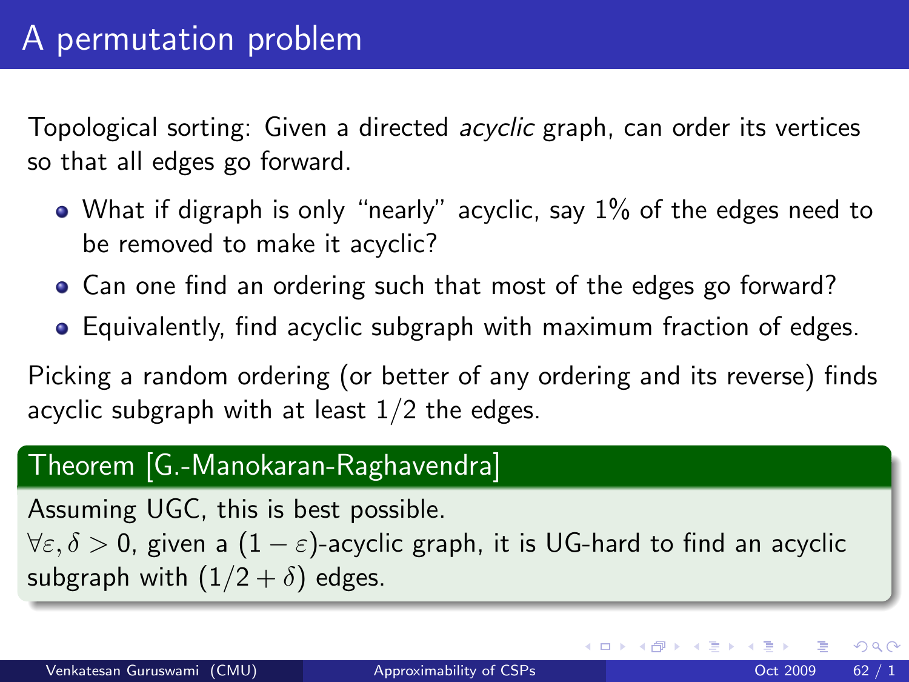# A permutation problem

Topological sorting: Given a directed *acyclic* graph, can order its vertices so that all edges go forward.

- What if digraph is only "nearly" acyclic, say 1% of the edges need to be removed to make it acyclic?
- Can one find an ordering such that most of the edges go forward?
- Equivalently, find acyclic subgraph with maximum fraction of edges.

Picking a random ordering (or better of any ordering and its reverse) finds acyclic subgraph with at least 1/2 the edges.

**Theorem [G.-Manokaran-Raghavendra]**

Assuming UGC, this is best possible.
$\forall \varepsilon, \delta > 0$, given a $(1-\varepsilon)$-acyclic graph, it is UG-hard to find an acyclic subgraph with $(1/2+\delta)$ edges.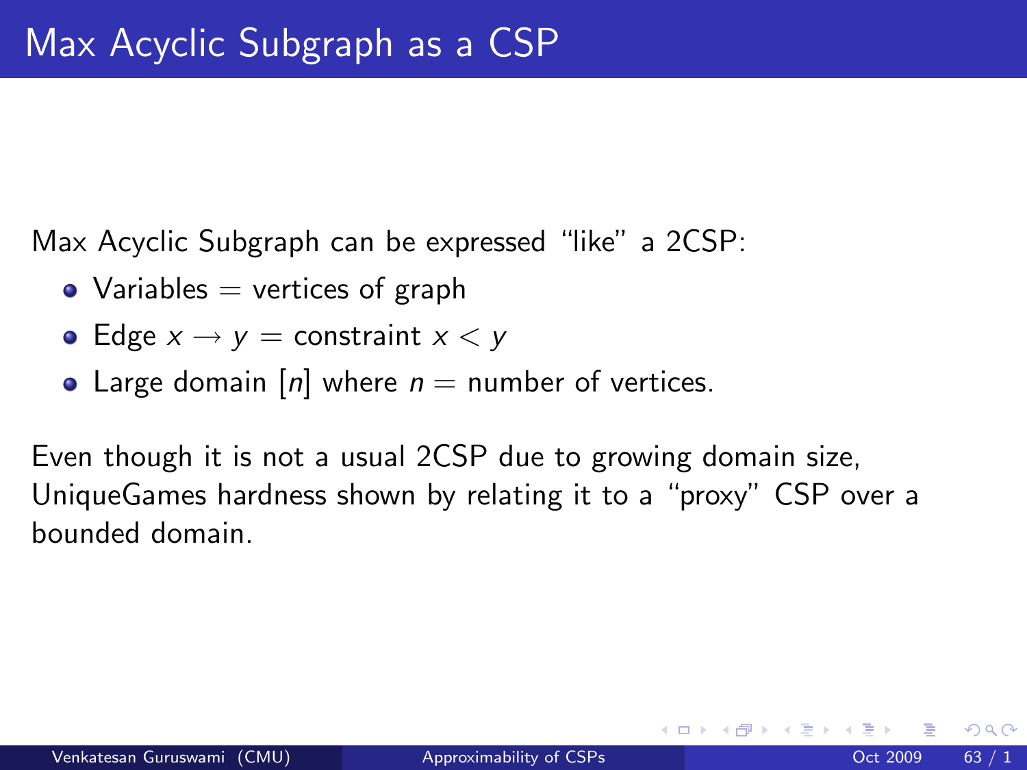# Max Acyclic Subgraph as a CSP

Max Acyclic Subgraph can be expressed "like" a 2CSP:

- Variables = vertices of graph
- Edge $x \to y$ = constraint $x < y$
- Large domain $[n]$ where $n$ = number of vertices.

Even though it is not a usual 2CSP due to growing domain size, UniqueGames hardness shown by relating it to a "proxy" CSP over a bounded domain.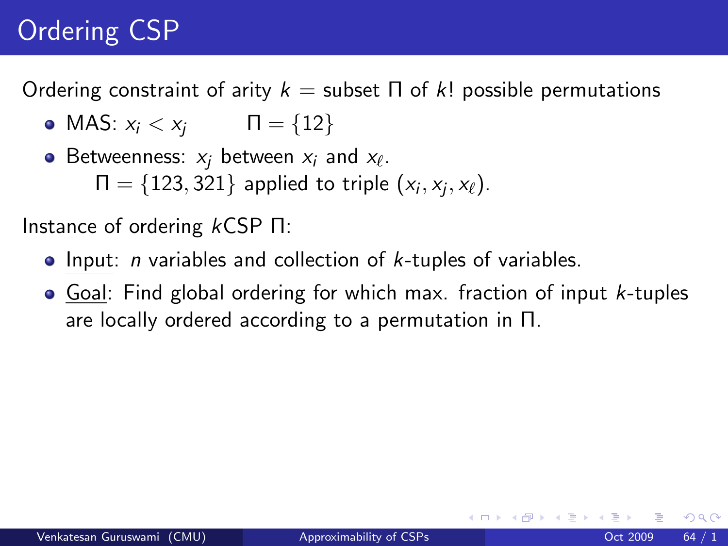# Ordering CSP

Ordering constraint of arity $k$ = subset $\Pi$ of $k!$ possible permutations

- MAS: $x_i < x_j$ $\qquad \Pi = \{12\}$
- Betweenness: $x_j$ between $x_i$ and $x_\ell$.
  $\Pi = \{123, 321\}$ applied to triple $(x_i, x_j, x_\ell)$.

Instance of ordering $k$CSP $\Pi$:

- Input: $n$ variables and collection of $k$-tuples of variables.
- Goal: Find global ordering for which max. fraction of input $k$-tuples are locally ordered according to a permutation in $\Pi$.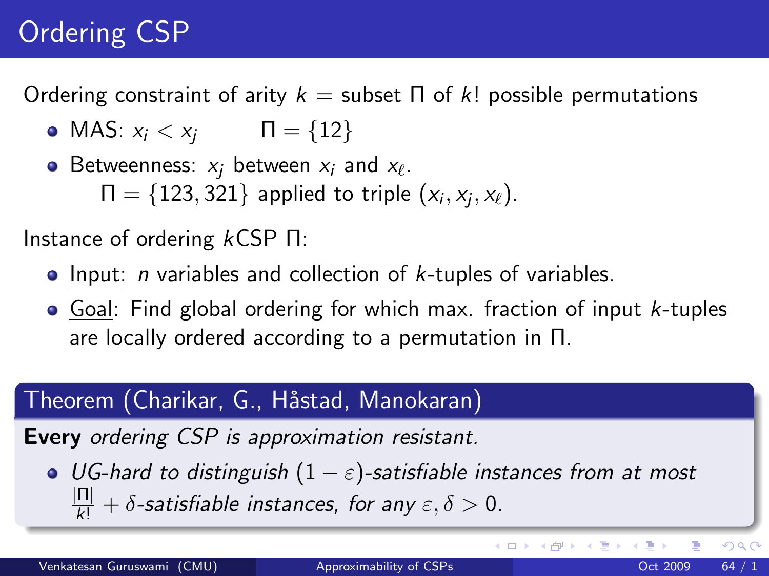# Ordering CSP

Ordering constraint of arity $k$ = subset $\Pi$ of $k!$ possible permutations

- MAS: $x_i < x_j$ $\quad\quad \Pi = \{12\}$
- Betweenness: $x_j$ between $x_i$ and $x_\ell$.
  $\Pi = \{123, 321\}$ applied to triple $(x_i, x_j, x_\ell)$.

Instance of ordering $k$CSP $\Pi$:

- Input: $n$ variables and collection of $k$-tuples of variables.
- Goal: Find global ordering for which max. fraction of input $k$-tuples are locally ordered according to a permutation in $\Pi$.

**Theorem (Charikar, G., Håstad, Manokaran)**

**Every** *ordering CSP is approximation resistant.*

- *UG-hard to distinguish* $(1-\varepsilon)$*-satisfiable instances from at most* $\frac{|\Pi|}{k!} + \delta$*-satisfiable instances, for any* $\varepsilon, \delta > 0$.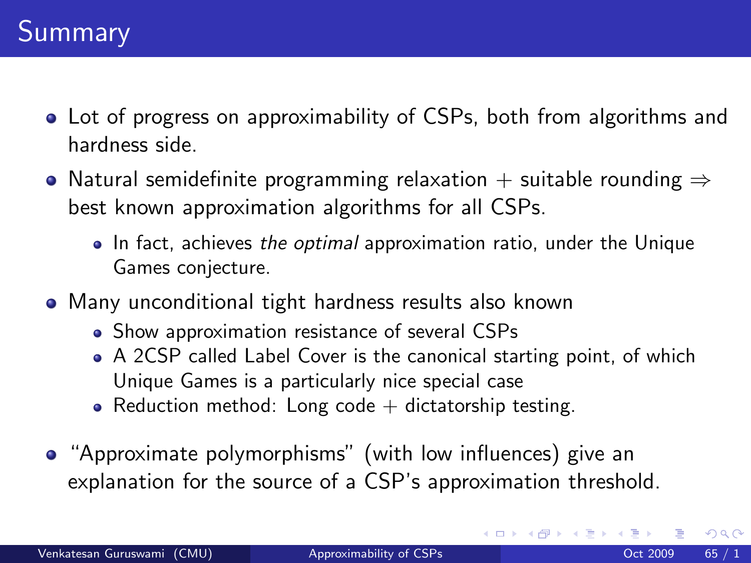# Summary

- Lot of progress on approximability of CSPs, both from algorithms and hardness side.
- Natural semidefinite programming relaxation + suitable rounding $\Rightarrow$ best known approximation algorithms for all CSPs.
  - In fact, achieves *the optimal* approximation ratio, under the Unique Games conjecture.
- Many unconditional tight hardness results also known
  - Show approximation resistance of several CSPs
  - A 2CSP called Label Cover is the canonical starting point, of which Unique Games is a particularly nice special case
  - Reduction method: Long code + dictatorship testing.
- "Approximate polymorphisms" (with low influences) give an explanation for the source of a CSP's approximation threshold.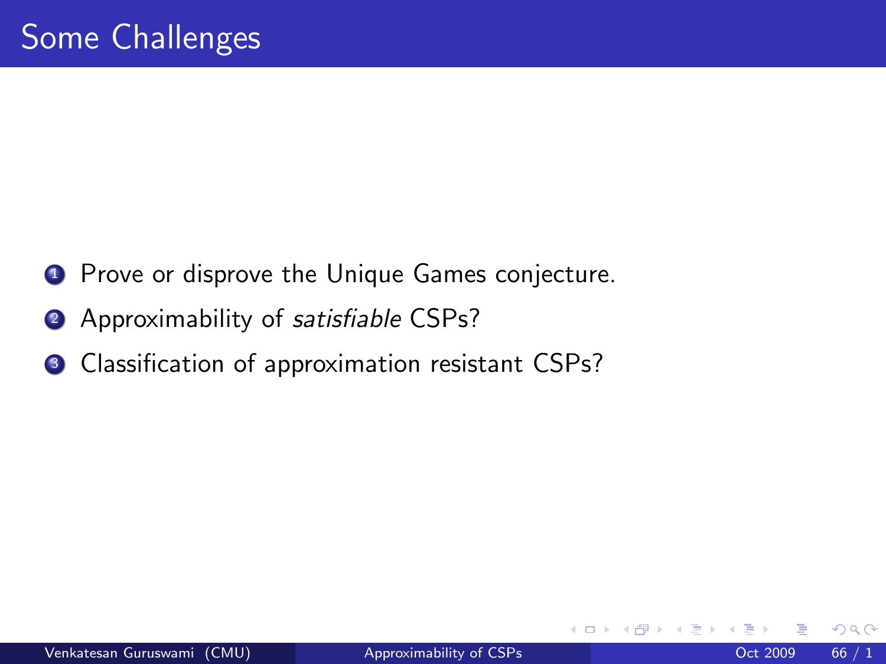# Some Challenges

1. Prove or disprove the Unique Games conjecture.
2. Approximability of *satisfiable* CSPs?
3. Classification of approximation resistant CSPs?